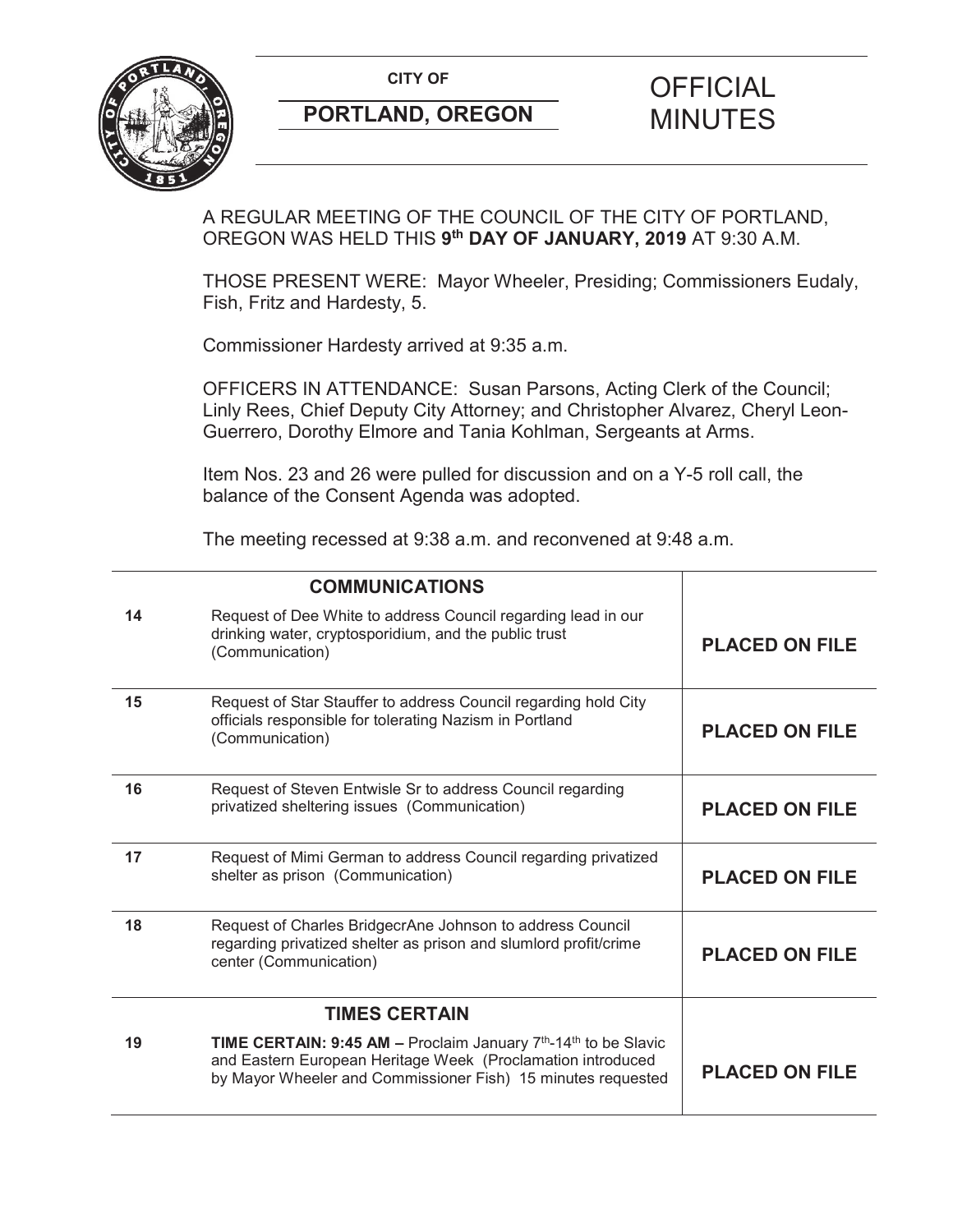**CITY OF**

**PORTLAND, OREGON**

# OFFICIAL MINUTES

A REGULAR MEETING OF THE COUNCIL OF THE CITY OF PORTLAND, OREGON WAS HELD THIS **9th DAY OF JANUARY, 2019** AT 9:30 A.M.

THOSE PRESENT WERE: Mayor Wheeler, Presiding; Commissioners Eudaly, Fish, Fritz and Hardesty, 5.

Commissioner Hardesty arrived at 9:35 a.m.

OFFICERS IN ATTENDANCE: Susan Parsons, Acting Clerk of the Council; Linly Rees, Chief Deputy City Attorney; and Christopher Alvarez, Cheryl Leon-Guerrero, Dorothy Elmore and Tania Kohlman, Sergeants at Arms.

Item Nos. 23 and 26 were pulled for discussion and on a Y-5 roll call, the balance of the Consent Agenda was adopted.

The meeting recessed at 9:38 a.m. and reconvened at 9:48 a.m.

| | **COMMUNICATIONS** | |
|---|---|---|
| **14** | Request of Dee White to address Council regarding lead in our drinking water, cryptosporidium, and the public trust (Communication) | **PLACED ON FILE** |
| **15** | Request of Star Stauffer to address Council regarding hold City officials responsible for tolerating Nazism in Portland (Communication) | **PLACED ON FILE** |
| **16** | Request of Steven Entwisle Sr to address Council regarding privatized sheltering issues (Communication) | **PLACED ON FILE** |
| **17** | Request of Mimi German to address Council regarding privatized shelter as prison (Communication) | **PLACED ON FILE** |
| **18** | Request of Charles BridgecrAne Johnson to address Council regarding privatized shelter as prison and slumlord profit/crime center (Communication) | **PLACED ON FILE** |
| | **TIMES CERTAIN** | |
| **19** | **TIME CERTAIN: 9:45 AM –** Proclaim January 7th-14th to be Slavic and Eastern European Heritage Week (Proclamation introduced by Mayor Wheeler and Commissioner Fish) 15 minutes requested | **PLACED ON FILE** |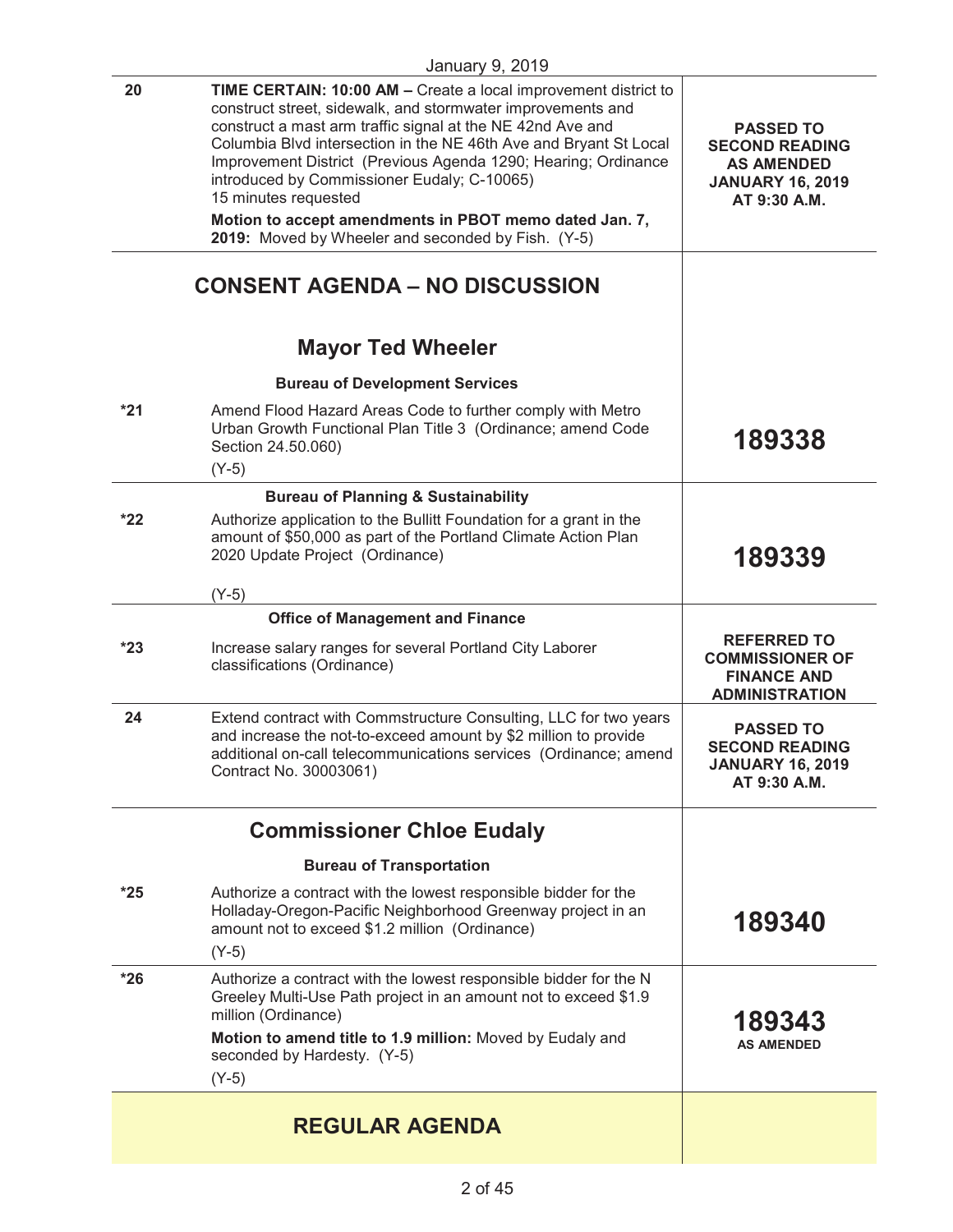January 9, 2019

| | | |
|---|---|---|
| 20 | **TIME CERTAIN: 10:00 AM –** Create a local improvement district to construct street, sidewalk, and stormwater improvements and construct a mast arm traffic signal at the NE 42nd Ave and Columbia Blvd intersection in the NE 46th Ave and Bryant St Local Improvement District (Previous Agenda 1290; Hearing; Ordinance introduced by Commissioner Eudaly; C-10065) 15 minutes requested<br>**Motion to accept amendments in PBOT memo dated Jan. 7, 2019:** Moved by Wheeler and seconded by Fish. (Y-5) | **PASSED TO SECOND READING AS AMENDED JANUARY 16, 2019 AT 9:30 A.M.** |

## CONSENT AGENDA – NO DISCUSSION

### Mayor Ted Wheeler

**Bureau of Development Services**

| | | |
|---|---|---|
| *21 | Amend Flood Hazard Areas Code to further comply with Metro Urban Growth Functional Plan Title 3 (Ordinance; amend Code Section 24.50.060)<br>(Y-5) | **189338** |

**Bureau of Planning & Sustainability**

| | | |
|---|---|---|
| *22 | Authorize application to the Bullitt Foundation for a grant in the amount of $50,000 as part of the Portland Climate Action Plan 2020 Update Project (Ordinance)<br>(Y-5) | **189339** |

**Office of Management and Finance**

| | | |
|---|---|---|
| *23 | Increase salary ranges for several Portland City Laborer classifications (Ordinance) | **REFERRED TO COMMISSIONER OF FINANCE AND ADMINISTRATION** |
| 24 | Extend contract with Commstructure Consulting, LLC for two years and increase the not-to-exceed amount by $2 million to provide additional on-call telecommunications services (Ordinance; amend Contract No. 30003061) | **PASSED TO SECOND READING JANUARY 16, 2019 AT 9:30 A.M.** |

### Commissioner Chloe Eudaly

**Bureau of Transportation**

| | | |
|---|---|---|
| *25 | Authorize a contract with the lowest responsible bidder for the Holladay-Oregon-Pacific Neighborhood Greenway project in an amount not to exceed $1.2 million (Ordinance)<br>(Y-5) | **189340** |
| *26 | Authorize a contract with the lowest responsible bidder for the N Greeley Multi-Use Path project in an amount not to exceed $1.9 million (Ordinance)<br>**Motion to amend title to 1.9 million:** Moved by Eudaly and seconded by Hardesty. (Y-5)<br>(Y-5) | **189343 AS AMENDED** |

## REGULAR AGENDA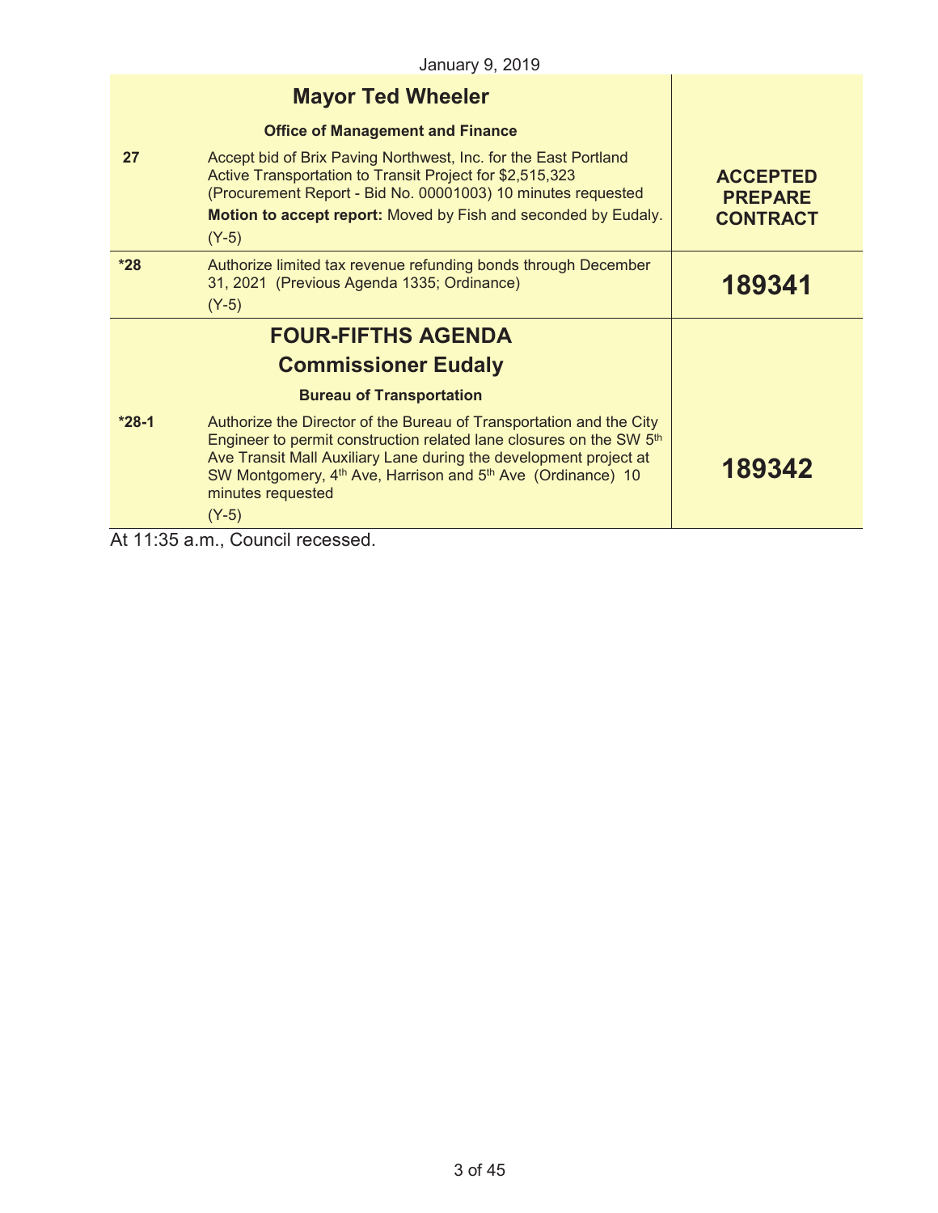January 9, 2019

| | **Mayor Ted Wheeler** | |
|---|---|---|
| | **Office of Management and Finance** | |
| **27** | Accept bid of Brix Paving Northwest, Inc. for the East Portland Active Transportation to Transit Project for $2,515,323 (Procurement Report - Bid No. 00001003) 10 minutes requested<br>**Motion to accept report:** Moved by Fish and seconded by Eudaly.<br>(Y-5) | **ACCEPTED PREPARE CONTRACT** |
| ***28** | Authorize limited tax revenue refunding bonds through December 31, 2021 (Previous Agenda 1335; Ordinance)<br>(Y-5) | **189341** |
| | **FOUR-FIFTHS AGENDA** | |
| | **Commissioner Eudaly** | |
| | **Bureau of Transportation** | |
| ***28-1** | Authorize the Director of the Bureau of Transportation and the City Engineer to permit construction related lane closures on the SW 5th Ave Transit Mall Auxiliary Lane during the development project at SW Montgomery, 4th Ave, Harrison and 5th Ave (Ordinance) 10 minutes requested<br>(Y-5) | **189342** |

At 11:35 a.m., Council recessed.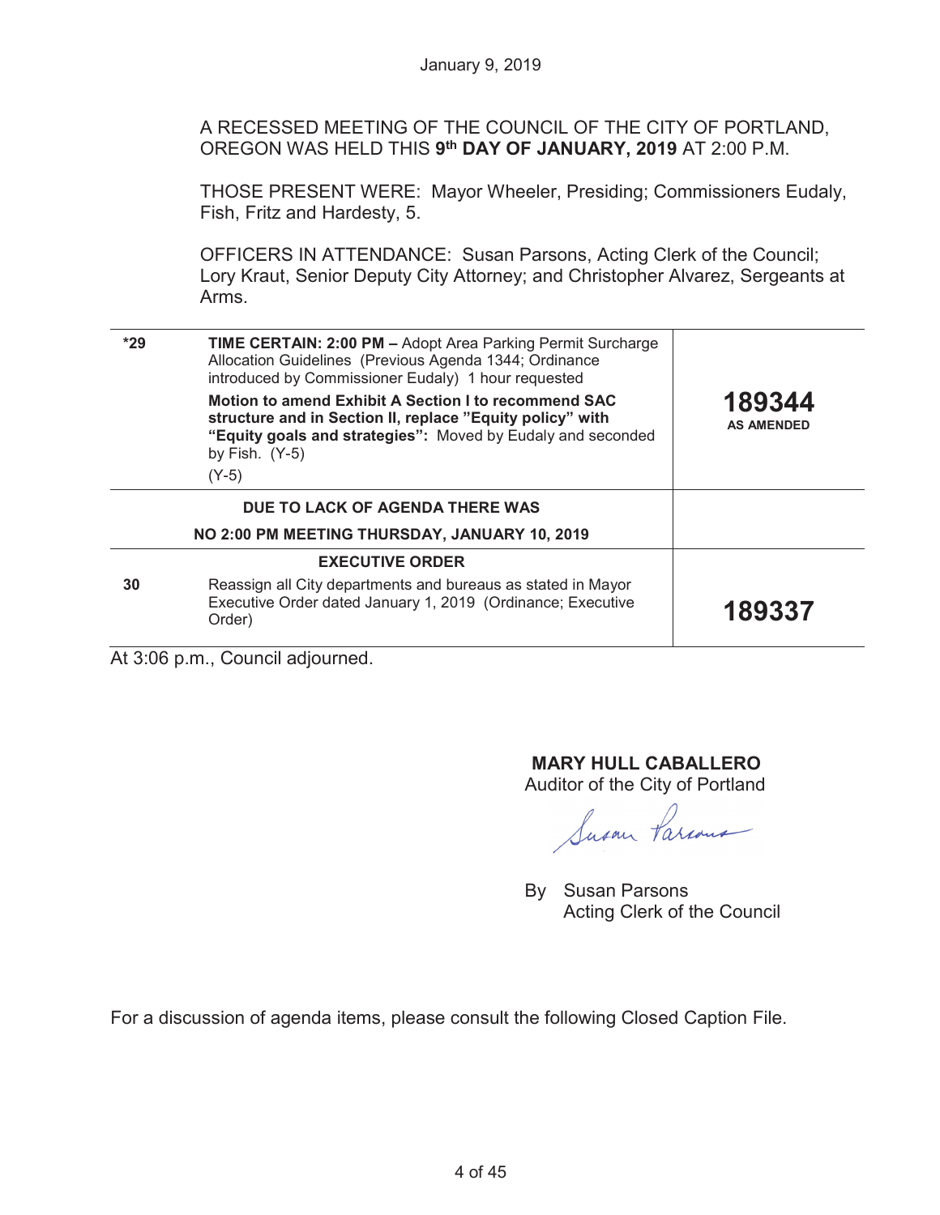January 9, 2019

A RECESSED MEETING OF THE COUNCIL OF THE CITY OF PORTLAND, OREGON WAS HELD THIS **9th DAY OF JANUARY, 2019** AT 2:00 P.M.

THOSE PRESENT WERE: Mayor Wheeler, Presiding; Commissioners Eudaly, Fish, Fritz and Hardesty, 5.

OFFICERS IN ATTENDANCE: Susan Parsons, Acting Clerk of the Council; Lory Kraut, Senior Deputy City Attorney; and Christopher Alvarez, Sergeants at Arms.

| | | |
|---|---|---|
| *29 | **TIME CERTAIN: 2:00 PM –** Adopt Area Parking Permit Surcharge Allocation Guidelines (Previous Agenda 1344; Ordinance introduced by Commissioner Eudaly) 1 hour requested<br>**Motion to amend Exhibit A Section I to recommend SAC structure and in Section II, replace "Equity policy" with "Equity goals and strategies":** Moved by Eudaly and seconded by Fish. (Y-5)<br>(Y-5) | **189344**<br>**AS AMENDED** |
| | **DUE TO LACK OF AGENDA THERE WAS**<br>**NO 2:00 PM MEETING THURSDAY, JANUARY 10, 2019** | |
| | **EXECUTIVE ORDER** | |
| 30 | Reassign all City departments and bureaus as stated in Mayor Executive Order dated January 1, 2019 (Ordinance; Executive Order) | **189337** |

At 3:06 p.m., Council adjourned.

**MARY HULL CABALLERO**
Auditor of the City of Portland

By Susan Parsons
Acting Clerk of the Council

For a discussion of agenda items, please consult the following Closed Caption File.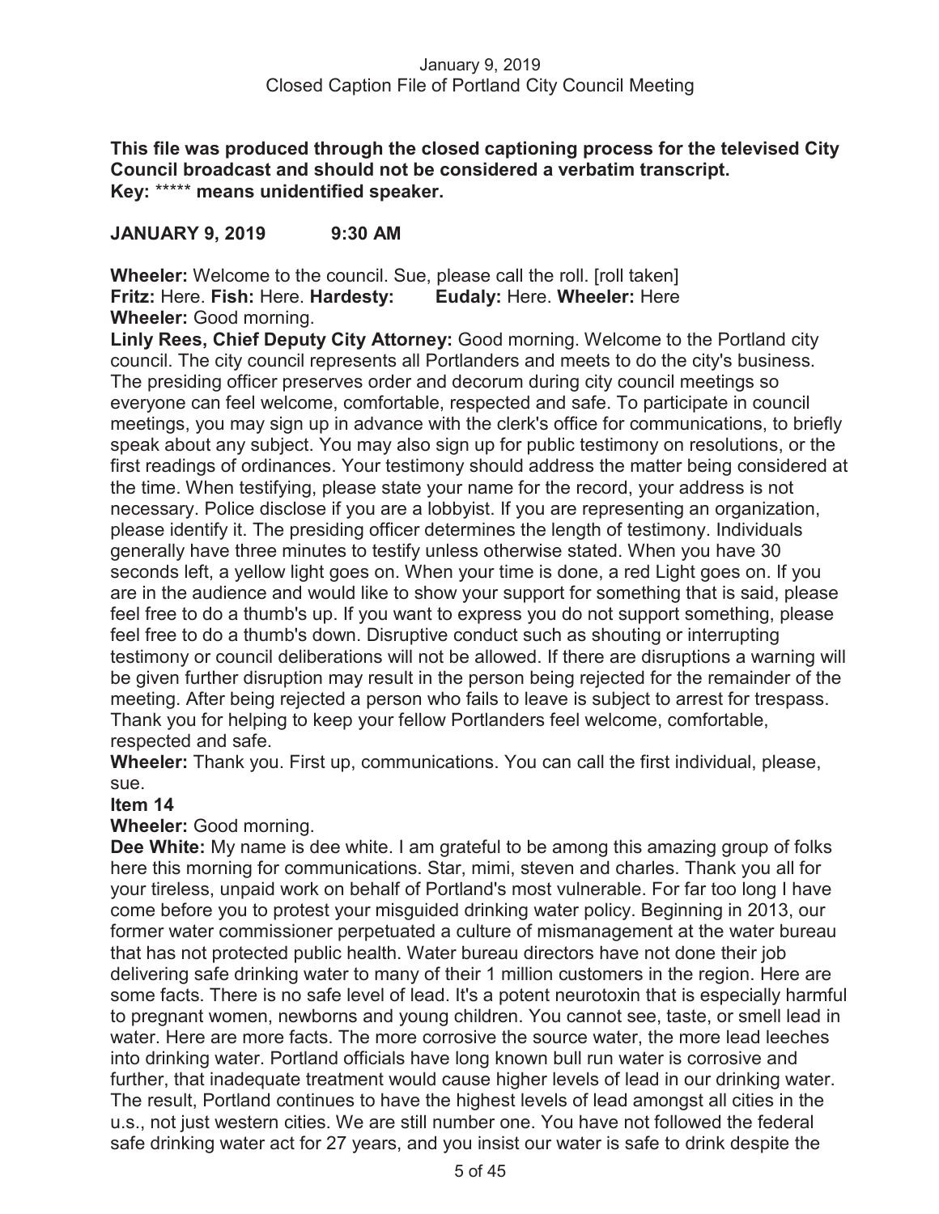**This file was produced through the closed captioning process for the televised City Council broadcast and should not be considered a verbatim transcript.**
**Key:** ***** **means unidentified speaker.**

**JANUARY 9, 2019 9:30 AM**

**Wheeler:** Welcome to the council. Sue, please call the roll. [roll taken]
**Fritz:** Here. **Fish:** Here. **Hardesty:** **Eudaly:** Here. **Wheeler:** Here
**Wheeler:** Good morning.
**Linly Rees, Chief Deputy City Attorney:** Good morning. Welcome to the Portland city council. The city council represents all Portlanders and meets to do the city's business. The presiding officer preserves order and decorum during city council meetings so everyone can feel welcome, comfortable, respected and safe. To participate in council meetings, you may sign up in advance with the clerk's office for communications, to briefly speak about any subject. You may also sign up for public testimony on resolutions, or the first readings of ordinances. Your testimony should address the matter being considered at the time. When testifying, please state your name for the record, your address is not necessary. Police disclose if you are a lobbyist. If you are representing an organization, please identify it. The presiding officer determines the length of testimony. Individuals generally have three minutes to testify unless otherwise stated. When you have 30 seconds left, a yellow light goes on. When your time is done, a red Light goes on. If you are in the audience and would like to show your support for something that is said, please feel free to do a thumb's up. If you want to express you do not support something, please feel free to do a thumb's down. Disruptive conduct such as shouting or interrupting testimony or council deliberations will not be allowed. If there are disruptions a warning will be given further disruption may result in the person being rejected for the remainder of the meeting. After being rejected a person who fails to leave is subject to arrest for trespass. Thank you for helping to keep your fellow Portlanders feel welcome, comfortable, respected and safe.
**Wheeler:** Thank you. First up, communications. You can call the first individual, please, sue.
**Item 14**
**Wheeler:** Good morning.
**Dee White:** My name is dee white. I am grateful to be among this amazing group of folks here this morning for communications. Star, mimi, steven and charles. Thank you all for your tireless, unpaid work on behalf of Portland's most vulnerable. For far too long I have come before you to protest your misguided drinking water policy. Beginning in 2013, our former water commissioner perpetuated a culture of mismanagement at the water bureau that has not protected public health. Water bureau directors have not done their job delivering safe drinking water to many of their 1 million customers in the region. Here are some facts. There is no safe level of lead. It's a potent neurotoxin that is especially harmful to pregnant women, newborns and young children. You cannot see, taste, or smell lead in water. Here are more facts. The more corrosive the source water, the more lead leeches into drinking water. Portland officials have long known bull run water is corrosive and further, that inadequate treatment would cause higher levels of lead in our drinking water. The result, Portland continues to have the highest levels of lead amongst all cities in the u.s., not just western cities. We are still number one. You have not followed the federal safe drinking water act for 27 years, and you insist our water is safe to drink despite the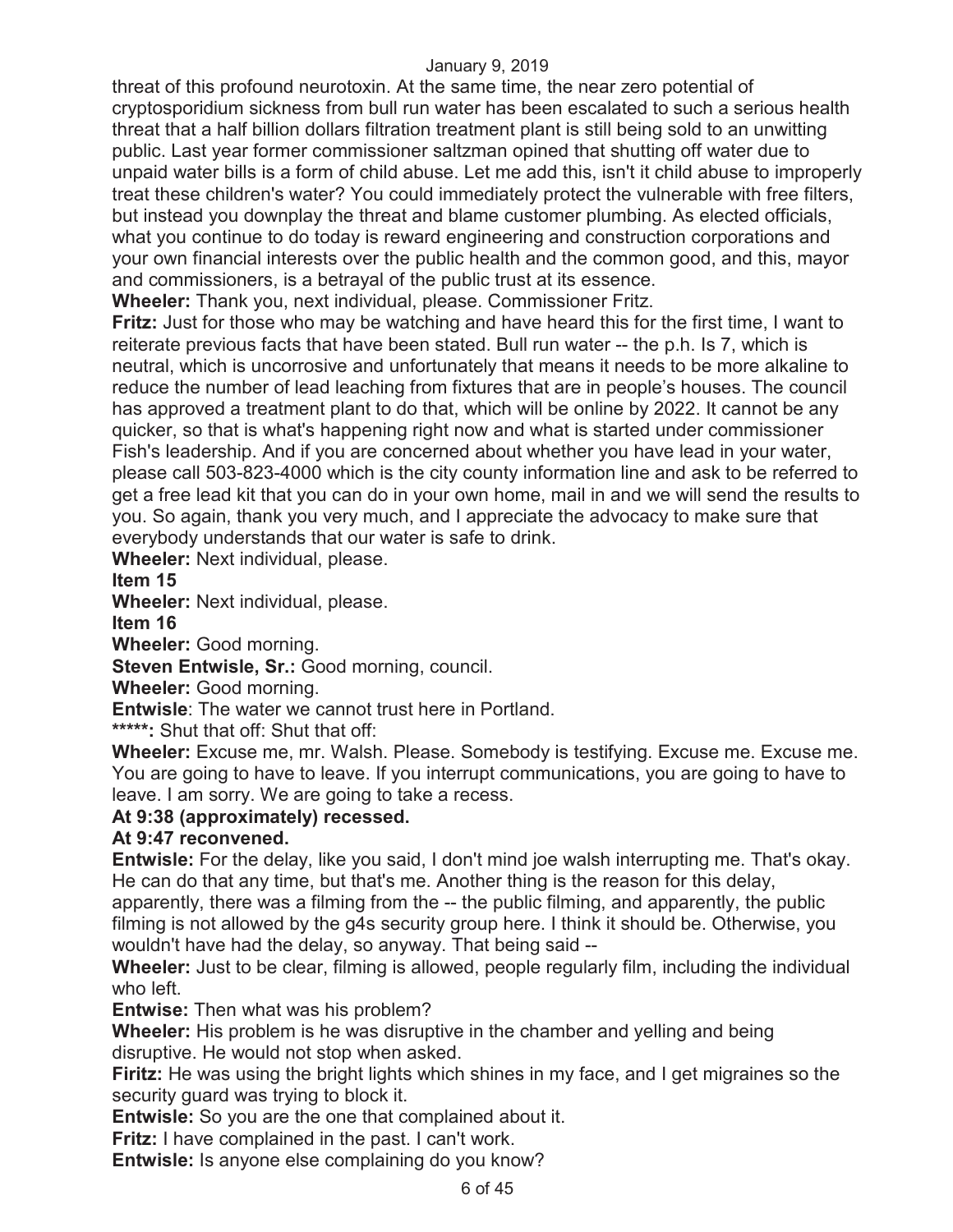threat of this profound neurotoxin. At the same time, the near zero potential of cryptosporidium sickness from bull run water has been escalated to such a serious health threat that a half billion dollars filtration treatment plant is still being sold to an unwitting public. Last year former commissioner saltzman opined that shutting off water due to unpaid water bills is a form of child abuse. Let me add this, isn't it child abuse to improperly treat these children's water? You could immediately protect the vulnerable with free filters, but instead you downplay the threat and blame customer plumbing. As elected officials, what you continue to do today is reward engineering and construction corporations and your own financial interests over the public health and the common good, and this, mayor and commissioners, is a betrayal of the public trust at its essence.

**Wheeler:** Thank you, next individual, please. Commissioner Fritz.

**Fritz:** Just for those who may be watching and have heard this for the first time, I want to reiterate previous facts that have been stated. Bull run water -- the p.h. Is 7, which is neutral, which is uncorrosive and unfortunately that means it needs to be more alkaline to reduce the number of lead leaching from fixtures that are in people's houses. The council has approved a treatment plant to do that, which will be online by 2022. It cannot be any quicker, so that is what's happening right now and what is started under commissioner Fish's leadership. And if you are concerned about whether you have lead in your water, please call 503-823-4000 which is the city county information line and ask to be referred to get a free lead kit that you can do in your own home, mail in and we will send the results to you. So again, thank you very much, and I appreciate the advocacy to make sure that everybody understands that our water is safe to drink.

**Wheeler:** Next individual, please.

**Item 15**

**Wheeler:** Next individual, please.

**Item 16**

**Wheeler:** Good morning.

**Steven Entwisle, Sr.:** Good morning, council.

**Wheeler:** Good morning.

**Entwisle**: The water we cannot trust here in Portland.

**\*\*\*\*\*:** Shut that off: Shut that off:

**Wheeler:** Excuse me, mr. Walsh. Please. Somebody is testifying. Excuse me. Excuse me. You are going to have to leave. If you interrupt communications, you are going to have to leave. I am sorry. We are going to take a recess.

**At 9:38 (approximately) recessed.**

**At 9:47 reconvened.**

**Entwisle:** For the delay, like you said, I don't mind joe walsh interrupting me. That's okay. He can do that any time, but that's me. Another thing is the reason for this delay, apparently, there was a filming from the -- the public filming, and apparently, the public filming is not allowed by the g4s security group here. I think it should be. Otherwise, you wouldn't have had the delay, so anyway. That being said --

**Wheeler:** Just to be clear, filming is allowed, people regularly film, including the individual who left.

**Entwise:** Then what was his problem?

**Wheeler:** His problem is he was disruptive in the chamber and yelling and being disruptive. He would not stop when asked.

**Firitz:** He was using the bright lights which shines in my face, and I get migraines so the security guard was trying to block it.

**Entwisle:** So you are the one that complained about it.

**Fritz:** I have complained in the past. I can't work.

**Entwisle:** Is anyone else complaining do you know?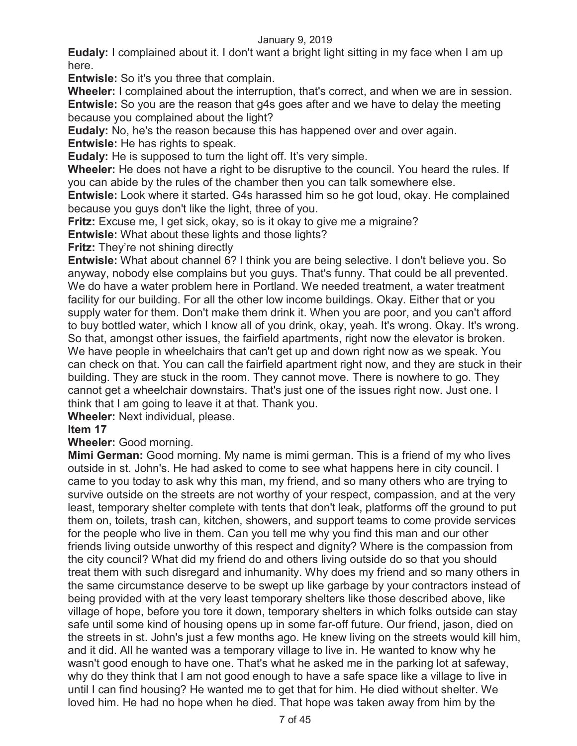**Eudaly:** I complained about it. I don't want a bright light sitting in my face when I am up here.

**Entwisle:** So it's you three that complain.

**Wheeler:** I complained about the interruption, that's correct, and when we are in session.

**Entwisle:** So you are the reason that g4s goes after and we have to delay the meeting because you complained about the light?

**Eudaly:** No, he's the reason because this has happened over and over again.

**Entwisle:** He has rights to speak.

**Eudaly:** He is supposed to turn the light off. It's very simple.

**Wheeler:** He does not have a right to be disruptive to the council. You heard the rules. If you can abide by the rules of the chamber then you can talk somewhere else.

**Entwisle:** Look where it started. G4s harassed him so he got loud, okay. He complained because you guys don't like the light, three of you.

**Fritz:** Excuse me, I get sick, okay, so is it okay to give me a migraine?

**Entwisle:** What about these lights and those lights?

**Fritz:** They're not shining directly

**Entwisle:** What about channel 6? I think you are being selective. I don't believe you. So anyway, nobody else complains but you guys. That's funny. That could be all prevented. We do have a water problem here in Portland. We needed treatment, a water treatment facility for our building. For all the other low income buildings. Okay. Either that or you supply water for them. Don't make them drink it. When you are poor, and you can't afford to buy bottled water, which I know all of you drink, okay, yeah. It's wrong. Okay. It's wrong. So that, amongst other issues, the fairfield apartments, right now the elevator is broken. We have people in wheelchairs that can't get up and down right now as we speak. You can check on that. You can call the fairfield apartment right now, and they are stuck in their building. They are stuck in the room. They cannot move. There is nowhere to go. They cannot get a wheelchair downstairs. That's just one of the issues right now. Just one. I think that I am going to leave it at that. Thank you.

**Wheeler:** Next individual, please.

**Item 17**

**Wheeler:** Good morning.

**Mimi German:** Good morning. My name is mimi german. This is a friend of my who lives outside in st. John's. He had asked to come to see what happens here in city council. I came to you today to ask why this man, my friend, and so many others who are trying to survive outside on the streets are not worthy of your respect, compassion, and at the very least, temporary shelter complete with tents that don't leak, platforms off the ground to put them on, toilets, trash can, kitchen, showers, and support teams to come provide services for the people who live in them. Can you tell me why you find this man and our other friends living outside unworthy of this respect and dignity? Where is the compassion from the city council? What did my friend do and others living outside do so that you should treat them with such disregard and inhumanity. Why does my friend and so many others in the same circumstance deserve to be swept up like garbage by your contractors instead of being provided with at the very least temporary shelters like those described above, like village of hope, before you tore it down, temporary shelters in which folks outside can stay safe until some kind of housing opens up in some far-off future. Our friend, jason, died on the streets in st. John's just a few months ago. He knew living on the streets would kill him, and it did. All he wanted was a temporary village to live in. He wanted to know why he wasn't good enough to have one. That's what he asked me in the parking lot at safeway, why do they think that I am not good enough to have a safe space like a village to live in until I can find housing? He wanted me to get that for him. He died without shelter. We loved him. He had no hope when he died. That hope was taken away from him by the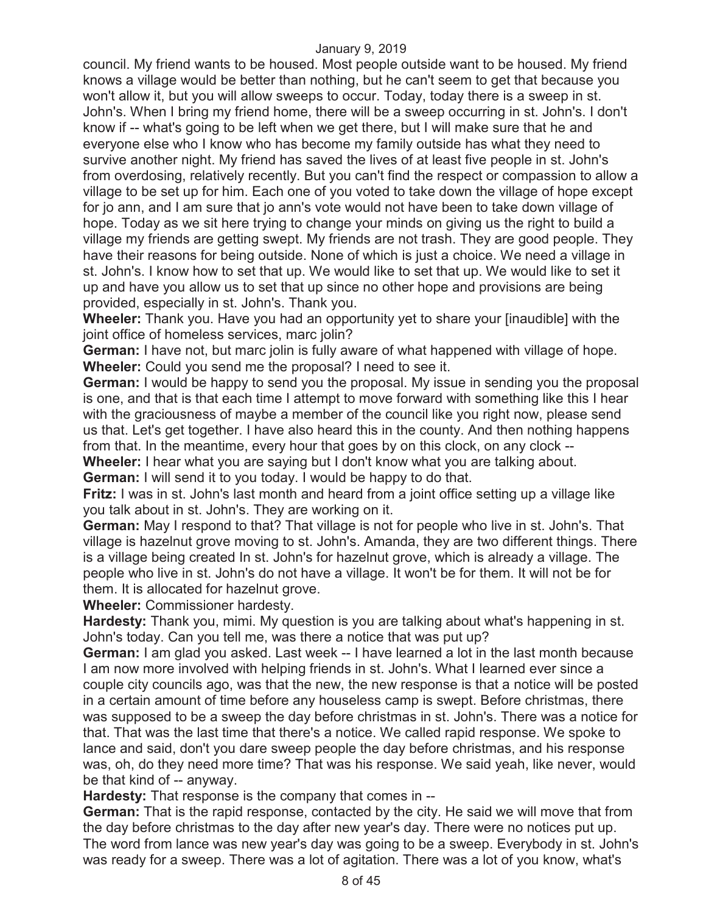council. My friend wants to be housed. Most people outside want to be housed. My friend knows a village would be better than nothing, but he can't seem to get that because you won't allow it, but you will allow sweeps to occur. Today, today there is a sweep in st. John's. When I bring my friend home, there will be a sweep occurring in st. John's. I don't know if -- what's going to be left when we get there, but I will make sure that he and everyone else who I know who has become my family outside has what they need to survive another night. My friend has saved the lives of at least five people in st. John's from overdosing, relatively recently. But you can't find the respect or compassion to allow a village to be set up for him. Each one of you voted to take down the village of hope except for jo ann, and I am sure that jo ann's vote would not have been to take down village of hope. Today as we sit here trying to change your minds on giving us the right to build a village my friends are getting swept. My friends are not trash. They are good people. They have their reasons for being outside. None of which is just a choice. We need a village in st. John's. I know how to set that up. We would like to set that up. We would like to set it up and have you allow us to set that up since no other hope and provisions are being provided, especially in st. John's. Thank you.

**Wheeler:** Thank you. Have you had an opportunity yet to share your [inaudible] with the joint office of homeless services, marc jolin?

**German:** I have not, but marc jolin is fully aware of what happened with village of hope.

**Wheeler:** Could you send me the proposal? I need to see it.

**German:** I would be happy to send you the proposal. My issue in sending you the proposal is one, and that is that each time I attempt to move forward with something like this I hear with the graciousness of maybe a member of the council like you right now, please send us that. Let's get together. I have also heard this in the county. And then nothing happens from that. In the meantime, every hour that goes by on this clock, on any clock --

**Wheeler:** I hear what you are saying but I don't know what you are talking about.

**German:** I will send it to you today. I would be happy to do that.

**Fritz:** I was in st. John's last month and heard from a joint office setting up a village like you talk about in st. John's. They are working on it.

**German:** May I respond to that? That village is not for people who live in st. John's. That village is hazelnut grove moving to st. John's. Amanda, they are two different things. There is a village being created In st. John's for hazelnut grove, which is already a village. The people who live in st. John's do not have a village. It won't be for them. It will not be for them. It is allocated for hazelnut grove.

**Wheeler:** Commissioner hardesty.

**Hardesty:** Thank you, mimi. My question is you are talking about what's happening in st. John's today. Can you tell me, was there a notice that was put up?

**German:** I am glad you asked. Last week -- I have learned a lot in the last month because I am now more involved with helping friends in st. John's. What I learned ever since a couple city councils ago, was that the new, the new response is that a notice will be posted in a certain amount of time before any houseless camp is swept. Before christmas, there was supposed to be a sweep the day before christmas in st. John's. There was a notice for that. That was the last time that there's a notice. We called rapid response. We spoke to lance and said, don't you dare sweep people the day before christmas, and his response was, oh, do they need more time? That was his response. We said yeah, like never, would be that kind of -- anyway.

**Hardesty:** That response is the company that comes in --

**German:** That is the rapid response, contacted by the city. He said we will move that from the day before christmas to the day after new year's day. There were no notices put up. The word from lance was new year's day was going to be a sweep. Everybody in st. John's was ready for a sweep. There was a lot of agitation. There was a lot of you know, what's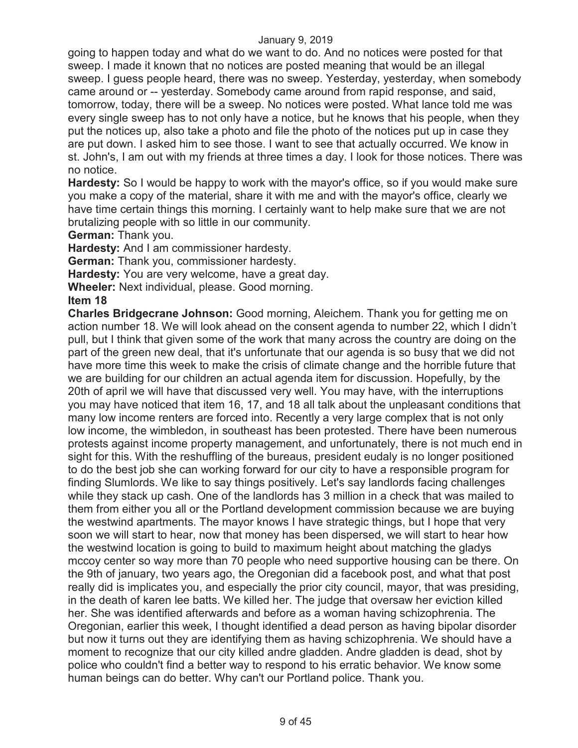going to happen today and what do we want to do. And no notices were posted for that sweep. I made it known that no notices are posted meaning that would be an illegal sweep. I guess people heard, there was no sweep. Yesterday, yesterday, when somebody came around or -- yesterday. Somebody came around from rapid response, and said, tomorrow, today, there will be a sweep. No notices were posted. What lance told me was every single sweep has to not only have a notice, but he knows that his people, when they put the notices up, also take a photo and file the photo of the notices put up in case they are put down. I asked him to see those. I want to see that actually occurred. We know in st. John's, I am out with my friends at three times a day. I look for those notices. There was no notice.

**Hardesty:** So I would be happy to work with the mayor's office, so if you would make sure you make a copy of the material, share it with me and with the mayor's office, clearly we have time certain things this morning. I certainly want to help make sure that we are not brutalizing people with so little in our community.

**German:** Thank you.

**Hardesty:** And I am commissioner hardesty.

**German:** Thank you, commissioner hardesty.

**Hardesty:** You are very welcome, have a great day.

**Wheeler:** Next individual, please. Good morning.

**Item 18**

**Charles Bridgecrane Johnson:** Good morning, Aleichem. Thank you for getting me on action number 18. We will look ahead on the consent agenda to number 22, which I didn't pull, but I think that given some of the work that many across the country are doing on the part of the green new deal, that it's unfortunate that our agenda is so busy that we did not have more time this week to make the crisis of climate change and the horrible future that we are building for our children an actual agenda item for discussion. Hopefully, by the 20th of april we will have that discussed very well. You may have, with the interruptions you may have noticed that item 16, 17, and 18 all talk about the unpleasant conditions that many low income renters are forced into. Recently a very large complex that is not only low income, the wimbledon, in southeast has been protested. There have been numerous protests against income property management, and unfortunately, there is not much end in sight for this. With the reshuffling of the bureaus, president eudaly is no longer positioned to do the best job she can working forward for our city to have a responsible program for finding Slumlords. We like to say things positively. Let's say landlords facing challenges while they stack up cash. One of the landlords has 3 million in a check that was mailed to them from either you all or the Portland development commission because we are buying the westwind apartments. The mayor knows I have strategic things, but I hope that very soon we will start to hear, now that money has been dispersed, we will start to hear how the westwind location is going to build to maximum height about matching the gladys mccoy center so way more than 70 people who need supportive housing can be there. On the 9th of january, two years ago, the Oregonian did a facebook post, and what that post really did is implicates you, and especially the prior city council, mayor, that was presiding, in the death of karen lee batts. We killed her. The judge that oversaw her eviction killed her. She was identified afterwards and before as a woman having schizophrenia. The Oregonian, earlier this week, I thought identified a dead person as having bipolar disorder but now it turns out they are identifying them as having schizophrenia. We should have a moment to recognize that our city killed andre gladden. Andre gladden is dead, shot by police who couldn't find a better way to respond to his erratic behavior. We know some human beings can do better. Why can't our Portland police. Thank you.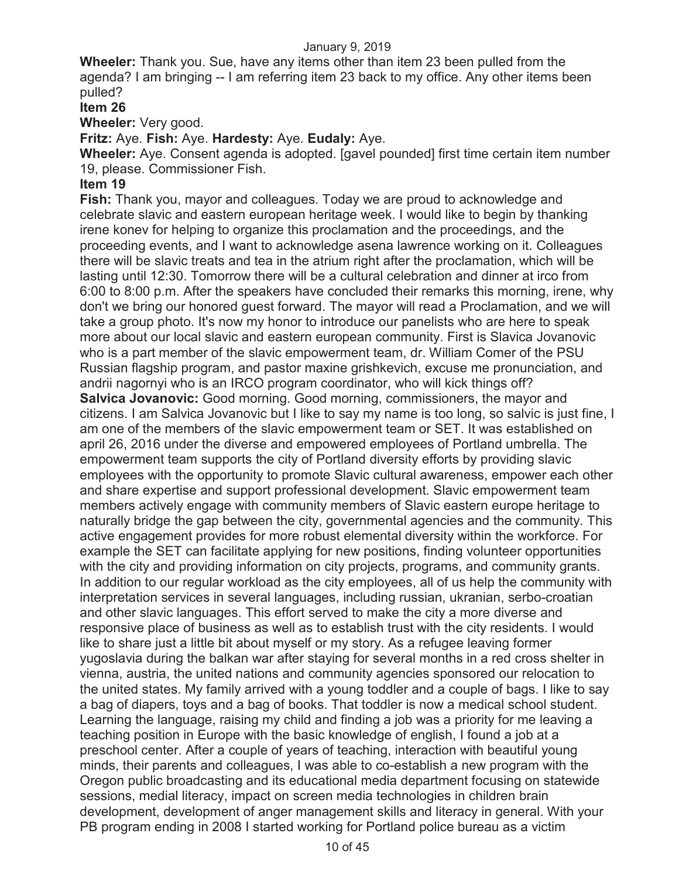**Wheeler:** Thank you. Sue, have any items other than item 23 been pulled from the agenda? I am bringing -- I am referring item 23 back to my office. Any other items been pulled?

**Item 26**

**Wheeler:** Very good.

**Fritz:** Aye. **Fish:** Aye. **Hardesty:** Aye. **Eudaly:** Aye.

**Wheeler:** Aye. Consent agenda is adopted. [gavel pounded] first time certain item number 19, please. Commissioner Fish.

**Item 19**

**Fish:** Thank you, mayor and colleagues. Today we are proud to acknowledge and celebrate slavic and eastern european heritage week. I would like to begin by thanking irene konev for helping to organize this proclamation and the proceedings, and the proceeding events, and I want to acknowledge asena lawrence working on it. Colleagues there will be slavic treats and tea in the atrium right after the proclamation, which will be lasting until 12:30. Tomorrow there will be a cultural celebration and dinner at irco from 6:00 to 8:00 p.m. After the speakers have concluded their remarks this morning, irene, why don't we bring our honored guest forward. The mayor will read a Proclamation, and we will take a group photo. It's now my honor to introduce our panelists who are here to speak more about our local slavic and eastern european community. First is Slavica Jovanovic who is a part member of the slavic empowerment team, dr. William Comer of the PSU Russian flagship program, and pastor maxine grishkevich, excuse me pronunciation, and andrii nagornyi who is an IRCO program coordinator, who will kick things off?

**Salvica Jovanovic:** Good morning. Good morning, commissioners, the mayor and citizens. I am Salvica Jovanovic but I like to say my name is too long, so salvic is just fine, I am one of the members of the slavic empowerment team or SET. It was established on april 26, 2016 under the diverse and empowered employees of Portland umbrella. The empowerment team supports the city of Portland diversity efforts by providing slavic employees with the opportunity to promote Slavic cultural awareness, empower each other and share expertise and support professional development. Slavic empowerment team members actively engage with community members of Slavic eastern europe heritage to naturally bridge the gap between the city, governmental agencies and the community. This active engagement provides for more robust elemental diversity within the workforce. For example the SET can facilitate applying for new positions, finding volunteer opportunities with the city and providing information on city projects, programs, and community grants. In addition to our regular workload as the city employees, all of us help the community with interpretation services in several languages, including russian, ukranian, serbo-croatian and other slavic languages. This effort served to make the city a more diverse and responsive place of business as well as to establish trust with the city residents. I would like to share just a little bit about myself or my story. As a refugee leaving former yugoslavia during the balkan war after staying for several months in a red cross shelter in vienna, austria, the united nations and community agencies sponsored our relocation to the united states. My family arrived with a young toddler and a couple of bags. I like to say a bag of diapers, toys and a bag of books. That toddler is now a medical school student. Learning the language, raising my child and finding a job was a priority for me leaving a teaching position in Europe with the basic knowledge of english, I found a job at a preschool center. After a couple of years of teaching, interaction with beautiful young minds, their parents and colleagues, I was able to co-establish a new program with the Oregon public broadcasting and its educational media department focusing on statewide sessions, medial literacy, impact on screen media technologies in children brain development, development of anger management skills and literacy in general. With your PB program ending in 2008 I started working for Portland police bureau as a victim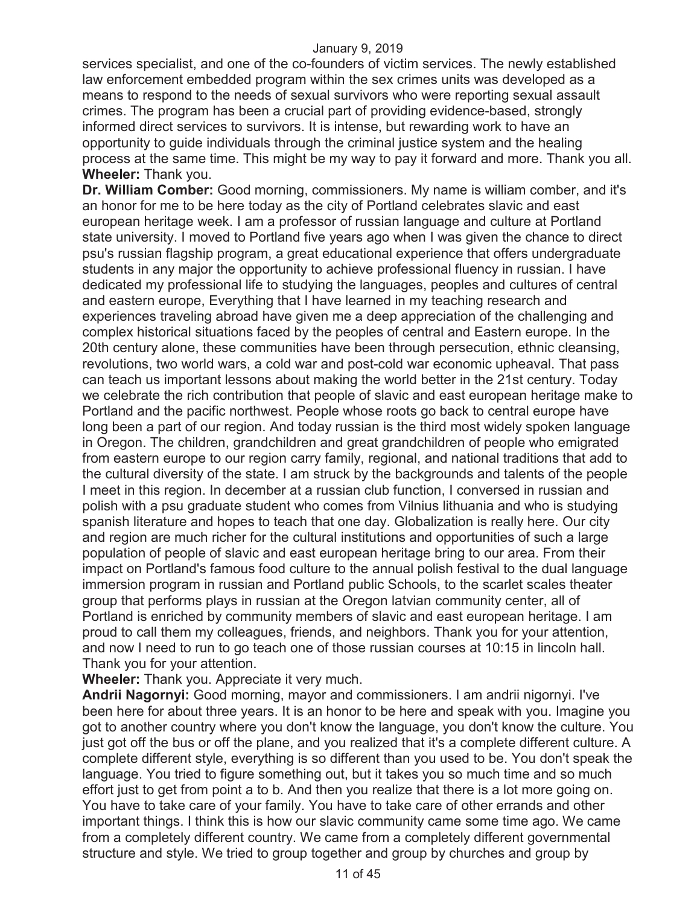services specialist, and one of the co-founders of victim services. The newly established law enforcement embedded program within the sex crimes units was developed as a means to respond to the needs of sexual survivors who were reporting sexual assault crimes. The program has been a crucial part of providing evidence-based, strongly informed direct services to survivors. It is intense, but rewarding work to have an opportunity to guide individuals through the criminal justice system and the healing process at the same time. This might be my way to pay it forward and more. Thank you all.

**Wheeler:** Thank you.

**Dr. William Comber:** Good morning, commissioners. My name is william comber, and it's an honor for me to be here today as the city of Portland celebrates slavic and east european heritage week. I am a professor of russian language and culture at Portland state university. I moved to Portland five years ago when I was given the chance to direct psu's russian flagship program, a great educational experience that offers undergraduate students in any major the opportunity to achieve professional fluency in russian. I have dedicated my professional life to studying the languages, peoples and cultures of central and eastern europe, Everything that I have learned in my teaching research and experiences traveling abroad have given me a deep appreciation of the challenging and complex historical situations faced by the peoples of central and Eastern europe. In the 20th century alone, these communities have been through persecution, ethnic cleansing, revolutions, two world wars, a cold war and post-cold war economic upheaval. That pass can teach us important lessons about making the world better in the 21st century. Today we celebrate the rich contribution that people of slavic and east european heritage make to Portland and the pacific northwest. People whose roots go back to central europe have long been a part of our region. And today russian is the third most widely spoken language in Oregon. The children, grandchildren and great grandchildren of people who emigrated from eastern europe to our region carry family, regional, and national traditions that add to the cultural diversity of the state. I am struck by the backgrounds and talents of the people I meet in this region. In december at a russian club function, I conversed in russian and polish with a psu graduate student who comes from Vilnius lithuania and who is studying spanish literature and hopes to teach that one day. Globalization is really here. Our city and region are much richer for the cultural institutions and opportunities of such a large population of people of slavic and east european heritage bring to our area. From their impact on Portland's famous food culture to the annual polish festival to the dual language immersion program in russian and Portland public Schools, to the scarlet scales theater group that performs plays in russian at the Oregon latvian community center, all of Portland is enriched by community members of slavic and east european heritage. I am proud to call them my colleagues, friends, and neighbors. Thank you for your attention, and now I need to run to go teach one of those russian courses at 10:15 in lincoln hall. Thank you for your attention.

**Wheeler:** Thank you. Appreciate it very much.

**Andrii Nagornyi:** Good morning, mayor and commissioners. I am andrii nigornyi. I've been here for about three years. It is an honor to be here and speak with you. Imagine you got to another country where you don't know the language, you don't know the culture. You just got off the bus or off the plane, and you realized that it's a complete different culture. A complete different style, everything is so different than you used to be. You don't speak the language. You tried to figure something out, but it takes you so much time and so much effort just to get from point a to b. And then you realize that there is a lot more going on. You have to take care of your family. You have to take care of other errands and other important things. I think this is how our slavic community came some time ago. We came from a completely different country. We came from a completely different governmental structure and style. We tried to group together and group by churches and group by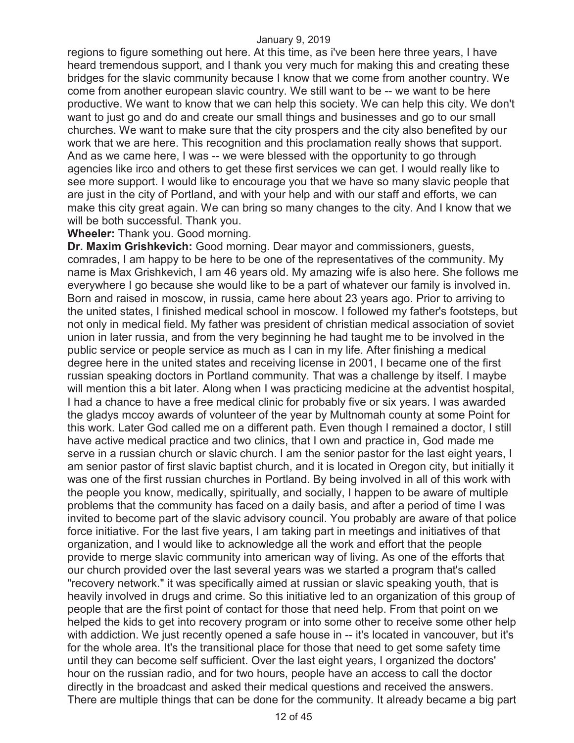regions to figure something out here. At this time, as i've been here three years, I have heard tremendous support, and I thank you very much for making this and creating these bridges for the slavic community because I know that we come from another country. We come from another european slavic country. We still want to be -- we want to be here productive. We want to know that we can help this society. We can help this city. We don't want to just go and do and create our small things and businesses and go to our small churches. We want to make sure that the city prospers and the city also benefited by our work that we are here. This recognition and this proclamation really shows that support. And as we came here, I was -- we were blessed with the opportunity to go through agencies like irco and others to get these first services we can get. I would really like to see more support. I would like to encourage you that we have so many slavic people that are just in the city of Portland, and with your help and with our staff and efforts, we can make this city great again. We can bring so many changes to the city. And I know that we will be both successful. Thank you.

**Wheeler:** Thank you. Good morning.

**Dr. Maxim Grishkevich:** Good morning. Dear mayor and commissioners, guests, comrades, I am happy to be here to be one of the representatives of the community. My name is Max Grishkevich, I am 46 years old. My amazing wife is also here. She follows me everywhere I go because she would like to be a part of whatever our family is involved in. Born and raised in moscow, in russia, came here about 23 years ago. Prior to arriving to the united states, I finished medical school in moscow. I followed my father's footsteps, but not only in medical field. My father was president of christian medical association of soviet union in later russia, and from the very beginning he had taught me to be involved in the public service or people service as much as I can in my life. After finishing a medical degree here in the united states and receiving license in 2001, I became one of the first russian speaking doctors in Portland community. That was a challenge by itself. I maybe will mention this a bit later. Along when I was practicing medicine at the adventist hospital, I had a chance to have a free medical clinic for probably five or six years. I was awarded the gladys mccoy awards of volunteer of the year by Multnomah county at some Point for this work. Later God called me on a different path. Even though I remained a doctor, I still have active medical practice and two clinics, that I own and practice in, God made me serve in a russian church or slavic church. I am the senior pastor for the last eight years, I am senior pastor of first slavic baptist church, and it is located in Oregon city, but initially it was one of the first russian churches in Portland. By being involved in all of this work with the people you know, medically, spiritually, and socially, I happen to be aware of multiple problems that the community has faced on a daily basis, and after a period of time I was invited to become part of the slavic advisory council. You probably are aware of that police force initiative. For the last five years, I am taking part in meetings and initiatives of that organization, and I would like to acknowledge all the work and effort that the people provide to merge slavic community into american way of living. As one of the efforts that our church provided over the last several years was we started a program that's called "recovery network." it was specifically aimed at russian or slavic speaking youth, that is heavily involved in drugs and crime. So this initiative led to an organization of this group of people that are the first point of contact for those that need help. From that point on we helped the kids to get into recovery program or into some other to receive some other help with addiction. We just recently opened a safe house in -- it's located in vancouver, but it's for the whole area. It's the transitional place for those that need to get some safety time until they can become self sufficient. Over the last eight years, I organized the doctors' hour on the russian radio, and for two hours, people have an access to call the doctor directly in the broadcast and asked their medical questions and received the answers. There are multiple things that can be done for the community. It already became a big part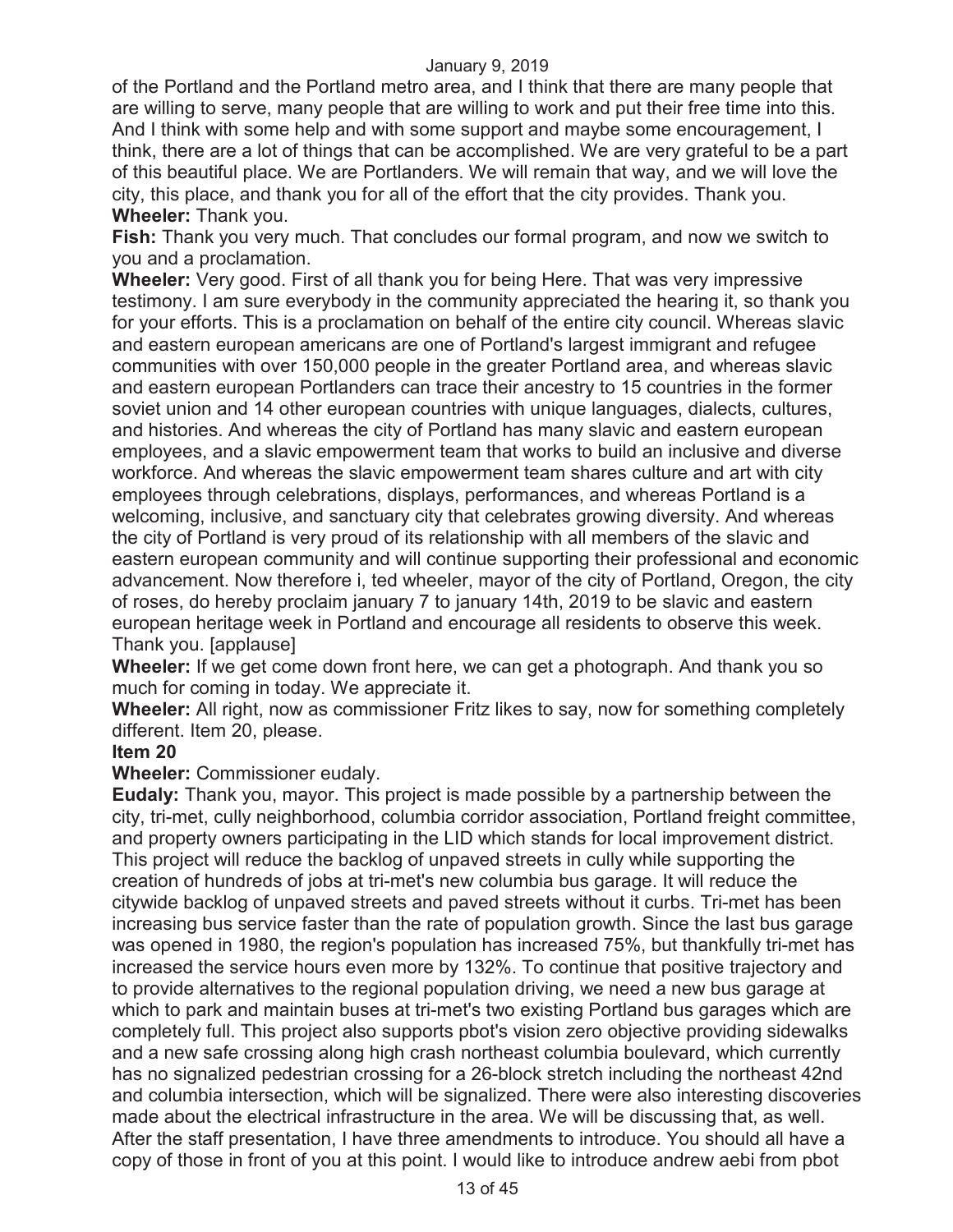of the Portland and the Portland metro area, and I think that there are many people that are willing to serve, many people that are willing to work and put their free time into this. And I think with some help and with some support and maybe some encouragement, I think, there are a lot of things that can be accomplished. We are very grateful to be a part of this beautiful place. We are Portlanders. We will remain that way, and we will love the city, this place, and thank you for all of the effort that the city provides. Thank you.

**Wheeler:** Thank you.

**Fish:** Thank you very much. That concludes our formal program, and now we switch to you and a proclamation.

**Wheeler:** Very good. First of all thank you for being Here. That was very impressive testimony. I am sure everybody in the community appreciated the hearing it, so thank you for your efforts. This is a proclamation on behalf of the entire city council. Whereas slavic and eastern european americans are one of Portland's largest immigrant and refugee communities with over 150,000 people in the greater Portland area, and whereas slavic and eastern european Portlanders can trace their ancestry to 15 countries in the former soviet union and 14 other european countries with unique languages, dialects, cultures, and histories. And whereas the city of Portland has many slavic and eastern european employees, and a slavic empowerment team that works to build an inclusive and diverse workforce. And whereas the slavic empowerment team shares culture and art with city employees through celebrations, displays, performances, and whereas Portland is a welcoming, inclusive, and sanctuary city that celebrates growing diversity. And whereas the city of Portland is very proud of its relationship with all members of the slavic and eastern european community and will continue supporting their professional and economic advancement. Now therefore i, ted wheeler, mayor of the city of Portland, Oregon, the city of roses, do hereby proclaim january 7 to january 14th, 2019 to be slavic and eastern european heritage week in Portland and encourage all residents to observe this week. Thank you. [applause]

**Wheeler:** If we get come down front here, we can get a photograph. And thank you so much for coming in today. We appreciate it.

**Wheeler:** All right, now as commissioner Fritz likes to say, now for something completely different. Item 20, please.

**Item 20**

**Wheeler:** Commissioner eudaly.

**Eudaly:** Thank you, mayor. This project is made possible by a partnership between the city, tri-met, cully neighborhood, columbia corridor association, Portland freight committee, and property owners participating in the LID which stands for local improvement district. This project will reduce the backlog of unpaved streets in cully while supporting the creation of hundreds of jobs at tri-met's new columbia bus garage. It will reduce the citywide backlog of unpaved streets and paved streets without it curbs. Tri-met has been increasing bus service faster than the rate of population growth. Since the last bus garage was opened in 1980, the region's population has increased 75%, but thankfully tri-met has increased the service hours even more by 132%. To continue that positive trajectory and to provide alternatives to the regional population driving, we need a new bus garage at which to park and maintain buses at tri-met's two existing Portland bus garages which are completely full. This project also supports pbot's vision zero objective providing sidewalks and a new safe crossing along high crash northeast columbia boulevard, which currently has no signalized pedestrian crossing for a 26-block stretch including the northeast 42nd and columbia intersection, which will be signalized. There were also interesting discoveries made about the electrical infrastructure in the area. We will be discussing that, as well. After the staff presentation, I have three amendments to introduce. You should all have a copy of those in front of you at this point. I would like to introduce andrew aebi from pbot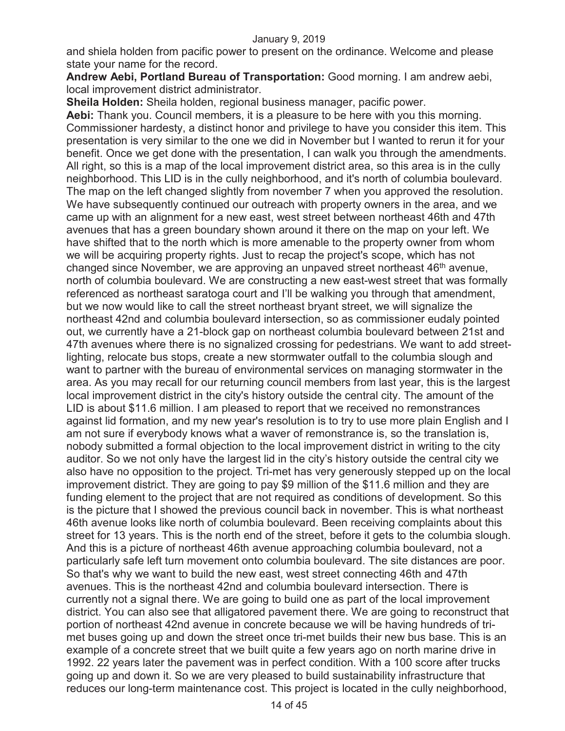and shiela holden from pacific power to present on the ordinance. Welcome and please state your name for the record.

**Andrew Aebi, Portland Bureau of Transportation:** Good morning. I am andrew aebi, local improvement district administrator.

**Sheila Holden:** Sheila holden, regional business manager, pacific power.

**Aebi:** Thank you. Council members, it is a pleasure to be here with you this morning. Commissioner hardesty, a distinct honor and privilege to have you consider this item. This presentation is very similar to the one we did in November but I wanted to rerun it for your benefit. Once we get done with the presentation, I can walk you through the amendments. All right, so this is a map of the local improvement district area, so this area is in the cully neighborhood. This LID is in the cully neighborhood, and it's north of columbia boulevard. The map on the left changed slightly from november 7 when you approved the resolution. We have subsequently continued our outreach with property owners in the area, and we came up with an alignment for a new east, west street between northeast 46th and 47th avenues that has a green boundary shown around it there on the map on your left. We have shifted that to the north which is more amenable to the property owner from whom we will be acquiring property rights. Just to recap the project's scope, which has not changed since November, we are approving an unpaved street northeast 46th avenue, north of columbia boulevard. We are constructing a new east-west street that was formally referenced as northeast saratoga court and I'll be walking you through that amendment, but we now would like to call the street northeast bryant street, we will signalize the northeast 42nd and columbia boulevard intersection, so as commissioner eudaly pointed out, we currently have a 21-block gap on northeast columbia boulevard between 21st and 47th avenues where there is no signalized crossing for pedestrians. We want to add street-lighting, relocate bus stops, create a new stormwater outfall to the columbia slough and want to partner with the bureau of environmental services on managing stormwater in the area. As you may recall for our returning council members from last year, this is the largest local improvement district in the city's history outside the central city. The amount of the LID is about $11.6 million. I am pleased to report that we received no remonstrances against lid formation, and my new year's resolution is to try to use more plain English and I am not sure if everybody knows what a waver of remonstrance is, so the translation is, nobody submitted a formal objection to the local improvement district in writing to the city auditor. So we not only have the largest lid in the city's history outside the central city we also have no opposition to the project. Tri-met has very generously stepped up on the local improvement district. They are going to pay $9 million of the $11.6 million and they are funding element to the project that are not required as conditions of development. So this is the picture that I showed the previous council back in november. This is what northeast 46th avenue looks like north of columbia boulevard. Been receiving complaints about this street for 13 years. This is the north end of the street, before it gets to the columbia slough. And this is a picture of northeast 46th avenue approaching columbia boulevard, not a particularly safe left turn movement onto columbia boulevard. The site distances are poor. So that's why we want to build the new east, west street connecting 46th and 47th avenues. This is the northeast 42nd and columbia boulevard intersection. There is currently not a signal there. We are going to build one as part of the local improvement district. You can also see that alligatored pavement there. We are going to reconstruct that portion of northeast 42nd avenue in concrete because we will be having hundreds of tri-met buses going up and down the street once tri-met builds their new bus base. This is an example of a concrete street that we built quite a few years ago on north marine drive in 1992. 22 years later the pavement was in perfect condition. With a 100 score after trucks going up and down it. So we are very pleased to build sustainability infrastructure that reduces our long-term maintenance cost. This project is located in the cully neighborhood,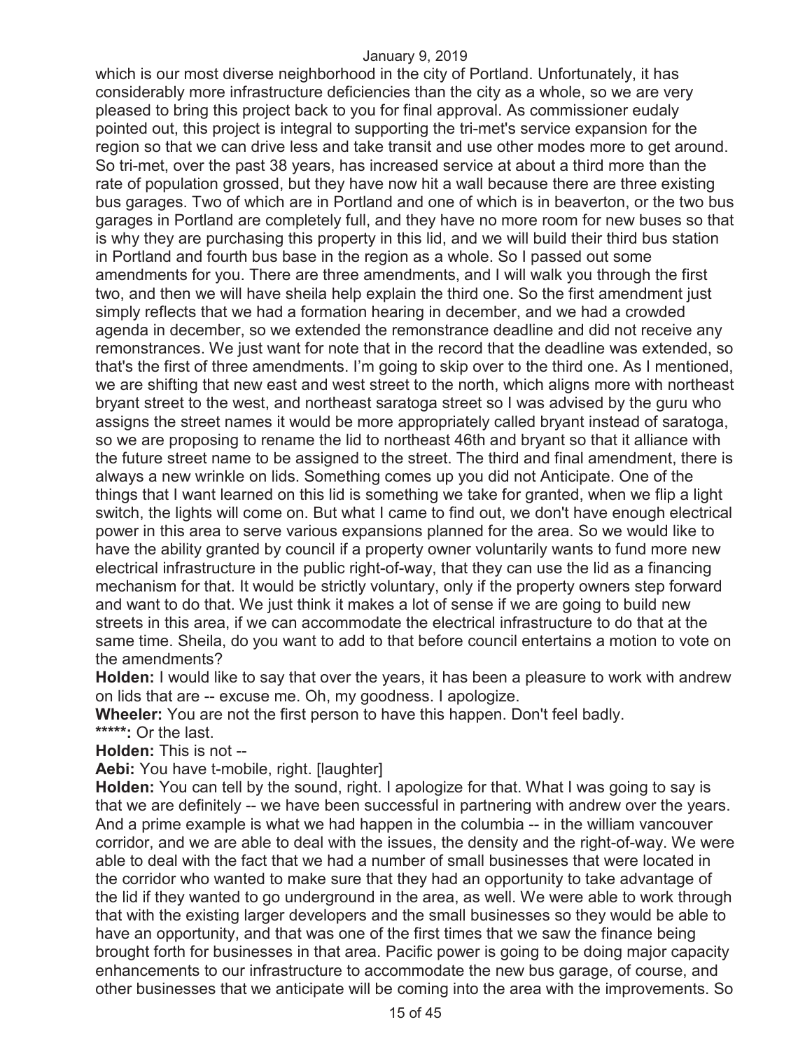which is our most diverse neighborhood in the city of Portland. Unfortunately, it has considerably more infrastructure deficiencies than the city as a whole, so we are very pleased to bring this project back to you for final approval. As commissioner eudaly pointed out, this project is integral to supporting the tri-met's service expansion for the region so that we can drive less and take transit and use other modes more to get around. So tri-met, over the past 38 years, has increased service at about a third more than the rate of population grossed, but they have now hit a wall because there are three existing bus garages. Two of which are in Portland and one of which is in beaverton, or the two bus garages in Portland are completely full, and they have no more room for new buses so that is why they are purchasing this property in this lid, and we will build their third bus station in Portland and fourth bus base in the region as a whole. So I passed out some amendments for you. There are three amendments, and I will walk you through the first two, and then we will have sheila help explain the third one. So the first amendment just simply reflects that we had a formation hearing in december, and we had a crowded agenda in december, so we extended the remonstrance deadline and did not receive any remonstrances. We just want for note that in the record that the deadline was extended, so that's the first of three amendments. I'm going to skip over to the third one. As I mentioned, we are shifting that new east and west street to the north, which aligns more with northeast bryant street to the west, and northeast saratoga street so I was advised by the guru who assigns the street names it would be more appropriately called bryant instead of saratoga, so we are proposing to rename the lid to northeast 46th and bryant so that it alliance with the future street name to be assigned to the street. The third and final amendment, there is always a new wrinkle on lids. Something comes up you did not Anticipate. One of the things that I want learned on this lid is something we take for granted, when we flip a light switch, the lights will come on. But what I came to find out, we don't have enough electrical power in this area to serve various expansions planned for the area. So we would like to have the ability granted by council if a property owner voluntarily wants to fund more new electrical infrastructure in the public right-of-way, that they can use the lid as a financing mechanism for that. It would be strictly voluntary, only if the property owners step forward and want to do that. We just think it makes a lot of sense if we are going to build new streets in this area, if we can accommodate the electrical infrastructure to do that at the same time. Sheila, do you want to add to that before council entertains a motion to vote on the amendments?

**Holden:** I would like to say that over the years, it has been a pleasure to work with andrew on lids that are -- excuse me. Oh, my goodness. I apologize.

**Wheeler:** You are not the first person to have this happen. Don't feel badly.

*****:** Or the last.

**Holden:** This is not --

**Aebi:** You have t-mobile, right. [laughter]

**Holden:** You can tell by the sound, right. I apologize for that. What I was going to say is that we are definitely -- we have been successful in partnering with andrew over the years. And a prime example is what we had happen in the columbia -- in the william vancouver corridor, and we are able to deal with the issues, the density and the right-of-way. We were able to deal with the fact that we had a number of small businesses that were located in the corridor who wanted to make sure that they had an opportunity to take advantage of the lid if they wanted to go underground in the area, as well. We were able to work through that with the existing larger developers and the small businesses so they would be able to have an opportunity, and that was one of the first times that we saw the finance being brought forth for businesses in that area. Pacific power is going to be doing major capacity enhancements to our infrastructure to accommodate the new bus garage, of course, and other businesses that we anticipate will be coming into the area with the improvements. So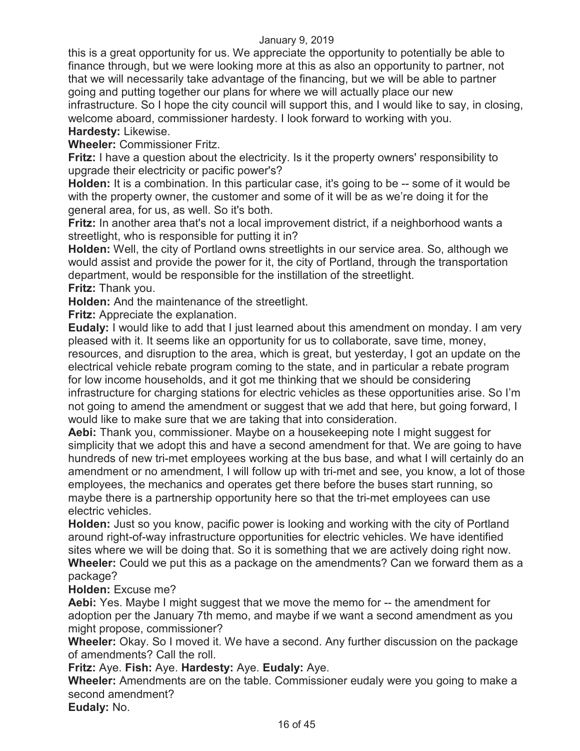this is a great opportunity for us. We appreciate the opportunity to potentially be able to finance through, but we were looking more at this as also an opportunity to partner, not that we will necessarily take advantage of the financing, but we will be able to partner going and putting together our plans for where we will actually place our new infrastructure. So I hope the city council will support this, and I would like to say, in closing, welcome aboard, commissioner hardesty. I look forward to working with you.

**Hardesty:** Likewise.

**Wheeler:** Commissioner Fritz.

**Fritz:** I have a question about the electricity. Is it the property owners' responsibility to upgrade their electricity or pacific power's?

**Holden:** It is a combination. In this particular case, it's going to be -- some of it would be with the property owner, the customer and some of it will be as we're doing it for the general area, for us, as well. So it's both.

**Fritz:** In another area that's not a local improvement district, if a neighborhood wants a streetlight, who is responsible for putting it in?

**Holden:** Well, the city of Portland owns streetlights in our service area. So, although we would assist and provide the power for it, the city of Portland, through the transportation department, would be responsible for the instillation of the streetlight.

**Fritz:** Thank you.

**Holden:** And the maintenance of the streetlight.

**Fritz:** Appreciate the explanation.

**Eudaly:** I would like to add that I just learned about this amendment on monday. I am very pleased with it. It seems like an opportunity for us to collaborate, save time, money, resources, and disruption to the area, which is great, but yesterday, I got an update on the electrical vehicle rebate program coming to the state, and in particular a rebate program for low income households, and it got me thinking that we should be considering infrastructure for charging stations for electric vehicles as these opportunities arise. So I'm not going to amend the amendment or suggest that we add that here, but going forward, I would like to make sure that we are taking that into consideration.

**Aebi:** Thank you, commissioner. Maybe on a housekeeping note I might suggest for simplicity that we adopt this and have a second amendment for that. We are going to have hundreds of new tri-met employees working at the bus base, and what I will certainly do an amendment or no amendment, I will follow up with tri-met and see, you know, a lot of those employees, the mechanics and operates get there before the buses start running, so maybe there is a partnership opportunity here so that the tri-met employees can use electric vehicles.

**Holden:** Just so you know, pacific power is looking and working with the city of Portland around right-of-way infrastructure opportunities for electric vehicles. We have identified sites where we will be doing that. So it is something that we are actively doing right now.

**Wheeler:** Could we put this as a package on the amendments? Can we forward them as a package?

**Holden:** Excuse me?

**Aebi:** Yes. Maybe I might suggest that we move the memo for -- the amendment for adoption per the January 7th memo, and maybe if we want a second amendment as you might propose, commissioner?

**Wheeler:** Okay. So I moved it. We have a second. Any further discussion on the package of amendments? Call the roll.

**Fritz:** Aye. **Fish:** Aye. **Hardesty:** Aye. **Eudaly:** Aye.

**Wheeler:** Amendments are on the table. Commissioner eudaly were you going to make a second amendment?

**Eudaly:** No.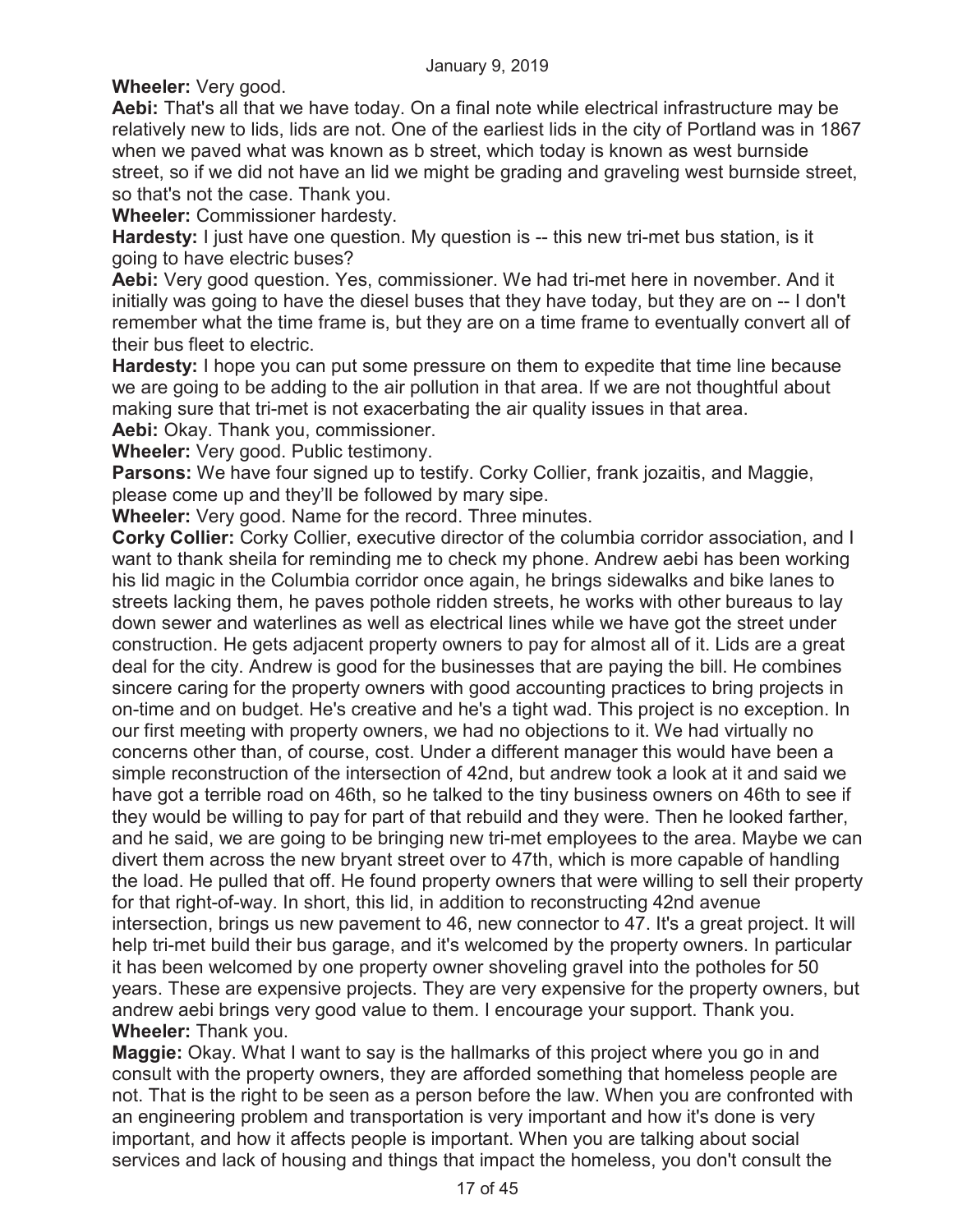**Wheeler:** Very good.

**Aebi:** That's all that we have today. On a final note while electrical infrastructure may be relatively new to lids, lids are not. One of the earliest lids in the city of Portland was in 1867 when we paved what was known as b street, which today is known as west burnside street, so if we did not have an lid we might be grading and graveling west burnside street, so that's not the case. Thank you.

**Wheeler:** Commissioner hardesty.

**Hardesty:** I just have one question. My question is -- this new tri-met bus station, is it going to have electric buses?

**Aebi:** Very good question. Yes, commissioner. We had tri-met here in november. And it initially was going to have the diesel buses that they have today, but they are on -- I don't remember what the time frame is, but they are on a time frame to eventually convert all of their bus fleet to electric.

**Hardesty:** I hope you can put some pressure on them to expedite that time line because we are going to be adding to the air pollution in that area. If we are not thoughtful about making sure that tri-met is not exacerbating the air quality issues in that area.

**Aebi:** Okay. Thank you, commissioner.

**Wheeler:** Very good. Public testimony.

**Parsons:** We have four signed up to testify. Corky Collier, frank jozaitis, and Maggie, please come up and they'll be followed by mary sipe.

**Wheeler:** Very good. Name for the record. Three minutes.

**Corky Collier:** Corky Collier, executive director of the columbia corridor association, and I want to thank sheila for reminding me to check my phone. Andrew aebi has been working his lid magic in the Columbia corridor once again, he brings sidewalks and bike lanes to streets lacking them, he paves pothole ridden streets, he works with other bureaus to lay down sewer and waterlines as well as electrical lines while we have got the street under construction. He gets adjacent property owners to pay for almost all of it. Lids are a great deal for the city. Andrew is good for the businesses that are paying the bill. He combines sincere caring for the property owners with good accounting practices to bring projects in on-time and on budget. He's creative and he's a tight wad. This project is no exception. In our first meeting with property owners, we had no objections to it. We had virtually no concerns other than, of course, cost. Under a different manager this would have been a simple reconstruction of the intersection of 42nd, but andrew took a look at it and said we have got a terrible road on 46th, so he talked to the tiny business owners on 46th to see if they would be willing to pay for part of that rebuild and they were. Then he looked farther, and he said, we are going to be bringing new tri-met employees to the area. Maybe we can divert them across the new bryant street over to 47th, which is more capable of handling the load. He pulled that off. He found property owners that were willing to sell their property for that right-of-way. In short, this lid, in addition to reconstructing 42nd avenue intersection, brings us new pavement to 46, new connector to 47. It's a great project. It will help tri-met build their bus garage, and it's welcomed by the property owners. In particular it has been welcomed by one property owner shoveling gravel into the potholes for 50 years. These are expensive projects. They are very expensive for the property owners, but andrew aebi brings very good value to them. I encourage your support. Thank you.

**Wheeler:** Thank you.

**Maggie:** Okay. What I want to say is the hallmarks of this project where you go in and consult with the property owners, they are afforded something that homeless people are not. That is the right to be seen as a person before the law. When you are confronted with an engineering problem and transportation is very important and how it's done is very important, and how it affects people is important. When you are talking about social services and lack of housing and things that impact the homeless, you don't consult the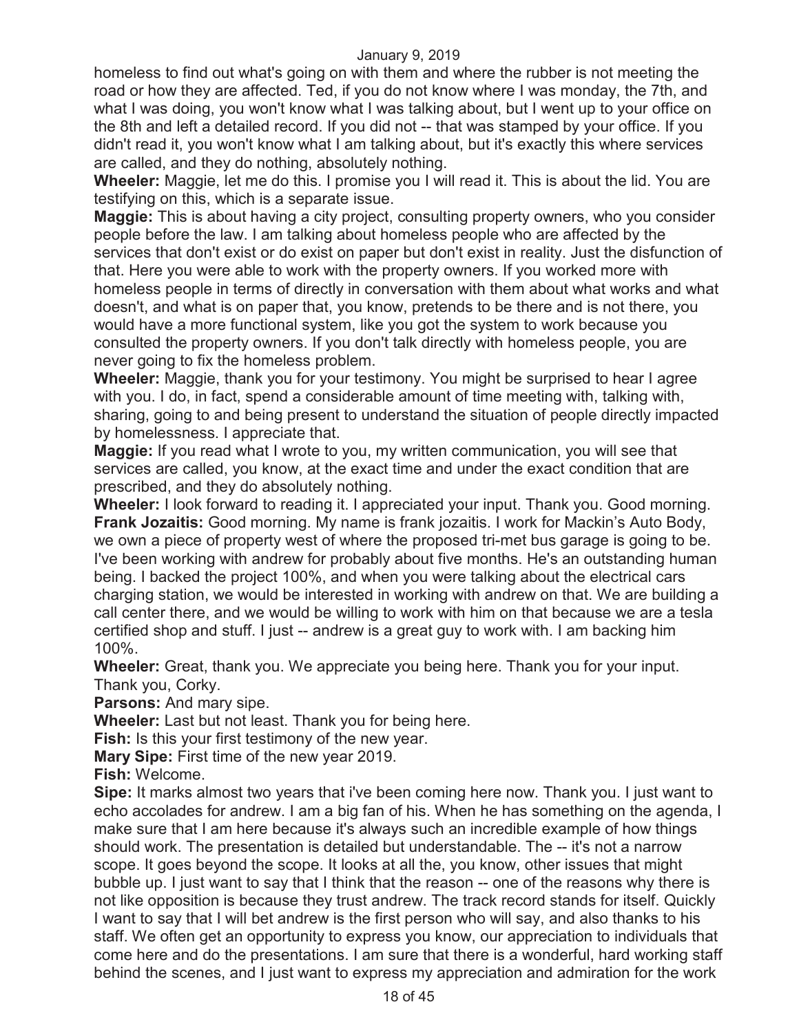homeless to find out what's going on with them and where the rubber is not meeting the road or how they are affected. Ted, if you do not know where I was monday, the 7th, and what I was doing, you won't know what I was talking about, but I went up to your office on the 8th and left a detailed record. If you did not -- that was stamped by your office. If you didn't read it, you won't know what I am talking about, but it's exactly this where services are called, and they do nothing, absolutely nothing.

**Wheeler:** Maggie, let me do this. I promise you I will read it. This is about the lid. You are testifying on this, which is a separate issue.

**Maggie:** This is about having a city project, consulting property owners, who you consider people before the law. I am talking about homeless people who are affected by the services that don't exist or do exist on paper but don't exist in reality. Just the disfunction of that. Here you were able to work with the property owners. If you worked more with homeless people in terms of directly in conversation with them about what works and what doesn't, and what is on paper that, you know, pretends to be there and is not there, you would have a more functional system, like you got the system to work because you consulted the property owners. If you don't talk directly with homeless people, you are never going to fix the homeless problem.

**Wheeler:** Maggie, thank you for your testimony. You might be surprised to hear I agree with you. I do, in fact, spend a considerable amount of time meeting with, talking with, sharing, going to and being present to understand the situation of people directly impacted by homelessness. I appreciate that.

**Maggie:** If you read what I wrote to you, my written communication, you will see that services are called, you know, at the exact time and under the exact condition that are prescribed, and they do absolutely nothing.

**Wheeler:** I look forward to reading it. I appreciated your input. Thank you. Good morning.

**Frank Jozaitis:** Good morning. My name is frank jozaitis. I work for Mackin's Auto Body, we own a piece of property west of where the proposed tri-met bus garage is going to be. I've been working with andrew for probably about five months. He's an outstanding human being. I backed the project 100%, and when you were talking about the electrical cars charging station, we would be interested in working with andrew on that. We are building a call center there, and we would be willing to work with him on that because we are a tesla certified shop and stuff. I just -- andrew is a great guy to work with. I am backing him 100%.

**Wheeler:** Great, thank you. We appreciate you being here. Thank you for your input. Thank you, Corky.

**Parsons:** And mary sipe.

**Wheeler:** Last but not least. Thank you for being here.

**Fish:** Is this your first testimony of the new year.

**Mary Sipe:** First time of the new year 2019.

**Fish:** Welcome.

**Sipe:** It marks almost two years that i've been coming here now. Thank you. I just want to echo accolades for andrew. I am a big fan of his. When he has something on the agenda, I make sure that I am here because it's always such an incredible example of how things should work. The presentation is detailed but understandable. The -- it's not a narrow scope. It goes beyond the scope. It looks at all the, you know, other issues that might bubble up. I just want to say that I think that the reason -- one of the reasons why there is not like opposition is because they trust andrew. The track record stands for itself. Quickly I want to say that I will bet andrew is the first person who will say, and also thanks to his staff. We often get an opportunity to express you know, our appreciation to individuals that come here and do the presentations. I am sure that there is a wonderful, hard working staff behind the scenes, and I just want to express my appreciation and admiration for the work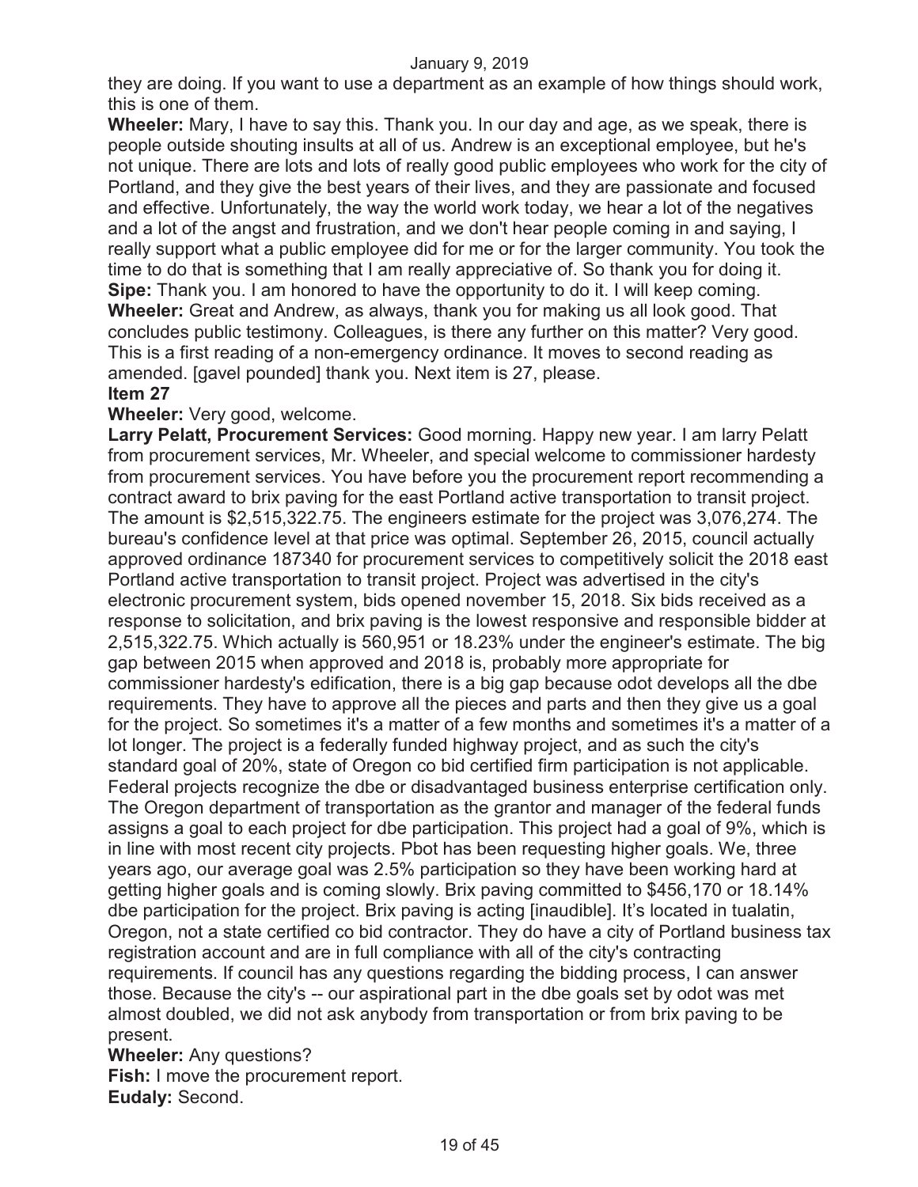they are doing. If you want to use a department as an example of how things should work, this is one of them.

**Wheeler:** Mary, I have to say this. Thank you. In our day and age, as we speak, there is people outside shouting insults at all of us. Andrew is an exceptional employee, but he's not unique. There are lots and lots of really good public employees who work for the city of Portland, and they give the best years of their lives, and they are passionate and focused and effective. Unfortunately, the way the world work today, we hear a lot of the negatives and a lot of the angst and frustration, and we don't hear people coming in and saying, I really support what a public employee did for me or for the larger community. You took the time to do that is something that I am really appreciative of. So thank you for doing it.

**Sipe:** Thank you. I am honored to have the opportunity to do it. I will keep coming.

**Wheeler:** Great and Andrew, as always, thank you for making us all look good. That concludes public testimony. Colleagues, is there any further on this matter? Very good. This is a first reading of a non-emergency ordinance. It moves to second reading as amended. [gavel pounded] thank you. Next item is 27, please.

**Item 27**

**Wheeler:** Very good, welcome.

**Larry Pelatt, Procurement Services:** Good morning. Happy new year. I am larry Pelatt from procurement services, Mr. Wheeler, and special welcome to commissioner hardesty from procurement services. You have before you the procurement report recommending a contract award to brix paving for the east Portland active transportation to transit project. The amount is $2,515,322.75. The engineers estimate for the project was 3,076,274. The bureau's confidence level at that price was optimal. September 26, 2015, council actually approved ordinance 187340 for procurement services to competitively solicit the 2018 east Portland active transportation to transit project. Project was advertised in the city's electronic procurement system, bids opened november 15, 2018. Six bids received as a response to solicitation, and brix paving is the lowest responsive and responsible bidder at 2,515,322.75. Which actually is 560,951 or 18.23% under the engineer's estimate. The big gap between 2015 when approved and 2018 is, probably more appropriate for commissioner hardesty's edification, there is a big gap because odot develops all the dbe requirements. They have to approve all the pieces and parts and then they give us a goal for the project. So sometimes it's a matter of a few months and sometimes it's a matter of a lot longer. The project is a federally funded highway project, and as such the city's standard goal of 20%, state of Oregon co bid certified firm participation is not applicable. Federal projects recognize the dbe or disadvantaged business enterprise certification only. The Oregon department of transportation as the grantor and manager of the federal funds assigns a goal to each project for dbe participation. This project had a goal of 9%, which is in line with most recent city projects. Pbot has been requesting higher goals. We, three years ago, our average goal was 2.5% participation so they have been working hard at getting higher goals and is coming slowly. Brix paving committed to $456,170 or 18.14% dbe participation for the project. Brix paving is acting [inaudible]. It's located in tualatin, Oregon, not a state certified co bid contractor. They do have a city of Portland business tax registration account and are in full compliance with all of the city's contracting requirements. If council has any questions regarding the bidding process, I can answer those. Because the city's -- our aspirational part in the dbe goals set by odot was met almost doubled, we did not ask anybody from transportation or from brix paving to be present.

**Wheeler:** Any questions?

**Fish:** I move the procurement report.

**Eudaly:** Second.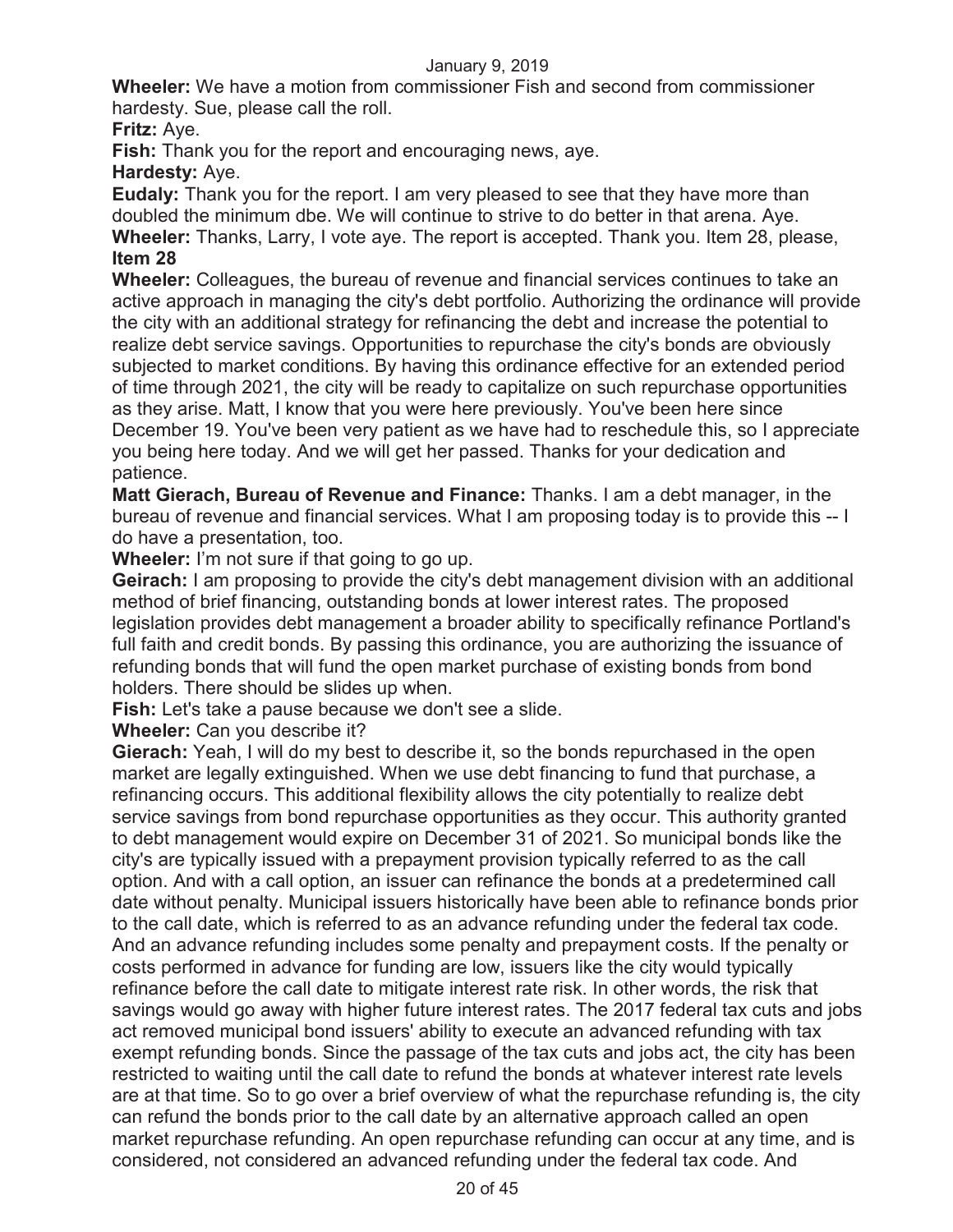**Wheeler:** We have a motion from commissioner Fish and second from commissioner hardesty. Sue, please call the roll.

**Fritz:** Aye.

**Fish:** Thank you for the report and encouraging news, aye.

**Hardesty:** Aye.

**Eudaly:** Thank you for the report. I am very pleased to see that they have more than doubled the minimum dbe. We will continue to strive to do better in that arena. Aye.

**Wheeler:** Thanks, Larry, I vote aye. The report is accepted. Thank you. Item 28, please,

**Item 28**

**Wheeler:** Colleagues, the bureau of revenue and financial services continues to take an active approach in managing the city's debt portfolio. Authorizing the ordinance will provide the city with an additional strategy for refinancing the debt and increase the potential to realize debt service savings. Opportunities to repurchase the city's bonds are obviously subjected to market conditions. By having this ordinance effective for an extended period of time through 2021, the city will be ready to capitalize on such repurchase opportunities as they arise. Matt, I know that you were here previously. You've been here since December 19. You've been very patient as we have had to reschedule this, so I appreciate you being here today. And we will get her passed. Thanks for your dedication and patience.

**Matt Gierach, Bureau of Revenue and Finance:** Thanks. I am a debt manager, in the bureau of revenue and financial services. What I am proposing today is to provide this -- I do have a presentation, too.

**Wheeler:** I'm not sure if that going to go up.

**Geirach:** I am proposing to provide the city's debt management division with an additional method of brief financing, outstanding bonds at lower interest rates. The proposed legislation provides debt management a broader ability to specifically refinance Portland's full faith and credit bonds. By passing this ordinance, you are authorizing the issuance of refunding bonds that will fund the open market purchase of existing bonds from bond holders. There should be slides up when.

**Fish:** Let's take a pause because we don't see a slide.

**Wheeler:** Can you describe it?

**Gierach:** Yeah, I will do my best to describe it, so the bonds repurchased in the open market are legally extinguished. When we use debt financing to fund that purchase, a refinancing occurs. This additional flexibility allows the city potentially to realize debt service savings from bond repurchase opportunities as they occur. This authority granted to debt management would expire on December 31 of 2021. So municipal bonds like the city's are typically issued with a prepayment provision typically referred to as the call option. And with a call option, an issuer can refinance the bonds at a predetermined call date without penalty. Municipal issuers historically have been able to refinance bonds prior to the call date, which is referred to as an advance refunding under the federal tax code. And an advance refunding includes some penalty and prepayment costs. If the penalty or costs performed in advance for funding are low, issuers like the city would typically refinance before the call date to mitigate interest rate risk. In other words, the risk that savings would go away with higher future interest rates. The 2017 federal tax cuts and jobs act removed municipal bond issuers' ability to execute an advanced refunding with tax exempt refunding bonds. Since the passage of the tax cuts and jobs act, the city has been restricted to waiting until the call date to refund the bonds at whatever interest rate levels are at that time. So to go over a brief overview of what the repurchase refunding is, the city can refund the bonds prior to the call date by an alternative approach called an open market repurchase refunding. An open repurchase refunding can occur at any time, and is considered, not considered an advanced refunding under the federal tax code. And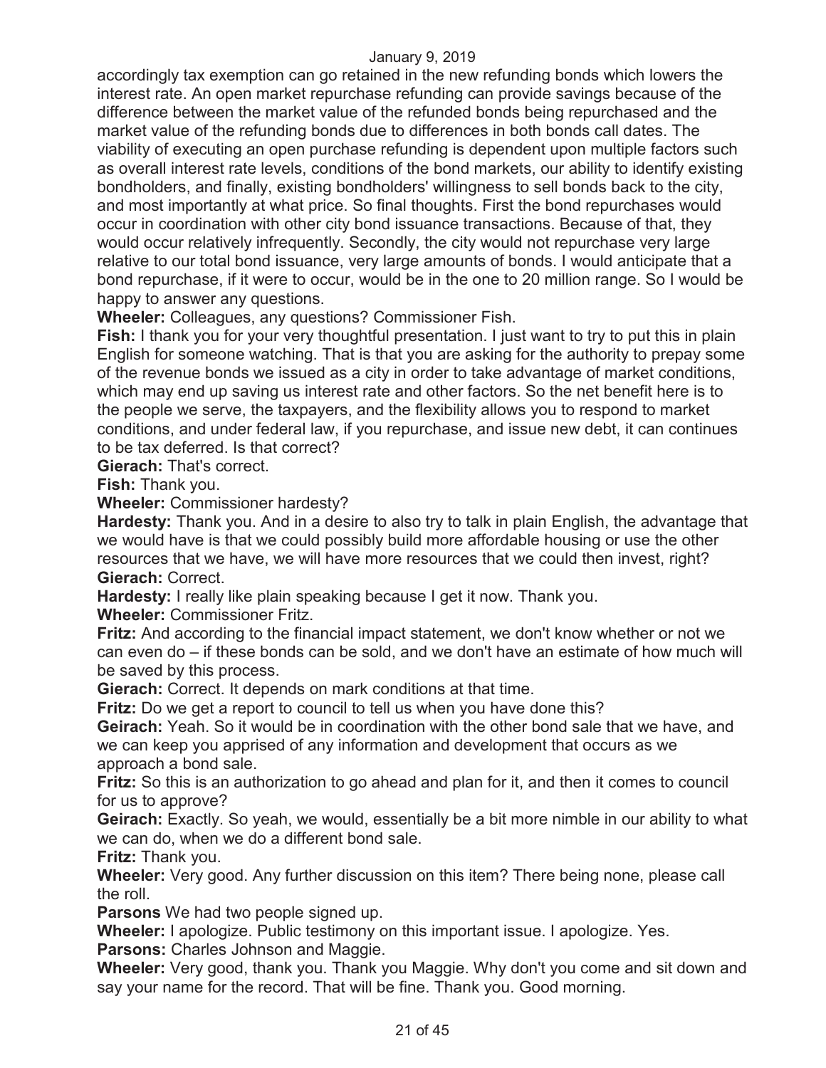accordingly tax exemption can go retained in the new refunding bonds which lowers the interest rate. An open market repurchase refunding can provide savings because of the difference between the market value of the refunded bonds being repurchased and the market value of the refunding bonds due to differences in both bonds call dates. The viability of executing an open purchase refunding is dependent upon multiple factors such as overall interest rate levels, conditions of the bond markets, our ability to identify existing bondholders, and finally, existing bondholders' willingness to sell bonds back to the city, and most importantly at what price. So final thoughts. First the bond repurchases would occur in coordination with other city bond issuance transactions. Because of that, they would occur relatively infrequently. Secondly, the city would not repurchase very large relative to our total bond issuance, very large amounts of bonds. I would anticipate that a bond repurchase, if it were to occur, would be in the one to 20 million range. So I would be happy to answer any questions.

**Wheeler:** Colleagues, any questions? Commissioner Fish.

**Fish:** I thank you for your very thoughtful presentation. I just want to try to put this in plain English for someone watching. That is that you are asking for the authority to prepay some of the revenue bonds we issued as a city in order to take advantage of market conditions, which may end up saving us interest rate and other factors. So the net benefit here is to the people we serve, the taxpayers, and the flexibility allows you to respond to market conditions, and under federal law, if you repurchase, and issue new debt, it can continues to be tax deferred. Is that correct?

**Gierach:** That's correct.

**Fish:** Thank you.

**Wheeler:** Commissioner hardesty?

**Hardesty:** Thank you. And in a desire to also try to talk in plain English, the advantage that we would have is that we could possibly build more affordable housing or use the other resources that we have, we will have more resources that we could then invest, right?

**Gierach:** Correct.

**Hardesty:** I really like plain speaking because I get it now. Thank you.

**Wheeler:** Commissioner Fritz.

**Fritz:** And according to the financial impact statement, we don't know whether or not we can even do – if these bonds can be sold, and we don't have an estimate of how much will be saved by this process.

**Gierach:** Correct. It depends on mark conditions at that time.

**Fritz:** Do we get a report to council to tell us when you have done this?

**Geirach:** Yeah. So it would be in coordination with the other bond sale that we have, and we can keep you apprised of any information and development that occurs as we approach a bond sale.

**Fritz:** So this is an authorization to go ahead and plan for it, and then it comes to council for us to approve?

**Geirach:** Exactly. So yeah, we would, essentially be a bit more nimble in our ability to what we can do, when we do a different bond sale.

**Fritz:** Thank you.

**Wheeler:** Very good. Any further discussion on this item? There being none, please call the roll.

**Parsons** We had two people signed up.

**Wheeler:** I apologize. Public testimony on this important issue. I apologize. Yes.

**Parsons:** Charles Johnson and Maggie.

**Wheeler:** Very good, thank you. Thank you Maggie. Why don't you come and sit down and say your name for the record. That will be fine. Thank you. Good morning.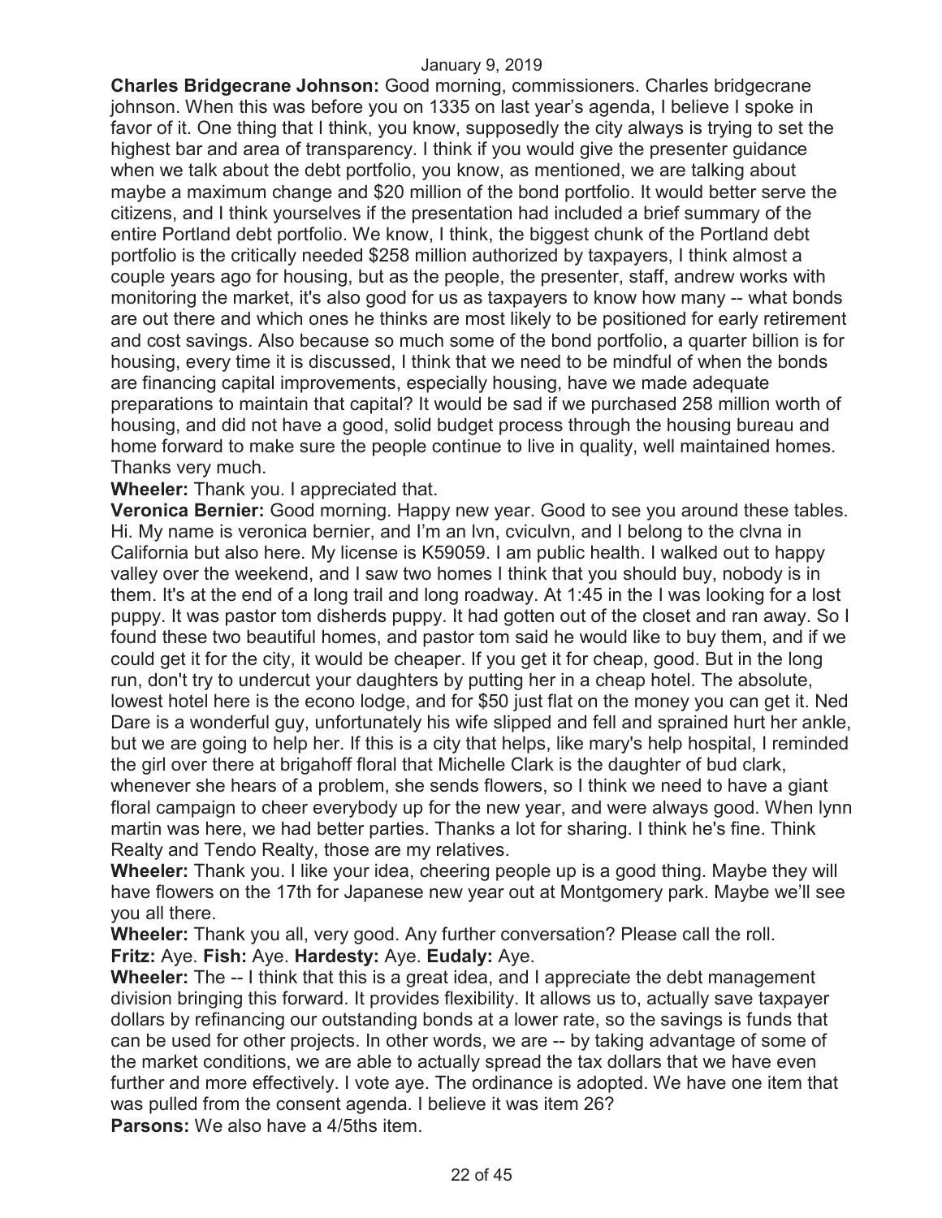**Charles Bridgecrane Johnson:** Good morning, commissioners. Charles bridgecrane johnson. When this was before you on 1335 on last year's agenda, I believe I spoke in favor of it. One thing that I think, you know, supposedly the city always is trying to set the highest bar and area of transparency. I think if you would give the presenter guidance when we talk about the debt portfolio, you know, as mentioned, we are talking about maybe a maximum change and $20 million of the bond portfolio. It would better serve the citizens, and I think yourselves if the presentation had included a brief summary of the entire Portland debt portfolio. We know, I think, the biggest chunk of the Portland debt portfolio is the critically needed $258 million authorized by taxpayers, I think almost a couple years ago for housing, but as the people, the presenter, staff, andrew works with monitoring the market, it's also good for us as taxpayers to know how many -- what bonds are out there and which ones he thinks are most likely to be positioned for early retirement and cost savings. Also because so much some of the bond portfolio, a quarter billion is for housing, every time it is discussed, I think that we need to be mindful of when the bonds are financing capital improvements, especially housing, have we made adequate preparations to maintain that capital? It would be sad if we purchased 258 million worth of housing, and did not have a good, solid budget process through the housing bureau and home forward to make sure the people continue to live in quality, well maintained homes. Thanks very much.

**Wheeler:** Thank you. I appreciated that.

**Veronica Bernier:** Good morning. Happy new year. Good to see you around these tables. Hi. My name is veronica bernier, and I'm an lvn, cviculvn, and I belong to the clvna in California but also here. My license is K59059. I am public health. I walked out to happy valley over the weekend, and I saw two homes I think that you should buy, nobody is in them. It's at the end of a long trail and long roadway. At 1:45 in the I was looking for a lost puppy. It was pastor tom disherds puppy. It had gotten out of the closet and ran away. So I found these two beautiful homes, and pastor tom said he would like to buy them, and if we could get it for the city, it would be cheaper. If you get it for cheap, good. But in the long run, don't try to undercut your daughters by putting her in a cheap hotel. The absolute, lowest hotel here is the econo lodge, and for $50 just flat on the money you can get it. Ned Dare is a wonderful guy, unfortunately his wife slipped and fell and sprained hurt her ankle, but we are going to help her. If this is a city that helps, like mary's help hospital, I reminded the girl over there at brigahoff floral that Michelle Clark is the daughter of bud clark, whenever she hears of a problem, she sends flowers, so I think we need to have a giant floral campaign to cheer everybody up for the new year, and were always good. When lynn martin was here, we had better parties. Thanks a lot for sharing. I think he's fine. Think Realty and Tendo Realty, those are my relatives.

**Wheeler:** Thank you. I like your idea, cheering people up is a good thing. Maybe they will have flowers on the 17th for Japanese new year out at Montgomery park. Maybe we'll see you all there.

**Wheeler:** Thank you all, very good. Any further conversation? Please call the roll.

**Fritz:** Aye. **Fish:** Aye. **Hardesty:** Aye. **Eudaly:** Aye.

**Wheeler:** The -- I think that this is a great idea, and I appreciate the debt management division bringing this forward. It provides flexibility. It allows us to, actually save taxpayer dollars by refinancing our outstanding bonds at a lower rate, so the savings is funds that can be used for other projects. In other words, we are -- by taking advantage of some of the market conditions, we are able to actually spread the tax dollars that we have even further and more effectively. I vote aye. The ordinance is adopted. We have one item that was pulled from the consent agenda. I believe it was item 26?

**Parsons:** We also have a 4/5ths item.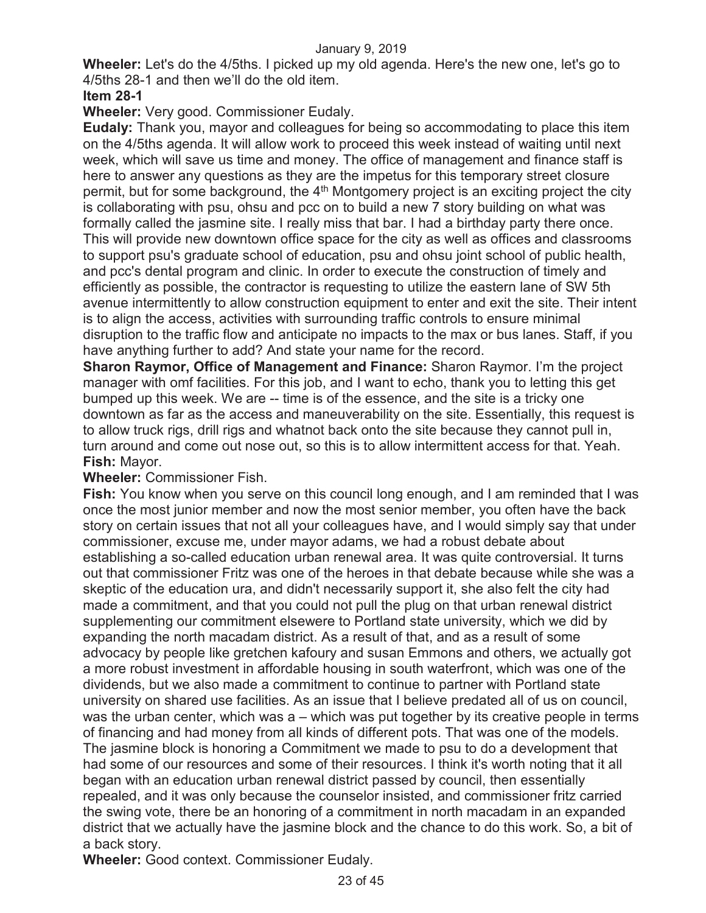**Wheeler:** Let's do the 4/5ths. I picked up my old agenda. Here's the new one, let's go to 4/5ths 28-1 and then we'll do the old item.

**Item 28-1**

**Wheeler:** Very good. Commissioner Eudaly.

**Eudaly:** Thank you, mayor and colleagues for being so accommodating to place this item on the 4/5ths agenda. It will allow work to proceed this week instead of waiting until next week, which will save us time and money. The office of management and finance staff is here to answer any questions as they are the impetus for this temporary street closure permit, but for some background, the 4th Montgomery project is an exciting project the city is collaborating with psu, ohsu and pcc on to build a new 7 story building on what was formally called the jasmine site. I really miss that bar. I had a birthday party there once. This will provide new downtown office space for the city as well as offices and classrooms to support psu's graduate school of education, psu and ohsu joint school of public health, and pcc's dental program and clinic. In order to execute the construction of timely and efficiently as possible, the contractor is requesting to utilize the eastern lane of SW 5th avenue intermittently to allow construction equipment to enter and exit the site. Their intent is to align the access, activities with surrounding traffic controls to ensure minimal disruption to the traffic flow and anticipate no impacts to the max or bus lanes. Staff, if you have anything further to add? And state your name for the record.

**Sharon Raymor, Office of Management and Finance:** Sharon Raymor. I'm the project manager with omf facilities. For this job, and I want to echo, thank you to letting this get bumped up this week. We are -- time is of the essence, and the site is a tricky one downtown as far as the access and maneuverability on the site. Essentially, this request is to allow truck rigs, drill rigs and whatnot back onto the site because they cannot pull in, turn around and come out nose out, so this is to allow intermittent access for that. Yeah.

**Fish:** Mayor.

**Wheeler:** Commissioner Fish.

**Fish:** You know when you serve on this council long enough, and I am reminded that I was once the most junior member and now the most senior member, you often have the back story on certain issues that not all your colleagues have, and I would simply say that under commissioner, excuse me, under mayor adams, we had a robust debate about establishing a so-called education urban renewal area. It was quite controversial. It turns out that commissioner Fritz was one of the heroes in that debate because while she was a skeptic of the education ura, and didn't necessarily support it, she also felt the city had made a commitment, and that you could not pull the plug on that urban renewal district supplementing our commitment elsewere to Portland state university, which we did by expanding the north macadam district. As a result of that, and as a result of some advocacy by people like gretchen kafoury and susan Emmons and others, we actually got a more robust investment in affordable housing in south waterfront, which was one of the dividends, but we also made a commitment to continue to partner with Portland state university on shared use facilities. As an issue that I believe predated all of us on council, was the urban center, which was a – which was put together by its creative people in terms of financing and had money from all kinds of different pots. That was one of the models. The jasmine block is honoring a Commitment we made to psu to do a development that had some of our resources and some of their resources. I think it's worth noting that it all began with an education urban renewal district passed by council, then essentially repealed, and it was only because the counselor insisted, and commissioner fritz carried the swing vote, there be an honoring of a commitment in north macadam in an expanded district that we actually have the jasmine block and the chance to do this work. So, a bit of a back story.

**Wheeler:** Good context. Commissioner Eudaly.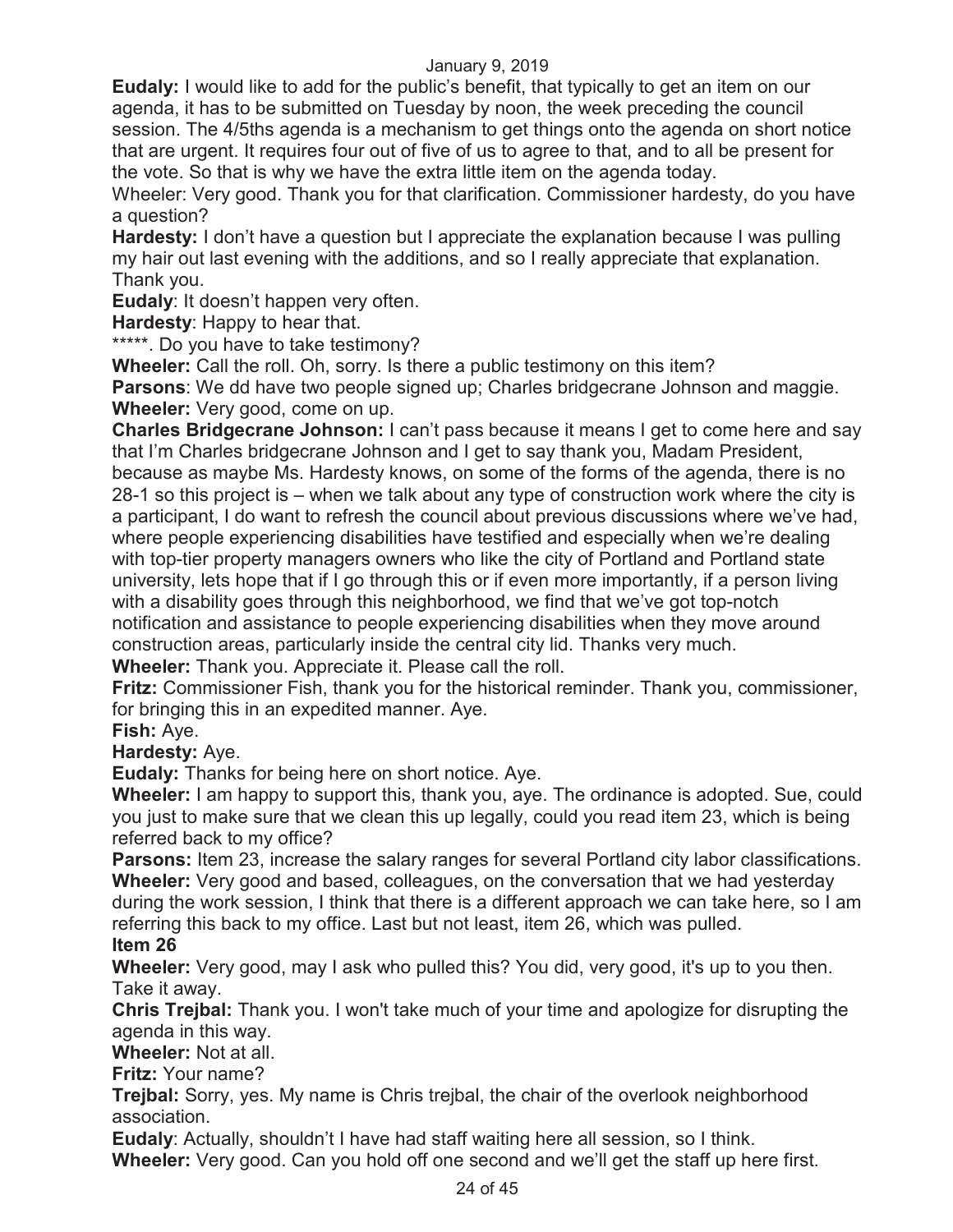**Eudaly:** I would like to add for the public's benefit, that typically to get an item on our agenda, it has to be submitted on Tuesday by noon, the week preceding the council session. The 4/5ths agenda is a mechanism to get things onto the agenda on short notice that are urgent. It requires four out of five of us to agree to that, and to all be present for the vote. So that is why we have the extra little item on the agenda today.

Wheeler: Very good. Thank you for that clarification. Commissioner hardesty, do you have a question?

**Hardesty:** I don't have a question but I appreciate the explanation because I was pulling my hair out last evening with the additions, and so I really appreciate that explanation. Thank you.

**Eudaly**: It doesn't happen very often.

**Hardesty**: Happy to hear that.

*****. Do you have to take testimony?

**Wheeler:** Call the roll. Oh, sorry. Is there a public testimony on this item?

**Parsons**: We dd have two people signed up; Charles bridgecrane Johnson and maggie.

**Wheeler:** Very good, come on up.

**Charles Bridgecrane Johnson:** I can't pass because it means I get to come here and say that I'm Charles bridgecrane Johnson and I get to say thank you, Madam President, because as maybe Ms. Hardesty knows, on some of the forms of the agenda, there is no 28-1 so this project is – when we talk about any type of construction work where the city is a participant, I do want to refresh the council about previous discussions where we've had, where people experiencing disabilities have testified and especially when we're dealing with top-tier property managers owners who like the city of Portland and Portland state university, lets hope that if I go through this or if even more importantly, if a person living with a disability goes through this neighborhood, we find that we've got top-notch notification and assistance to people experiencing disabilities when they move around construction areas, particularly inside the central city lid. Thanks very much.

**Wheeler:** Thank you. Appreciate it. Please call the roll.

**Fritz:** Commissioner Fish, thank you for the historical reminder. Thank you, commissioner, for bringing this in an expedited manner. Aye.

**Fish:** Aye.

**Hardesty:** Aye.

**Eudaly:** Thanks for being here on short notice. Aye.

**Wheeler:** I am happy to support this, thank you, aye. The ordinance is adopted. Sue, could you just to make sure that we clean this up legally, could you read item 23, which is being referred back to my office?

**Parsons:** Item 23, increase the salary ranges for several Portland city labor classifications.

**Wheeler:** Very good and based, colleagues, on the conversation that we had yesterday during the work session, I think that there is a different approach we can take here, so I am referring this back to my office. Last but not least, item 26, which was pulled.

**Item 26**

**Wheeler:** Very good, may I ask who pulled this? You did, very good, it's up to you then. Take it away.

**Chris Trejbal:** Thank you. I won't take much of your time and apologize for disrupting the agenda in this way.

**Wheeler:** Not at all.

**Fritz:** Your name?

**Trejbal:** Sorry, yes. My name is Chris trejbal, the chair of the overlook neighborhood association.

**Eudaly**: Actually, shouldn't I have had staff waiting here all session, so I think.

**Wheeler:** Very good. Can you hold off one second and we'll get the staff up here first.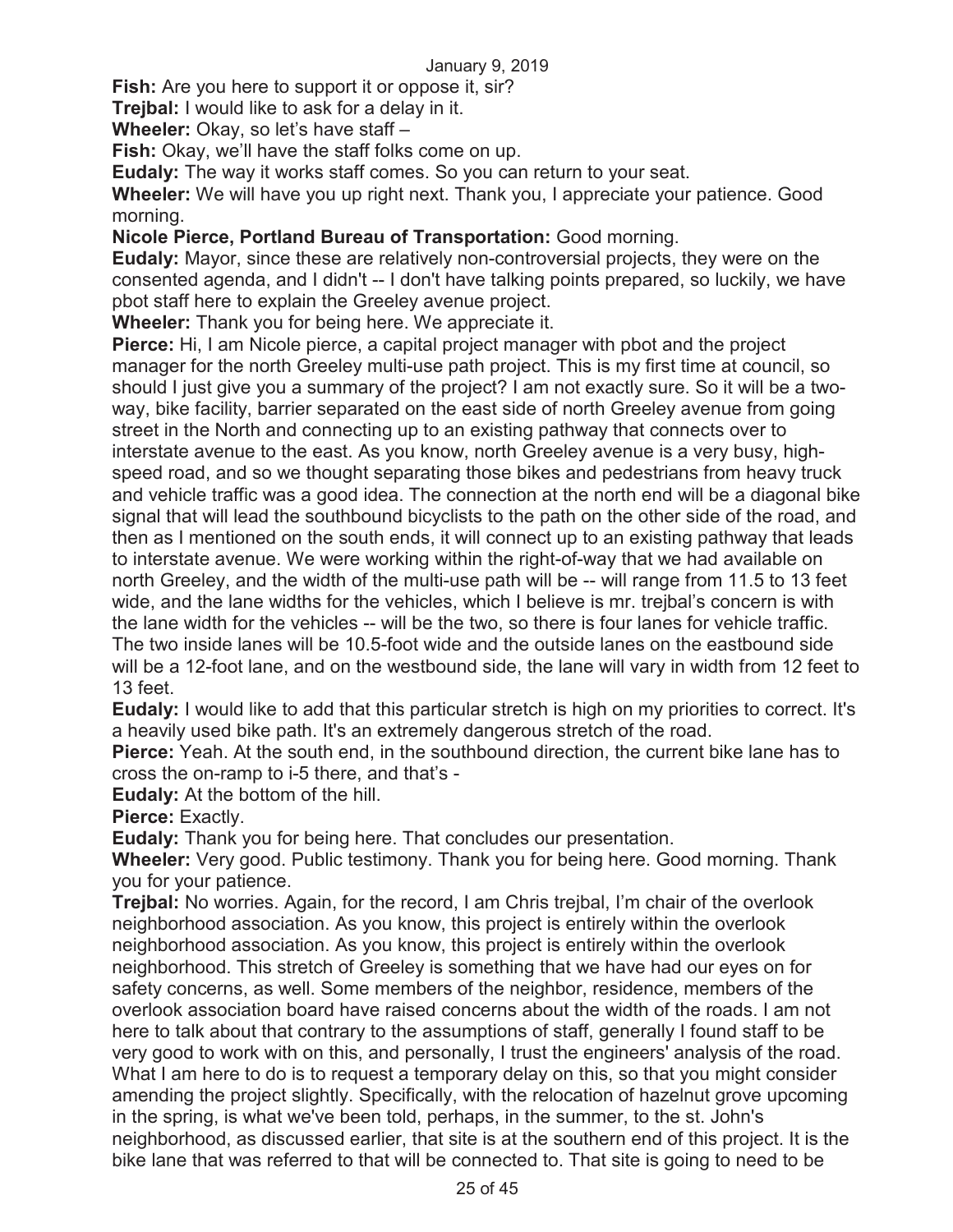**Fish:** Are you here to support it or oppose it, sir?

**Trejbal:** I would like to ask for a delay in it.

**Wheeler:** Okay, so let's have staff –

**Fish:** Okay, we'll have the staff folks come on up.

**Eudaly:** The way it works staff comes. So you can return to your seat.

**Wheeler:** We will have you up right next. Thank you, I appreciate your patience. Good morning.

**Nicole Pierce, Portland Bureau of Transportation:** Good morning.

**Eudaly:** Mayor, since these are relatively non-controversial projects, they were on the consented agenda, and I didn't -- I don't have talking points prepared, so luckily, we have pbot staff here to explain the Greeley avenue project.

**Wheeler:** Thank you for being here. We appreciate it.

**Pierce:** Hi, I am Nicole pierce, a capital project manager with pbot and the project manager for the north Greeley multi-use path project. This is my first time at council, so should I just give you a summary of the project? I am not exactly sure. So it will be a two-way, bike facility, barrier separated on the east side of north Greeley avenue from going street in the North and connecting up to an existing pathway that connects over to interstate avenue to the east. As you know, north Greeley avenue is a very busy, high-speed road, and so we thought separating those bikes and pedestrians from heavy truck and vehicle traffic was a good idea. The connection at the north end will be a diagonal bike signal that will lead the southbound bicyclists to the path on the other side of the road, and then as I mentioned on the south ends, it will connect up to an existing pathway that leads to interstate avenue. We were working within the right-of-way that we had available on north Greeley, and the width of the multi-use path will be -- will range from 11.5 to 13 feet wide, and the lane widths for the vehicles, which I believe is mr. trejbal's concern is with the lane width for the vehicles -- will be the two, so there is four lanes for vehicle traffic. The two inside lanes will be 10.5-foot wide and the outside lanes on the eastbound side will be a 12-foot lane, and on the westbound side, the lane will vary in width from 12 feet to 13 feet.

**Eudaly:** I would like to add that this particular stretch is high on my priorities to correct. It's a heavily used bike path. It's an extremely dangerous stretch of the road.

**Pierce:** Yeah. At the south end, in the southbound direction, the current bike lane has to cross the on-ramp to i-5 there, and that's -

**Eudaly:** At the bottom of the hill.

**Pierce:** Exactly.

**Eudaly:** Thank you for being here. That concludes our presentation.

**Wheeler:** Very good. Public testimony. Thank you for being here. Good morning. Thank you for your patience.

**Trejbal:** No worries. Again, for the record, I am Chris trejbal, I'm chair of the overlook neighborhood association. As you know, this project is entirely within the overlook neighborhood association. As you know, this project is entirely within the overlook neighborhood. This stretch of Greeley is something that we have had our eyes on for safety concerns, as well. Some members of the neighbor, residence, members of the overlook association board have raised concerns about the width of the roads. I am not here to talk about that contrary to the assumptions of staff, generally I found staff to be very good to work with on this, and personally, I trust the engineers' analysis of the road. What I am here to do is to request a temporary delay on this, so that you might consider amending the project slightly. Specifically, with the relocation of hazelnut grove upcoming in the spring, is what we've been told, perhaps, in the summer, to the st. John's neighborhood, as discussed earlier, that site is at the southern end of this project. It is the bike lane that was referred to that will be connected to. That site is going to need to be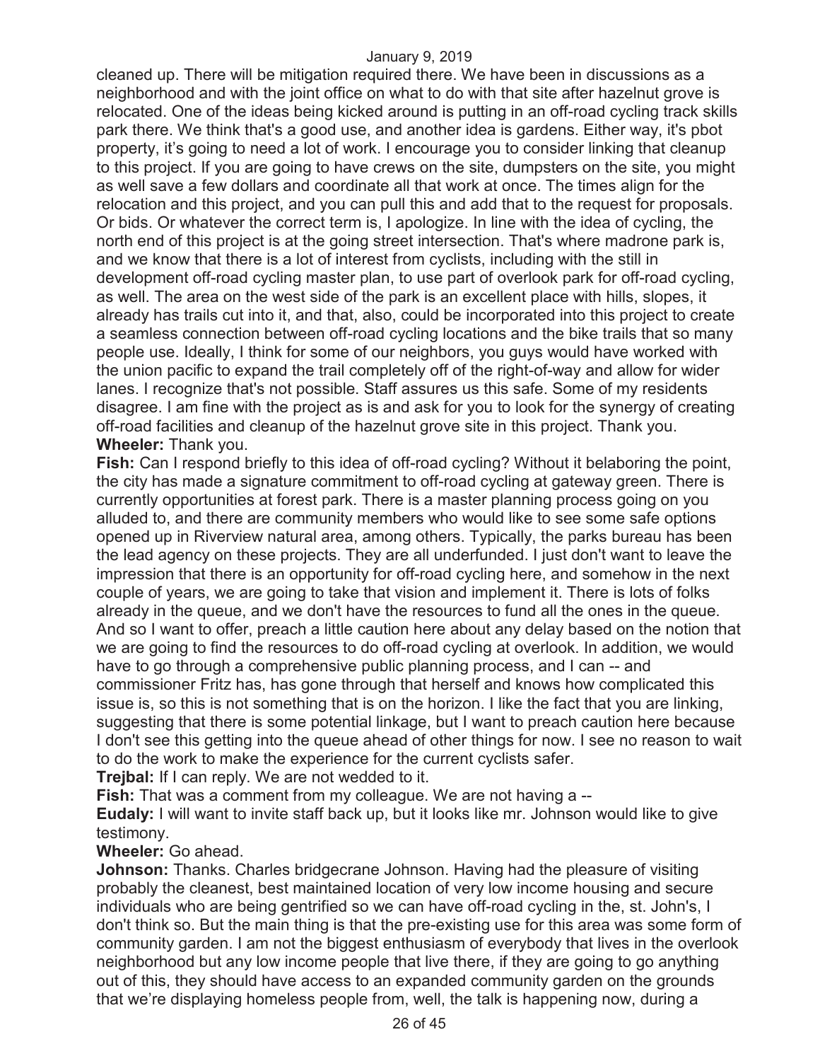cleaned up. There will be mitigation required there. We have been in discussions as a neighborhood and with the joint office on what to do with that site after hazelnut grove is relocated. One of the ideas being kicked around is putting in an off-road cycling track skills park there. We think that's a good use, and another idea is gardens. Either way, it's pbot property, it's going to need a lot of work. I encourage you to consider linking that cleanup to this project. If you are going to have crews on the site, dumpsters on the site, you might as well save a few dollars and coordinate all that work at once. The times align for the relocation and this project, and you can pull this and add that to the request for proposals. Or bids. Or whatever the correct term is, I apologize. In line with the idea of cycling, the north end of this project is at the going street intersection. That's where madrone park is, and we know that there is a lot of interest from cyclists, including with the still in development off-road cycling master plan, to use part of overlook park for off-road cycling, as well. The area on the west side of the park is an excellent place with hills, slopes, it already has trails cut into it, and that, also, could be incorporated into this project to create a seamless connection between off-road cycling locations and the bike trails that so many people use. Ideally, I think for some of our neighbors, you guys would have worked with the union pacific to expand the trail completely off of the right-of-way and allow for wider lanes. I recognize that's not possible. Staff assures us this safe. Some of my residents disagree. I am fine with the project as is and ask for you to look for the synergy of creating off-road facilities and cleanup of the hazelnut grove site in this project. Thank you.

**Wheeler:** Thank you.

**Fish:** Can I respond briefly to this idea of off-road cycling? Without it belaboring the point, the city has made a signature commitment to off-road cycling at gateway green. There is currently opportunities at forest park. There is a master planning process going on you alluded to, and there are community members who would like to see some safe options opened up in Riverview natural area, among others. Typically, the parks bureau has been the lead agency on these projects. They are all underfunded. I just don't want to leave the impression that there is an opportunity for off-road cycling here, and somehow in the next couple of years, we are going to take that vision and implement it. There is lots of folks already in the queue, and we don't have the resources to fund all the ones in the queue. And so I want to offer, preach a little caution here about any delay based on the notion that we are going to find the resources to do off-road cycling at overlook. In addition, we would have to go through a comprehensive public planning process, and I can -- and commissioner Fritz has, has gone through that herself and knows how complicated this issue is, so this is not something that is on the horizon. I like the fact that you are linking, suggesting that there is some potential linkage, but I want to preach caution here because I don't see this getting into the queue ahead of other things for now. I see no reason to wait to do the work to make the experience for the current cyclists safer.

**Trejbal:** If I can reply. We are not wedded to it.

**Fish:** That was a comment from my colleague. We are not having a --

**Eudaly:** I will want to invite staff back up, but it looks like mr. Johnson would like to give testimony.

**Wheeler:** Go ahead.

**Johnson:** Thanks. Charles bridgecrane Johnson. Having had the pleasure of visiting probably the cleanest, best maintained location of very low income housing and secure individuals who are being gentrified so we can have off-road cycling in the, st. John's, I don't think so. But the main thing is that the pre-existing use for this area was some form of community garden. I am not the biggest enthusiasm of everybody that lives in the overlook neighborhood but any low income people that live there, if they are going to go anything out of this, they should have access to an expanded community garden on the grounds that we're displaying homeless people from, well, the talk is happening now, during a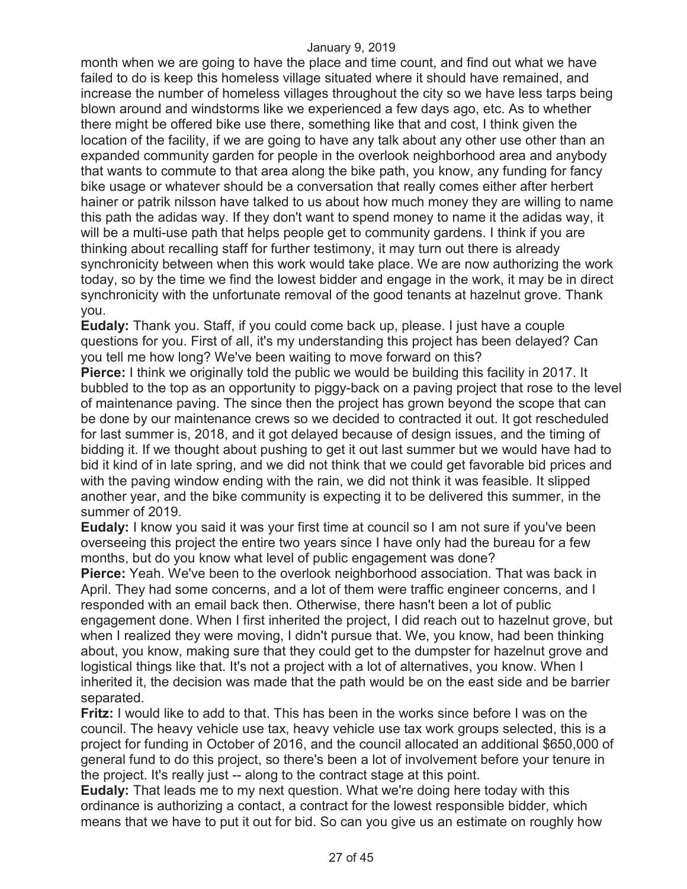month when we are going to have the place and time count, and find out what we have failed to do is keep this homeless village situated where it should have remained, and increase the number of homeless villages throughout the city so we have less tarps being blown around and windstorms like we experienced a few days ago, etc. As to whether there might be offered bike use there, something like that and cost, I think given the location of the facility, if we are going to have any talk about any other use other than an expanded community garden for people in the overlook neighborhood area and anybody that wants to commute to that area along the bike path, you know, any funding for fancy bike usage or whatever should be a conversation that really comes either after herbert hainer or patrik nilsson have talked to us about how much money they are willing to name this path the adidas way. If they don't want to spend money to name it the adidas way, it will be a multi-use path that helps people get to community gardens. I think if you are thinking about recalling staff for further testimony, it may turn out there is already synchronicity between when this work would take place. We are now authorizing the work today, so by the time we find the lowest bidder and engage in the work, it may be in direct synchronicity with the unfortunate removal of the good tenants at hazelnut grove. Thank you.

**Eudaly:** Thank you. Staff, if you could come back up, please. I just have a couple questions for you. First of all, it's my understanding this project has been delayed? Can you tell me how long? We've been waiting to move forward on this?

**Pierce:** I think we originally told the public we would be building this facility in 2017. It bubbled to the top as an opportunity to piggy-back on a paving project that rose to the level of maintenance paving. The since then the project has grown beyond the scope that can be done by our maintenance crews so we decided to contracted it out. It got rescheduled for last summer is, 2018, and it got delayed because of design issues, and the timing of bidding it. If we thought about pushing to get it out last summer but we would have had to bid it kind of in late spring, and we did not think that we could get favorable bid prices and with the paving window ending with the rain, we did not think it was feasible. It slipped another year, and the bike community is expecting it to be delivered this summer, in the summer of 2019.

**Eudaly:** I know you said it was your first time at council so I am not sure if you've been overseeing this project the entire two years since I have only had the bureau for a few months, but do you know what level of public engagement was done?

**Pierce:** Yeah. We've been to the overlook neighborhood association. That was back in April. They had some concerns, and a lot of them were traffic engineer concerns, and I responded with an email back then. Otherwise, there hasn't been a lot of public engagement done. When I first inherited the project, I did reach out to hazelnut grove, but when I realized they were moving, I didn't pursue that. We, you know, had been thinking about, you know, making sure that they could get to the dumpster for hazelnut grove and logistical things like that. It's not a project with a lot of alternatives, you know. When I inherited it, the decision was made that the path would be on the east side and be barrier separated.

**Fritz:** I would like to add to that. This has been in the works since before I was on the council. The heavy vehicle use tax, heavy vehicle use tax work groups selected, this is a project for funding in October of 2016, and the council allocated an additional $650,000 of general fund to do this project, so there's been a lot of involvement before your tenure in the project. It's really just -- along to the contract stage at this point.

**Eudaly:** That leads me to my next question. What we're doing here today with this ordinance is authorizing a contact, a contract for the lowest responsible bidder, which means that we have to put it out for bid. So can you give us an estimate on roughly how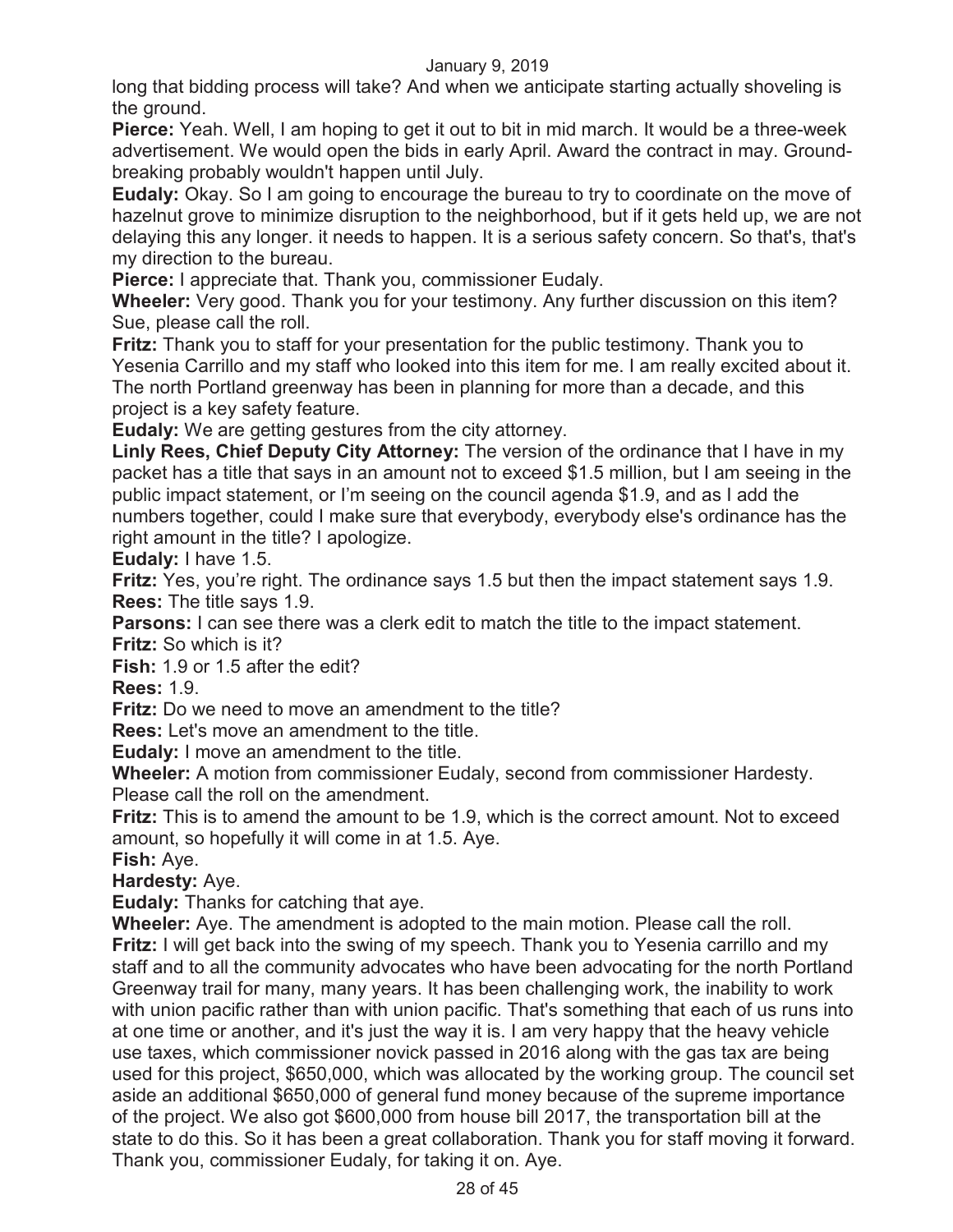long that bidding process will take? And when we anticipate starting actually shoveling is the ground.

**Pierce:** Yeah. Well, I am hoping to get it out to bit in mid march. It would be a three-week advertisement. We would open the bids in early April. Award the contract in may. Ground-breaking probably wouldn't happen until July.

**Eudaly:** Okay. So I am going to encourage the bureau to try to coordinate on the move of hazelnut grove to minimize disruption to the neighborhood, but if it gets held up, we are not delaying this any longer. it needs to happen. It is a serious safety concern. So that's, that's my direction to the bureau.

**Pierce:** I appreciate that. Thank you, commissioner Eudaly.

**Wheeler:** Very good. Thank you for your testimony. Any further discussion on this item? Sue, please call the roll.

**Fritz:** Thank you to staff for your presentation for the public testimony. Thank you to Yesenia Carrillo and my staff who looked into this item for me. I am really excited about it. The north Portland greenway has been in planning for more than a decade, and this project is a key safety feature.

**Eudaly:** We are getting gestures from the city attorney.

**Linly Rees, Chief Deputy City Attorney:** The version of the ordinance that I have in my packet has a title that says in an amount not to exceed $1.5 million, but I am seeing in the public impact statement, or I'm seeing on the council agenda $1.9, and as I add the numbers together, could I make sure that everybody, everybody else's ordinance has the right amount in the title? I apologize.

**Eudaly:** I have 1.5.

**Fritz:** Yes, you're right. The ordinance says 1.5 but then the impact statement says 1.9.

**Rees:** The title says 1.9.

**Parsons:** I can see there was a clerk edit to match the title to the impact statement.

**Fritz:** So which is it?

**Fish:** 1.9 or 1.5 after the edit?

**Rees:** 1.9.

**Fritz:** Do we need to move an amendment to the title?

**Rees:** Let's move an amendment to the title.

**Eudaly:** I move an amendment to the title.

**Wheeler:** A motion from commissioner Eudaly, second from commissioner Hardesty. Please call the roll on the amendment.

**Fritz:** This is to amend the amount to be 1.9, which is the correct amount. Not to exceed amount, so hopefully it will come in at 1.5. Aye.

**Fish:** Aye.

**Hardesty:** Aye.

**Eudaly:** Thanks for catching that aye.

**Wheeler:** Aye. The amendment is adopted to the main motion. Please call the roll.

**Fritz:** I will get back into the swing of my speech. Thank you to Yesenia carrillo and my staff and to all the community advocates who have been advocating for the north Portland Greenway trail for many, many years. It has been challenging work, the inability to work with union pacific rather than with union pacific. That's something that each of us runs into at one time or another, and it's just the way it is. I am very happy that the heavy vehicle use taxes, which commissioner novick passed in 2016 along with the gas tax are being used for this project, $650,000, which was allocated by the working group. The council set aside an additional $650,000 of general fund money because of the supreme importance of the project. We also got $600,000 from house bill 2017, the transportation bill at the state to do this. So it has been a great collaboration. Thank you for staff moving it forward. Thank you, commissioner Eudaly, for taking it on. Aye.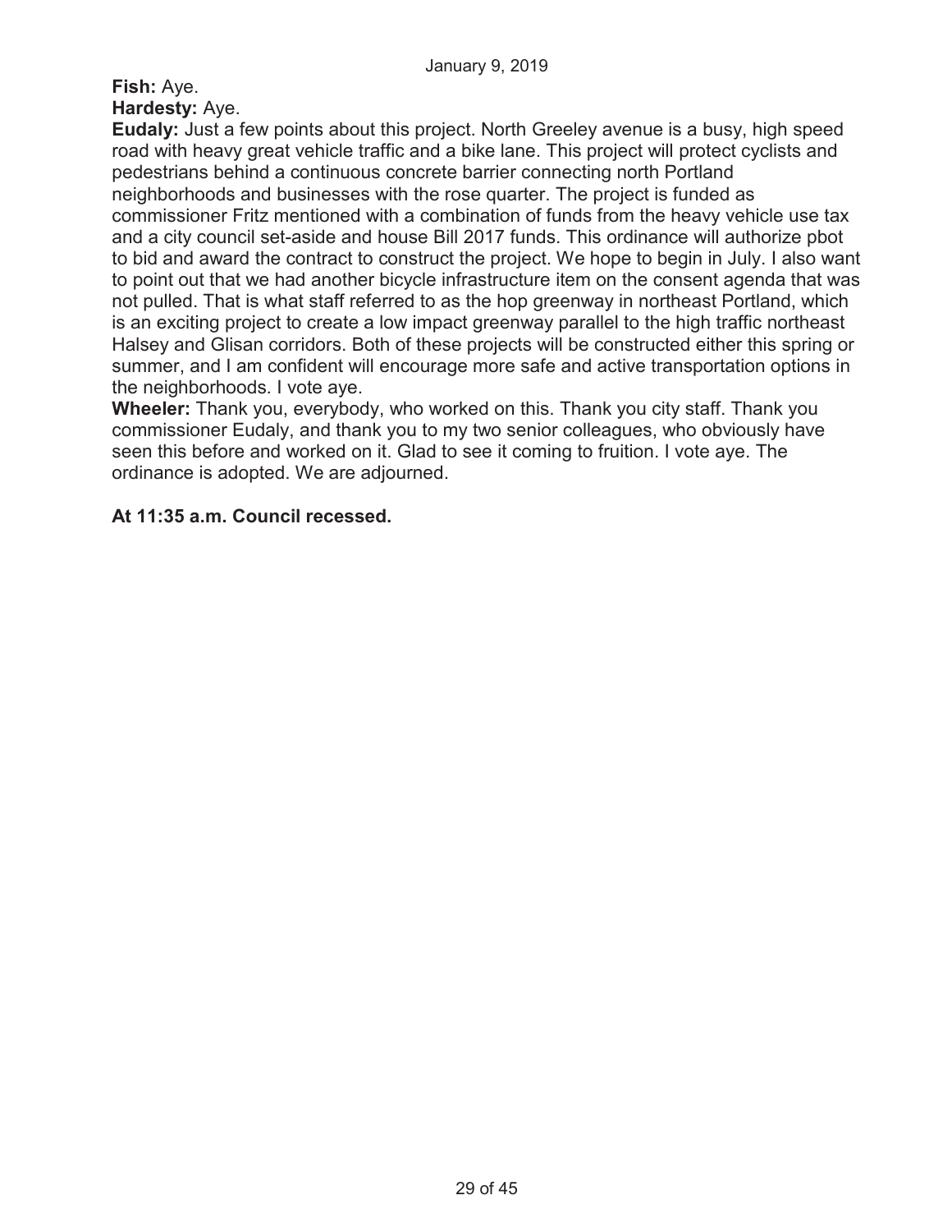**Fish:** Aye.

**Hardesty:** Aye.

**Eudaly:** Just a few points about this project. North Greeley avenue is a busy, high speed road with heavy great vehicle traffic and a bike lane. This project will protect cyclists and pedestrians behind a continuous concrete barrier connecting north Portland neighborhoods and businesses with the rose quarter. The project is funded as commissioner Fritz mentioned with a combination of funds from the heavy vehicle use tax and a city council set-aside and house Bill 2017 funds. This ordinance will authorize pbot to bid and award the contract to construct the project. We hope to begin in July. I also want to point out that we had another bicycle infrastructure item on the consent agenda that was not pulled. That is what staff referred to as the hop greenway in northeast Portland, which is an exciting project to create a low impact greenway parallel to the high traffic northeast Halsey and Glisan corridors. Both of these projects will be constructed either this spring or summer, and I am confident will encourage more safe and active transportation options in the neighborhoods. I vote aye.

**Wheeler:** Thank you, everybody, who worked on this. Thank you city staff. Thank you commissioner Eudaly, and thank you to my two senior colleagues, who obviously have seen this before and worked on it. Glad to see it coming to fruition. I vote aye. The ordinance is adopted. We are adjourned.

**At 11:35 a.m. Council recessed.**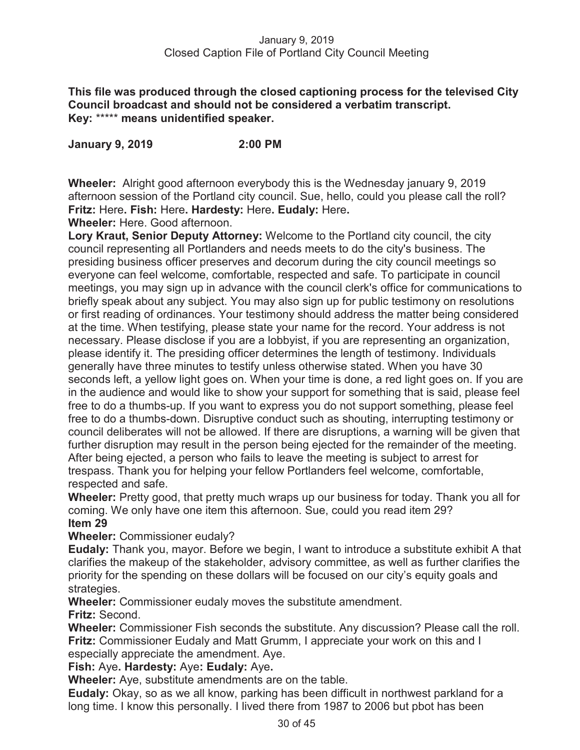January 9, 2019
Closed Caption File of Portland City Council Meeting

**This file was produced through the closed captioning process for the televised City Council broadcast and should not be considered a verbatim transcript.**
**Key:** ***** **means unidentified speaker.**

**January 9, 2019 2:00 PM**

**Wheeler:** Alright good afternoon everybody this is the Wednesday january 9, 2019 afternoon session of the Portland city council. Sue, hello, could you please call the roll?
**Fritz:** Here**. Fish:** Here**. Hardesty:** Here**. Eudaly:** Here**.**
**Wheeler:** Here. Good afternoon.
**Lory Kraut, Senior Deputy Attorney:** Welcome to the Portland city council, the city council representing all Portlanders and needs meets to do the city's business. The presiding business officer preserves and decorum during the city council meetings so everyone can feel welcome, comfortable, respected and safe. To participate in council meetings, you may sign up in advance with the council clerk's office for communications to briefly speak about any subject. You may also sign up for public testimony on resolutions or first reading of ordinances. Your testimony should address the matter being considered at the time. When testifying, please state your name for the record. Your address is not necessary. Please disclose if you are a lobbyist, if you are representing an organization, please identify it. The presiding officer determines the length of testimony. Individuals generally have three minutes to testify unless otherwise stated. When you have 30 seconds left, a yellow light goes on. When your time is done, a red light goes on. If you are in the audience and would like to show your support for something that is said, please feel free to do a thumbs-up. If you want to express you do not support something, please feel free to do a thumbs-down. Disruptive conduct such as shouting, interrupting testimony or council deliberates will not be allowed. If there are disruptions, a warning will be given that further disruption may result in the person being ejected for the remainder of the meeting. After being ejected, a person who fails to leave the meeting is subject to arrest for trespass. Thank you for helping your fellow Portlanders feel welcome, comfortable, respected and safe.
**Wheeler:** Pretty good, that pretty much wraps up our business for today. Thank you all for coming. We only have one item this afternoon. Sue, could you read item 29?
**Item 29**
**Wheeler:** Commissioner eudaly?
**Eudaly:** Thank you, mayor. Before we begin, I want to introduce a substitute exhibit A that clarifies the makeup of the stakeholder, advisory committee, as well as further clarifies the priority for the spending on these dollars will be focused on our city's equity goals and strategies.
**Wheeler:** Commissioner eudaly moves the substitute amendment.
**Fritz:** Second.
**Wheeler:** Commissioner Fish seconds the substitute. Any discussion? Please call the roll.
**Fritz:** Commissioner Eudaly and Matt Grumm, I appreciate your work on this and I especially appreciate the amendment. Aye.
**Fish:** Aye**. Hardesty:** Aye**: Eudaly:** Aye**.**
**Wheeler:** Aye, substitute amendments are on the table.
**Eudaly:** Okay, so as we all know, parking has been difficult in northwest parkland for a long time. I know this personally. I lived there from 1987 to 2006 but pbot has been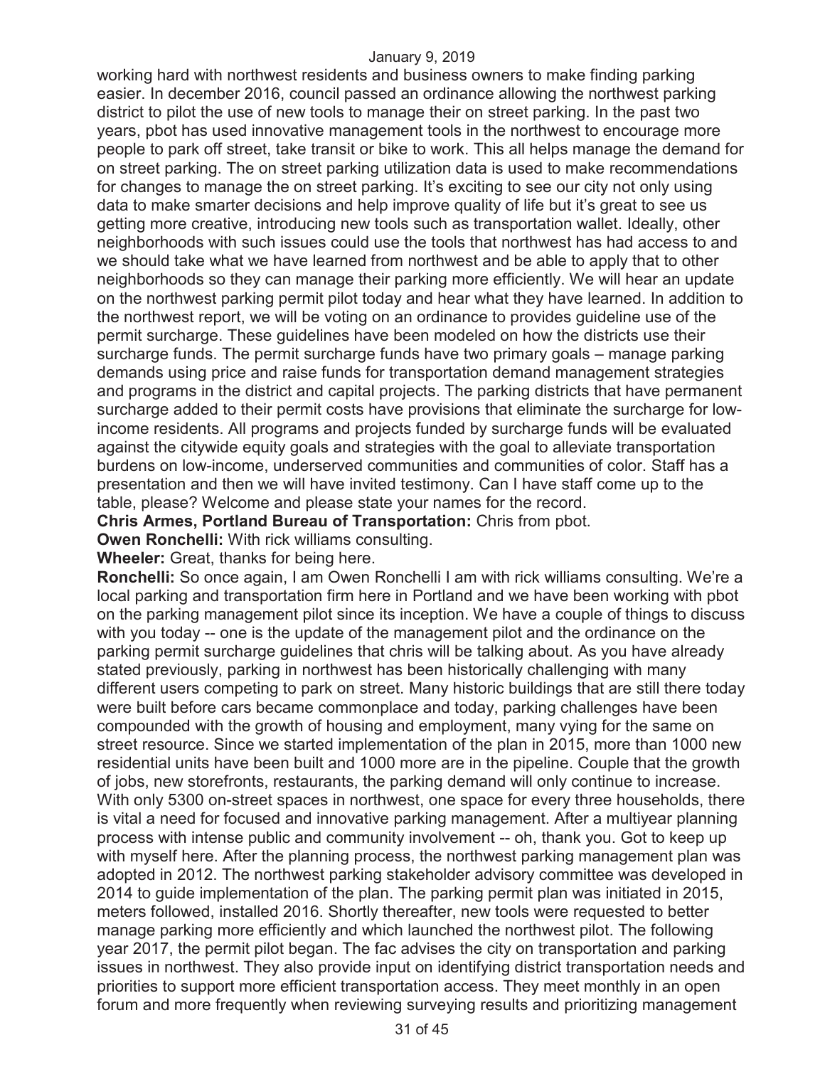working hard with northwest residents and business owners to make finding parking easier. In december 2016, council passed an ordinance allowing the northwest parking district to pilot the use of new tools to manage their on street parking. In the past two years, pbot has used innovative management tools in the northwest to encourage more people to park off street, take transit or bike to work. This all helps manage the demand for on street parking. The on street parking utilization data is used to make recommendations for changes to manage the on street parking. It's exciting to see our city not only using data to make smarter decisions and help improve quality of life but it's great to see us getting more creative, introducing new tools such as transportation wallet. Ideally, other neighborhoods with such issues could use the tools that northwest has had access to and we should take what we have learned from northwest and be able to apply that to other neighborhoods so they can manage their parking more efficiently. We will hear an update on the northwest parking permit pilot today and hear what they have learned. In addition to the northwest report, we will be voting on an ordinance to provides guideline use of the permit surcharge. These guidelines have been modeled on how the districts use their surcharge funds. The permit surcharge funds have two primary goals – manage parking demands using price and raise funds for transportation demand management strategies and programs in the district and capital projects. The parking districts that have permanent surcharge added to their permit costs have provisions that eliminate the surcharge for low-income residents. All programs and projects funded by surcharge funds will be evaluated against the citywide equity goals and strategies with the goal to alleviate transportation burdens on low-income, underserved communities and communities of color. Staff has a presentation and then we will have invited testimony. Can I have staff come up to the table, please? Welcome and please state your names for the record.

**Chris Armes, Portland Bureau of Transportation:** Chris from pbot.

**Owen Ronchelli:** With rick williams consulting.

**Wheeler:** Great, thanks for being here.

**Ronchelli:** So once again, I am Owen Ronchelli I am with rick williams consulting. We're a local parking and transportation firm here in Portland and we have been working with pbot on the parking management pilot since its inception. We have a couple of things to discuss with you today -- one is the update of the management pilot and the ordinance on the parking permit surcharge guidelines that chris will be talking about. As you have already stated previously, parking in northwest has been historically challenging with many different users competing to park on street. Many historic buildings that are still there today were built before cars became commonplace and today, parking challenges have been compounded with the growth of housing and employment, many vying for the same on street resource. Since we started implementation of the plan in 2015, more than 1000 new residential units have been built and 1000 more are in the pipeline. Couple that the growth of jobs, new storefronts, restaurants, the parking demand will only continue to increase. With only 5300 on-street spaces in northwest, one space for every three households, there is vital a need for focused and innovative parking management. After a multiyear planning process with intense public and community involvement -- oh, thank you. Got to keep up with myself here. After the planning process, the northwest parking management plan was adopted in 2012. The northwest parking stakeholder advisory committee was developed in 2014 to guide implementation of the plan. The parking permit plan was initiated in 2015, meters followed, installed 2016. Shortly thereafter, new tools were requested to better manage parking more efficiently and which launched the northwest pilot. The following year 2017, the permit pilot began. The fac advises the city on transportation and parking issues in northwest. They also provide input on identifying district transportation needs and priorities to support more efficient transportation access. They meet monthly in an open forum and more frequently when reviewing surveying results and prioritizing management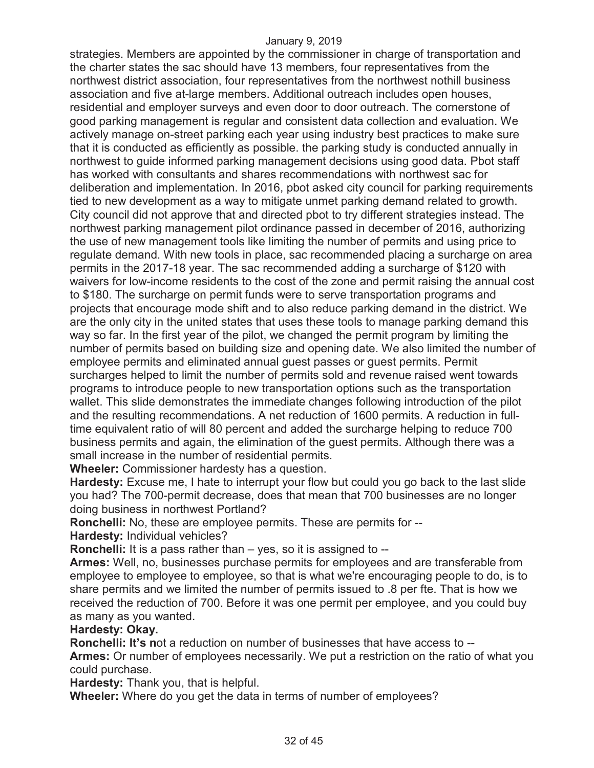strategies. Members are appointed by the commissioner in charge of transportation and the charter states the sac should have 13 members, four representatives from the northwest district association, four representatives from the northwest nothill business association and five at-large members. Additional outreach includes open houses, residential and employer surveys and even door to door outreach. The cornerstone of good parking management is regular and consistent data collection and evaluation. We actively manage on-street parking each year using industry best practices to make sure that it is conducted as efficiently as possible. the parking study is conducted annually in northwest to guide informed parking management decisions using good data. Pbot staff has worked with consultants and shares recommendations with northwest sac for deliberation and implementation. In 2016, pbot asked city council for parking requirements tied to new development as a way to mitigate unmet parking demand related to growth. City council did not approve that and directed pbot to try different strategies instead. The northwest parking management pilot ordinance passed in december of 2016, authorizing the use of new management tools like limiting the number of permits and using price to regulate demand. With new tools in place, sac recommended placing a surcharge on area permits in the 2017-18 year. The sac recommended adding a surcharge of $120 with waivers for low-income residents to the cost of the zone and permit raising the annual cost to $180. The surcharge on permit funds were to serve transportation programs and projects that encourage mode shift and to also reduce parking demand in the district. We are the only city in the united states that uses these tools to manage parking demand this way so far. In the first year of the pilot, we changed the permit program by limiting the number of permits based on building size and opening date. We also limited the number of employee permits and eliminated annual guest passes or guest permits. Permit surcharges helped to limit the number of permits sold and revenue raised went towards programs to introduce people to new transportation options such as the transportation wallet. This slide demonstrates the immediate changes following introduction of the pilot and the resulting recommendations. A net reduction of 1600 permits. A reduction in full-time equivalent ratio of will 80 percent and added the surcharge helping to reduce 700 business permits and again, the elimination of the guest permits. Although there was a small increase in the number of residential permits.

**Wheeler:** Commissioner hardesty has a question.

**Hardesty:** Excuse me, I hate to interrupt your flow but could you go back to the last slide you had? The 700-permit decrease, does that mean that 700 businesses are no longer doing business in northwest Portland?

**Ronchelli:** No, these are employee permits. These are permits for --

**Hardesty:** Individual vehicles?

**Ronchelli:** It is a pass rather than – yes, so it is assigned to --

**Armes:** Well, no, businesses purchase permits for employees and are transferable from employee to employee, so that is what we're encouraging people to do, is to share permits and we limited the number of permits issued to .8 per fte. That is how we received the reduction of 700. Before it was one permit per employee, and you could buy as many as you wanted.

**Hardesty: Okay.**

**Ronchelli: It's n**ot a reduction on number of businesses that have access to --

**Armes:** Or number of employees necessarily. We put a restriction on the ratio of what you could purchase.

**Hardesty:** Thank you, that is helpful.

**Wheeler:** Where do you get the data in terms of number of employees?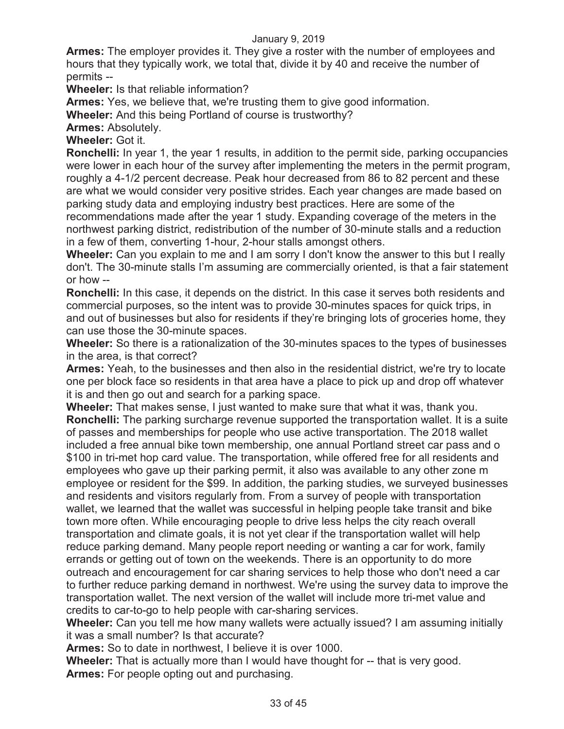**Armes:** The employer provides it. They give a roster with the number of employees and hours that they typically work, we total that, divide it by 40 and receive the number of permits --

**Wheeler:** Is that reliable information?

**Armes:** Yes, we believe that, we're trusting them to give good information.

**Wheeler:** And this being Portland of course is trustworthy?

**Armes:** Absolutely.

**Wheeler:** Got it.

**Ronchelli:** In year 1, the year 1 results, in addition to the permit side, parking occupancies were lower in each hour of the survey after implementing the meters in the permit program, roughly a 4-1/2 percent decrease. Peak hour decreased from 86 to 82 percent and these are what we would consider very positive strides. Each year changes are made based on parking study data and employing industry best practices. Here are some of the recommendations made after the year 1 study. Expanding coverage of the meters in the northwest parking district, redistribution of the number of 30-minute stalls and a reduction in a few of them, converting 1-hour, 2-hour stalls amongst others.

**Wheeler:** Can you explain to me and I am sorry I don't know the answer to this but I really don't. The 30-minute stalls I'm assuming are commercially oriented, is that a fair statement or how --

**Ronchelli:** In this case, it depends on the district. In this case it serves both residents and commercial purposes, so the intent was to provide 30-minutes spaces for quick trips, in and out of businesses but also for residents if they're bringing lots of groceries home, they can use those the 30-minute spaces.

**Wheeler:** So there is a rationalization of the 30-minutes spaces to the types of businesses in the area, is that correct?

**Armes:** Yeah, to the businesses and then also in the residential district, we're try to locate one per block face so residents in that area have a place to pick up and drop off whatever it is and then go out and search for a parking space.

**Wheeler:** That makes sense, I just wanted to make sure that what it was, thank you.

**Ronchelli:** The parking surcharge revenue supported the transportation wallet. It is a suite of passes and memberships for people who use active transportation. The 2018 wallet included a free annual bike town membership, one annual Portland street car pass and o $100 in tri-met hop card value. The transportation, while offered free for all residents and employees who gave up their parking permit, it also was available to any other zone m employee or resident for the $99. In addition, the parking studies, we surveyed businesses and residents and visitors regularly from. From a survey of people with transportation wallet, we learned that the wallet was successful in helping people take transit and bike town more often. While encouraging people to drive less helps the city reach overall transportation and climate goals, it is not yet clear if the transportation wallet will help reduce parking demand. Many people report needing or wanting a car for work, family errands or getting out of town on the weekends. There is an opportunity to do more outreach and encouragement for car sharing services to help those who don't need a car to further reduce parking demand in northwest. We're using the survey data to improve the transportation wallet. The next version of the wallet will include more tri-met value and credits to car-to-go to help people with car-sharing services.

**Wheeler:** Can you tell me how many wallets were actually issued? I am assuming initially it was a small number? Is that accurate?

**Armes:** So to date in northwest, I believe it is over 1000.

**Wheeler:** That is actually more than I would have thought for -- that is very good.

**Armes:** For people opting out and purchasing.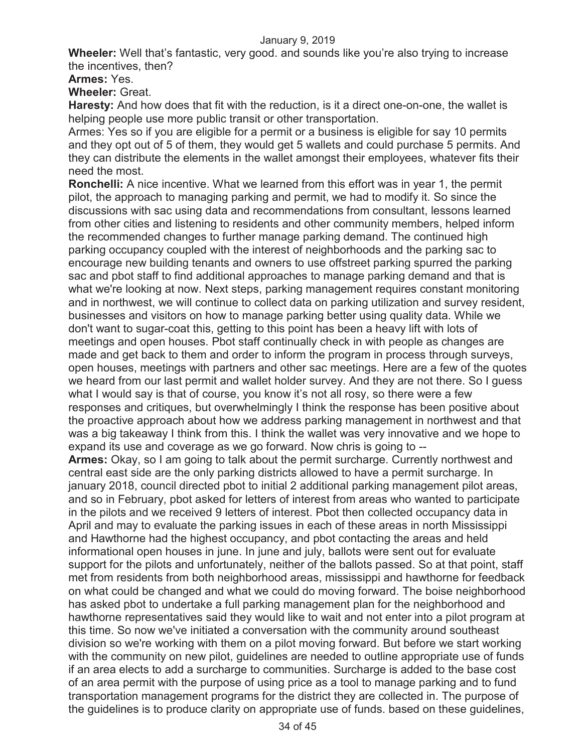**Wheeler:** Well that's fantastic, very good. and sounds like you're also trying to increase the incentives, then?

**Armes:** Yes.

**Wheeler:** Great.

**Haresty:** And how does that fit with the reduction, is it a direct one-on-one, the wallet is helping people use more public transit or other transportation.

Armes: Yes so if you are eligible for a permit or a business is eligible for say 10 permits and they opt out of 5 of them, they would get 5 wallets and could purchase 5 permits. And they can distribute the elements in the wallet amongst their employees, whatever fits their need the most.

**Ronchelli:** A nice incentive. What we learned from this effort was in year 1, the permit pilot, the approach to managing parking and permit, we had to modify it. So since the discussions with sac using data and recommendations from consultant, lessons learned from other cities and listening to residents and other community members, helped inform the recommended changes to further manage parking demand. The continued high parking occupancy coupled with the interest of neighborhoods and the parking sac to encourage new building tenants and owners to use offstreet parking spurred the parking sac and pbot staff to find additional approaches to manage parking demand and that is what we're looking at now. Next steps, parking management requires constant monitoring and in northwest, we will continue to collect data on parking utilization and survey resident, businesses and visitors on how to manage parking better using quality data. While we don't want to sugar-coat this, getting to this point has been a heavy lift with lots of meetings and open houses. Pbot staff continually check in with people as changes are made and get back to them and order to inform the program in process through surveys, open houses, meetings with partners and other sac meetings. Here are a few of the quotes we heard from our last permit and wallet holder survey. And they are not there. So I guess what I would say is that of course, you know it's not all rosy, so there were a few responses and critiques, but overwhelmingly I think the response has been positive about the proactive approach about how we address parking management in northwest and that was a big takeaway I think from this. I think the wallet was very innovative and we hope to expand its use and coverage as we go forward. Now chris is going to --

**Armes:** Okay, so I am going to talk about the permit surcharge. Currently northwest and central east side are the only parking districts allowed to have a permit surcharge. In january 2018, council directed pbot to initial 2 additional parking management pilot areas, and so in February, pbot asked for letters of interest from areas who wanted to participate in the pilots and we received 9 letters of interest. Pbot then collected occupancy data in April and may to evaluate the parking issues in each of these areas in north Mississippi and Hawthorne had the highest occupancy, and pbot contacting the areas and held informational open houses in june. In june and july, ballots were sent out for evaluate support for the pilots and unfortunately, neither of the ballots passed. So at that point, staff met from residents from both neighborhood areas, mississippi and hawthorne for feedback on what could be changed and what we could do moving forward. The boise neighborhood has asked pbot to undertake a full parking management plan for the neighborhood and hawthorne representatives said they would like to wait and not enter into a pilot program at this time. So now we've initiated a conversation with the community around southeast division so we're working with them on a pilot moving forward. But before we start working with the community on new pilot, guidelines are needed to outline appropriate use of funds if an area elects to add a surcharge to communities. Surcharge is added to the base cost of an area permit with the purpose of using price as a tool to manage parking and to fund transportation management programs for the district they are collected in. The purpose of the guidelines is to produce clarity on appropriate use of funds. based on these guidelines,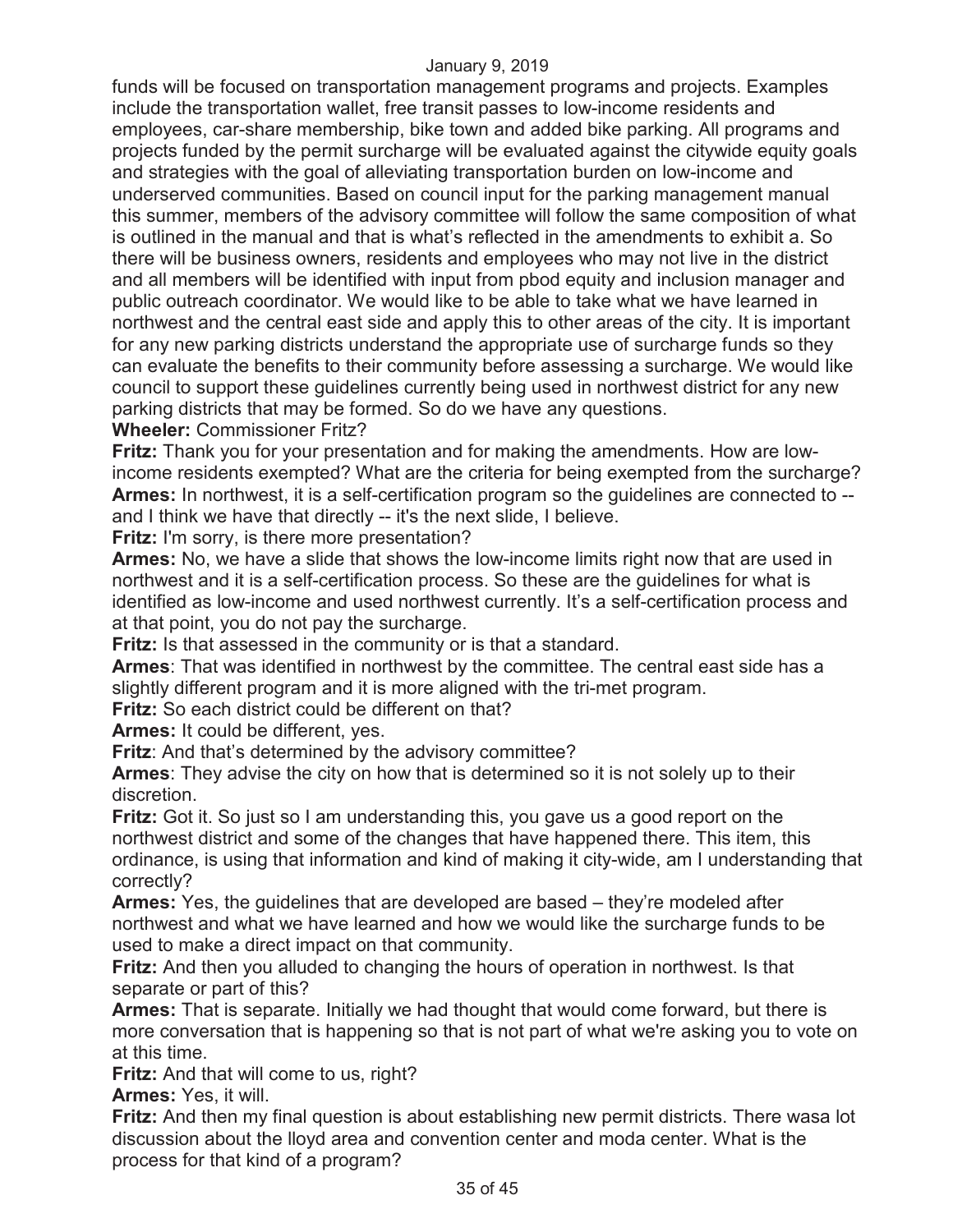funds will be focused on transportation management programs and projects. Examples include the transportation wallet, free transit passes to low-income residents and employees, car-share membership, bike town and added bike parking. All programs and projects funded by the permit surcharge will be evaluated against the citywide equity goals and strategies with the goal of alleviating transportation burden on low-income and underserved communities. Based on council input for the parking management manual this summer, members of the advisory committee will follow the same composition of what is outlined in the manual and that is what's reflected in the amendments to exhibit a. So there will be business owners, residents and employees who may not live in the district and all members will be identified with input from pbod equity and inclusion manager and public outreach coordinator. We would like to be able to take what we have learned in northwest and the central east side and apply this to other areas of the city. It is important for any new parking districts understand the appropriate use of surcharge funds so they can evaluate the benefits to their community before assessing a surcharge. We would like council to support these guidelines currently being used in northwest district for any new parking districts that may be formed. So do we have any questions.

**Wheeler:** Commissioner Fritz?

**Fritz:** Thank you for your presentation and for making the amendments. How are low-income residents exempted? What are the criteria for being exempted from the surcharge?

**Armes:** In northwest, it is a self-certification program so the guidelines are connected to -- and I think we have that directly -- it's the next slide, I believe.

**Fritz:** I'm sorry, is there more presentation?

**Armes:** No, we have a slide that shows the low-income limits right now that are used in northwest and it is a self-certification process. So these are the guidelines for what is identified as low-income and used northwest currently. It's a self-certification process and at that point, you do not pay the surcharge.

**Fritz:** Is that assessed in the community or is that a standard.

**Armes**: That was identified in northwest by the committee. The central east side has a slightly different program and it is more aligned with the tri-met program.

**Fritz:** So each district could be different on that?

**Armes:** It could be different, yes.

**Fritz**: And that's determined by the advisory committee?

**Armes**: They advise the city on how that is determined so it is not solely up to their discretion.

**Fritz:** Got it. So just so I am understanding this, you gave us a good report on the northwest district and some of the changes that have happened there. This item, this ordinance, is using that information and kind of making it city-wide, am I understanding that correctly?

**Armes:** Yes, the guidelines that are developed are based – they're modeled after northwest and what we have learned and how we would like the surcharge funds to be used to make a direct impact on that community.

**Fritz:** And then you alluded to changing the hours of operation in northwest. Is that separate or part of this?

**Armes:** That is separate. Initially we had thought that would come forward, but there is more conversation that is happening so that is not part of what we're asking you to vote on at this time.

**Fritz:** And that will come to us, right?

**Armes:** Yes, it will.

**Fritz:** And then my final question is about establishing new permit districts. There wasa lot discussion about the lloyd area and convention center and moda center. What is the process for that kind of a program?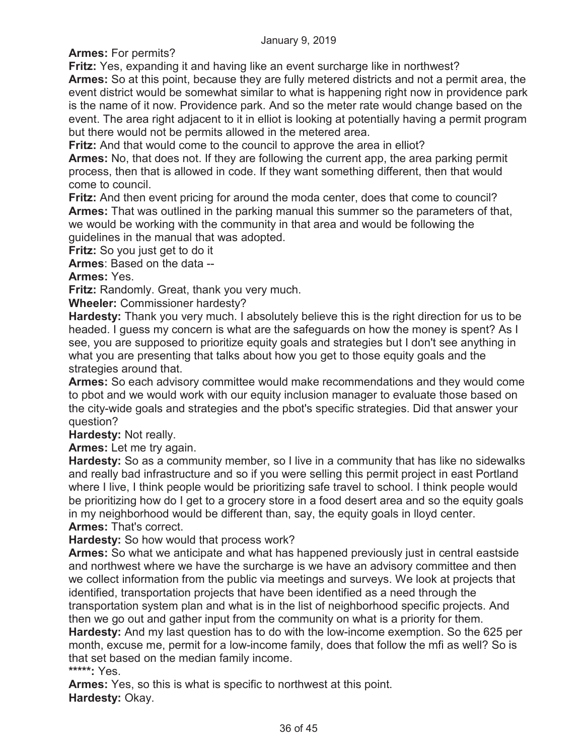**Armes:** For permits?

**Fritz:** Yes, expanding it and having like an event surcharge like in northwest?

**Armes:** So at this point, because they are fully metered districts and not a permit area, the event district would be somewhat similar to what is happening right now in providence park is the name of it now. Providence park. And so the meter rate would change based on the event. The area right adjacent to it in elliot is looking at potentially having a permit program but there would not be permits allowed in the metered area.

**Fritz:** And that would come to the council to approve the area in elliot?

**Armes:** No, that does not. If they are following the current app, the area parking permit process, then that is allowed in code. If they want something different, then that would come to council.

**Fritz:** And then event pricing for around the moda center, does that come to council?

**Armes:** That was outlined in the parking manual this summer so the parameters of that, we would be working with the community in that area and would be following the guidelines in the manual that was adopted.

**Fritz:** So you just get to do it

**Armes**: Based on the data --

**Armes:** Yes.

**Fritz:** Randomly. Great, thank you very much.

**Wheeler:** Commissioner hardesty?

**Hardesty:** Thank you very much. I absolutely believe this is the right direction for us to be headed. I guess my concern is what are the safeguards on how the money is spent? As I see, you are supposed to prioritize equity goals and strategies but I don't see anything in what you are presenting that talks about how you get to those equity goals and the strategies around that.

**Armes:** So each advisory committee would make recommendations and they would come to pbot and we would work with our equity inclusion manager to evaluate those based on the city-wide goals and strategies and the pbot's specific strategies. Did that answer your question?

**Hardesty:** Not really.

**Armes:** Let me try again.

**Hardesty:** So as a community member, so I live in a community that has like no sidewalks and really bad infrastructure and so if you were selling this permit project in east Portland where I live, I think people would be prioritizing safe travel to school. I think people would be prioritizing how do I get to a grocery store in a food desert area and so the equity goals in my neighborhood would be different than, say, the equity goals in lloyd center.

**Armes:** That's correct.

**Hardesty:** So how would that process work?

**Armes:** So what we anticipate and what has happened previously just in central eastside and northwest where we have the surcharge is we have an advisory committee and then we collect information from the public via meetings and surveys. We look at projects that identified, transportation projects that have been identified as a need through the transportation system plan and what is in the list of neighborhood specific projects. And then we go out and gather input from the community on what is a priority for them.

**Hardesty:** And my last question has to do with the low-income exemption. So the 625 per month, excuse me, permit for a low-income family, does that follow the mfi as well? So is that set based on the median family income.

*****:** Yes.

**Armes:** Yes, so this is what is specific to northwest at this point.

**Hardesty:** Okay.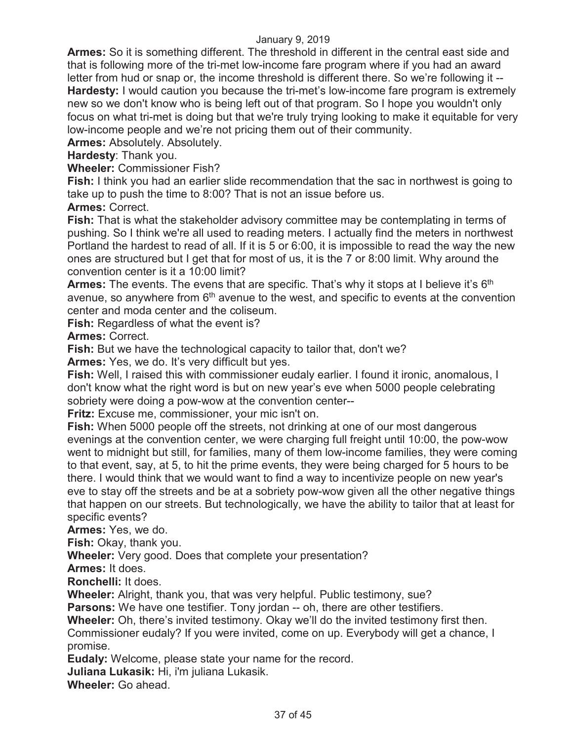**Armes:** So it is something different. The threshold in different in the central east side and that is following more of the tri-met low-income fare program where if you had an award letter from hud or snap or, the income threshold is different there. So we're following it --

**Hardesty:** I would caution you because the tri-met's low-income fare program is extremely new so we don't know who is being left out of that program. So I hope you wouldn't only focus on what tri-met is doing but that we're truly trying looking to make it equitable for very low-income people and we're not pricing them out of their community.

**Armes:** Absolutely. Absolutely.

**Hardesty**: Thank you.

**Wheeler:** Commissioner Fish?

**Fish:** I think you had an earlier slide recommendation that the sac in northwest is going to take up to push the time to 8:00? That is not an issue before us.

**Armes:** Correct.

**Fish:** That is what the stakeholder advisory committee may be contemplating in terms of pushing. So I think we're all used to reading meters. I actually find the meters in northwest Portland the hardest to read of all. If it is 5 or 6:00, it is impossible to read the way the new ones are structured but I get that for most of us, it is the 7 or 8:00 limit. Why around the convention center is it a 10:00 limit?

**Armes:** The events. The evens that are specific. That's why it stops at I believe it's 6th avenue, so anywhere from 6th avenue to the west, and specific to events at the convention center and moda center and the coliseum.

**Fish:** Regardless of what the event is?

**Armes:** Correct.

**Fish:** But we have the technological capacity to tailor that, don't we?

**Armes:** Yes, we do. It's very difficult but yes.

**Fish:** Well, I raised this with commissioner eudaly earlier. I found it ironic, anomalous, I don't know what the right word is but on new year's eve when 5000 people celebrating sobriety were doing a pow-wow at the convention center--

**Fritz:** Excuse me, commissioner, your mic isn't on.

**Fish:** When 5000 people off the streets, not drinking at one of our most dangerous evenings at the convention center, we were charging full freight until 10:00, the pow-wow went to midnight but still, for families, many of them low-income families, they were coming to that event, say, at 5, to hit the prime events, they were being charged for 5 hours to be there. I would think that we would want to find a way to incentivize people on new year's eve to stay off the streets and be at a sobriety pow-wow given all the other negative things that happen on our streets. But technologically, we have the ability to tailor that at least for specific events?

**Armes:** Yes, we do.

**Fish:** Okay, thank you.

**Wheeler:** Very good. Does that complete your presentation?

**Armes:** It does.

**Ronchelli:** It does.

**Wheeler:** Alright, thank you, that was very helpful. Public testimony, sue?

**Parsons:** We have one testifier. Tony jordan -- oh, there are other testifiers.

**Wheeler:** Oh, there's invited testimony. Okay we'll do the invited testimony first then. Commissioner eudaly? If you were invited, come on up. Everybody will get a chance, I promise.

**Eudaly:** Welcome, please state your name for the record.

**Juliana Lukasik:** Hi, i'm juliana Lukasik.

**Wheeler:** Go ahead.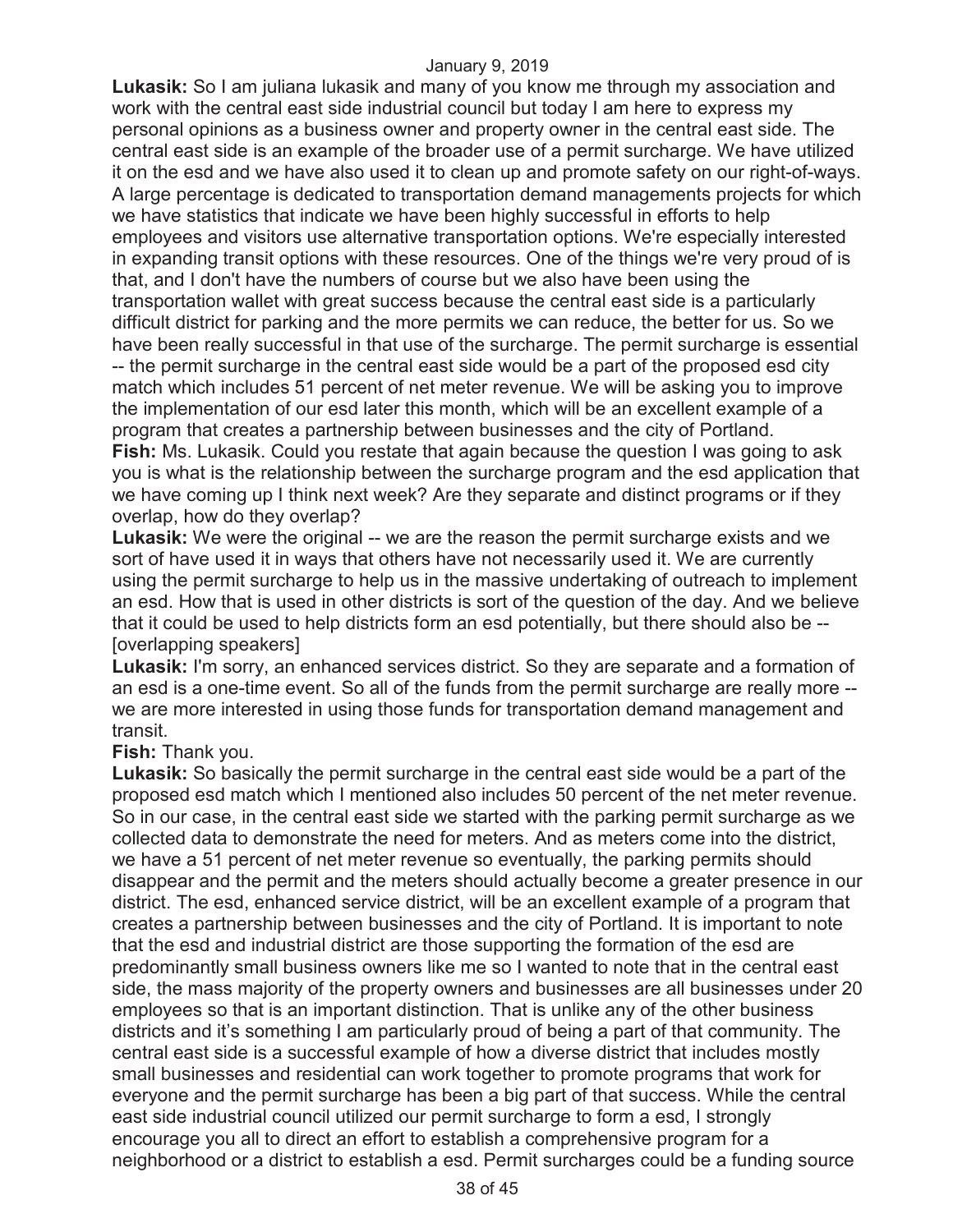**Lukasik:** So I am juliana lukasik and many of you know me through my association and work with the central east side industrial council but today I am here to express my personal opinions as a business owner and property owner in the central east side. The central east side is an example of the broader use of a permit surcharge. We have utilized it on the esd and we have also used it to clean up and promote safety on our right-of-ways. A large percentage is dedicated to transportation demand managements projects for which we have statistics that indicate we have been highly successful in efforts to help employees and visitors use alternative transportation options. We're especially interested in expanding transit options with these resources. One of the things we're very proud of is that, and I don't have the numbers of course but we also have been using the transportation wallet with great success because the central east side is a particularly difficult district for parking and the more permits we can reduce, the better for us. So we have been really successful in that use of the surcharge. The permit surcharge is essential -- the permit surcharge in the central east side would be a part of the proposed esd city match which includes 51 percent of net meter revenue. We will be asking you to improve the implementation of our esd later this month, which will be an excellent example of a program that creates a partnership between businesses and the city of Portland.

**Fish:** Ms. Lukasik. Could you restate that again because the question I was going to ask you is what is the relationship between the surcharge program and the esd application that we have coming up I think next week? Are they separate and distinct programs or if they overlap, how do they overlap?

**Lukasik:** We were the original -- we are the reason the permit surcharge exists and we sort of have used it in ways that others have not necessarily used it. We are currently using the permit surcharge to help us in the massive undertaking of outreach to implement an esd. How that is used in other districts is sort of the question of the day. And we believe that it could be used to help districts form an esd potentially, but there should also be -- [overlapping speakers]

**Lukasik:** I'm sorry, an enhanced services district. So they are separate and a formation of an esd is a one-time event. So all of the funds from the permit surcharge are really more -- we are more interested in using those funds for transportation demand management and transit.

**Fish:** Thank you.

**Lukasik:** So basically the permit surcharge in the central east side would be a part of the proposed esd match which I mentioned also includes 50 percent of the net meter revenue. So in our case, in the central east side we started with the parking permit surcharge as we collected data to demonstrate the need for meters. And as meters come into the district, we have a 51 percent of net meter revenue so eventually, the parking permits should disappear and the permit and the meters should actually become a greater presence in our district. The esd, enhanced service district, will be an excellent example of a program that creates a partnership between businesses and the city of Portland. It is important to note that the esd and industrial district are those supporting the formation of the esd are predominantly small business owners like me so I wanted to note that in the central east side, the mass majority of the property owners and businesses are all businesses under 20 employees so that is an important distinction. That is unlike any of the other business districts and it's something I am particularly proud of being a part of that community. The central east side is a successful example of how a diverse district that includes mostly small businesses and residential can work together to promote programs that work for everyone and the permit surcharge has been a big part of that success. While the central east side industrial council utilized our permit surcharge to form a esd, I strongly encourage you all to direct an effort to establish a comprehensive program for a neighborhood or a district to establish a esd. Permit surcharges could be a funding source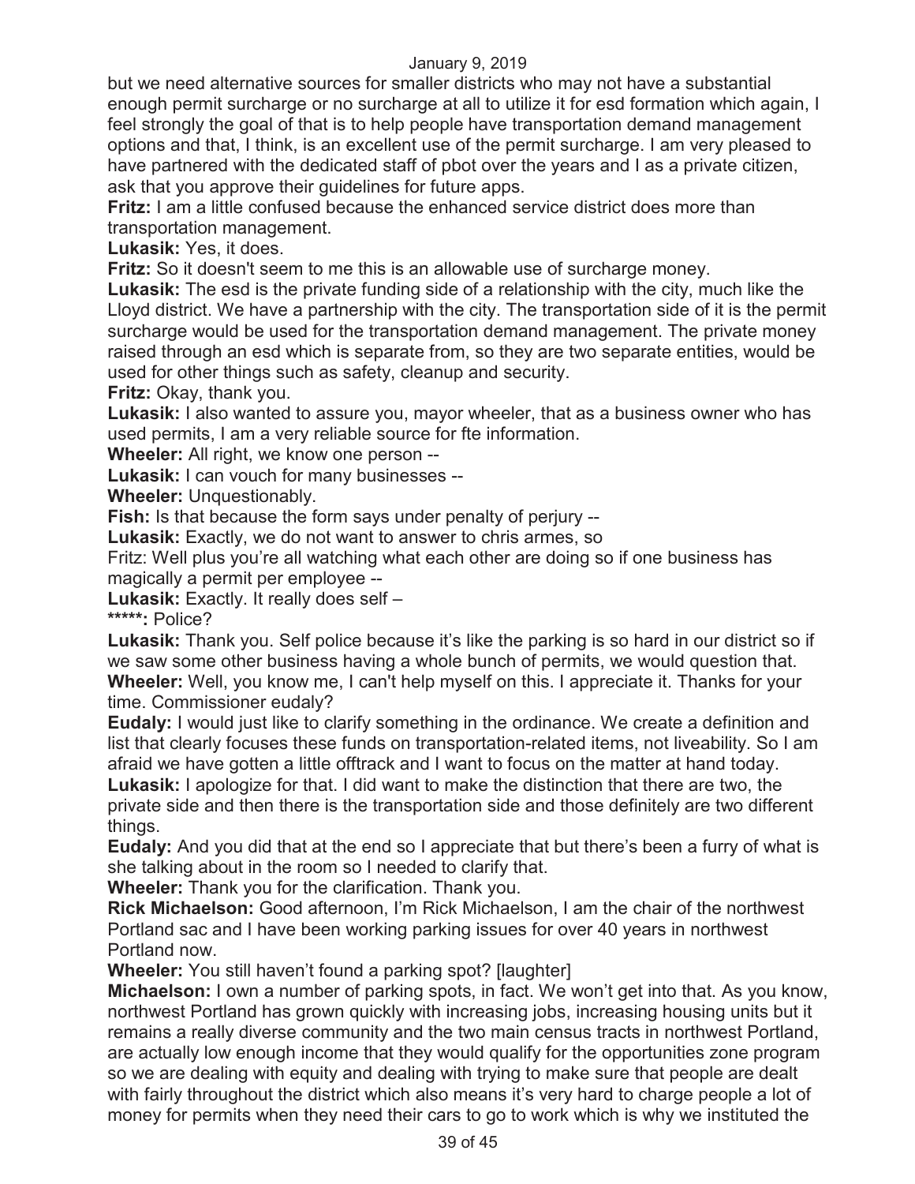but we need alternative sources for smaller districts who may not have a substantial enough permit surcharge or no surcharge at all to utilize it for esd formation which again, I feel strongly the goal of that is to help people have transportation demand management options and that, I think, is an excellent use of the permit surcharge. I am very pleased to have partnered with the dedicated staff of pbot over the years and I as a private citizen, ask that you approve their guidelines for future apps.

**Fritz:** I am a little confused because the enhanced service district does more than transportation management.

**Lukasik:** Yes, it does.

**Fritz:** So it doesn't seem to me this is an allowable use of surcharge money.

**Lukasik:** The esd is the private funding side of a relationship with the city, much like the Lloyd district. We have a partnership with the city. The transportation side of it is the permit surcharge would be used for the transportation demand management. The private money raised through an esd which is separate from, so they are two separate entities, would be used for other things such as safety, cleanup and security.

**Fritz:** Okay, thank you.

**Lukasik:** I also wanted to assure you, mayor wheeler, that as a business owner who has used permits, I am a very reliable source for fte information.

**Wheeler:** All right, we know one person --

**Lukasik:** I can vouch for many businesses --

**Wheeler:** Unquestionably.

**Fish:** Is that because the form says under penalty of perjury --

**Lukasik:** Exactly, we do not want to answer to chris armes, so

Fritz: Well plus you're all watching what each other are doing so if one business has magically a permit per employee --

**Lukasik:** Exactly. It really does self –

**\*\*\*\*\*:** Police?

**Lukasik:** Thank you. Self police because it's like the parking is so hard in our district so if we saw some other business having a whole bunch of permits, we would question that.

**Wheeler:** Well, you know me, I can't help myself on this. I appreciate it. Thanks for your time. Commissioner eudaly?

**Eudaly:** I would just like to clarify something in the ordinance. We create a definition and list that clearly focuses these funds on transportation-related items, not liveability. So I am afraid we have gotten a little offtrack and I want to focus on the matter at hand today.

**Lukasik:** I apologize for that. I did want to make the distinction that there are two, the private side and then there is the transportation side and those definitely are two different things.

**Eudaly:** And you did that at the end so I appreciate that but there's been a furry of what is she talking about in the room so I needed to clarify that.

**Wheeler:** Thank you for the clarification. Thank you.

**Rick Michaelson:** Good afternoon, I'm Rick Michaelson, I am the chair of the northwest Portland sac and I have been working parking issues for over 40 years in northwest Portland now.

**Wheeler:** You still haven't found a parking spot? [laughter]

**Michaelson:** I own a number of parking spots, in fact. We won't get into that. As you know, northwest Portland has grown quickly with increasing jobs, increasing housing units but it remains a really diverse community and the two main census tracts in northwest Portland, are actually low enough income that they would qualify for the opportunities zone program so we are dealing with equity and dealing with trying to make sure that people are dealt with fairly throughout the district which also means it's very hard to charge people a lot of money for permits when they need their cars to go to work which is why we instituted the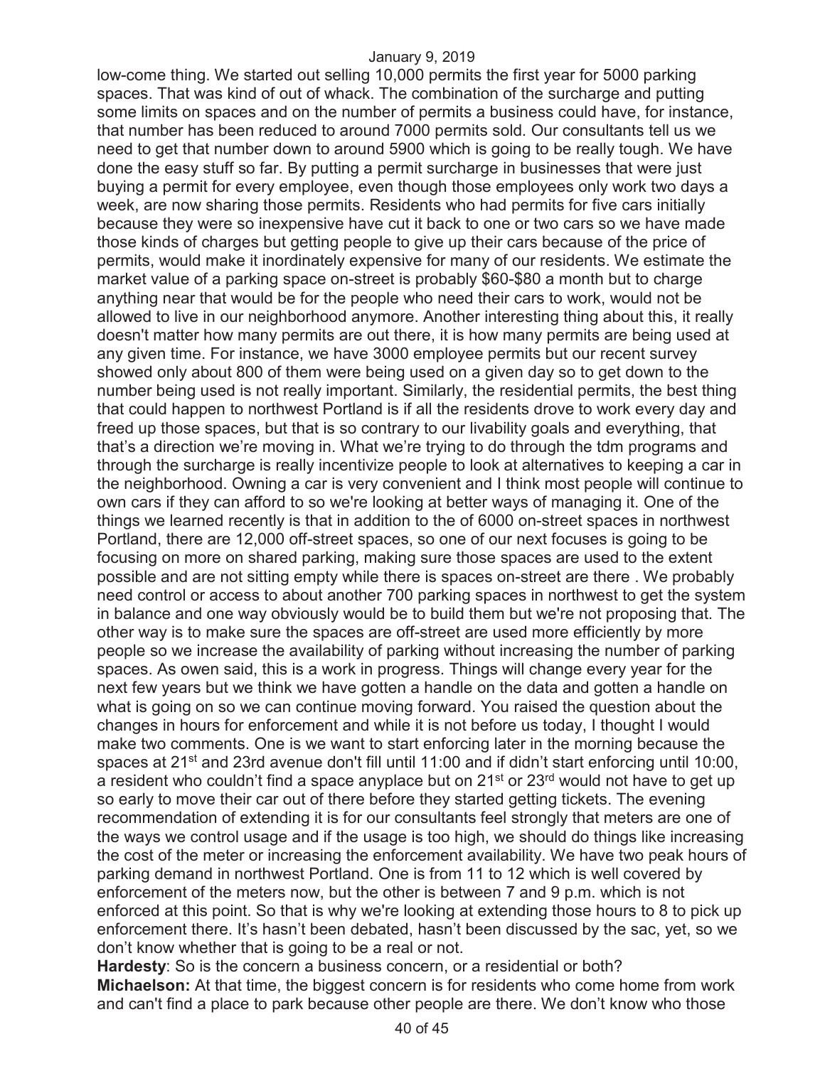low-come thing. We started out selling 10,000 permits the first year for 5000 parking spaces. That was kind of out of whack. The combination of the surcharge and putting some limits on spaces and on the number of permits a business could have, for instance, that number has been reduced to around 7000 permits sold. Our consultants tell us we need to get that number down to around 5900 which is going to be really tough. We have done the easy stuff so far. By putting a permit surcharge in businesses that were just buying a permit for every employee, even though those employees only work two days a week, are now sharing those permits. Residents who had permits for five cars initially because they were so inexpensive have cut it back to one or two cars so we have made those kinds of charges but getting people to give up their cars because of the price of permits, would make it inordinately expensive for many of our residents. We estimate the market value of a parking space on-street is probably $60-$80 a month but to charge anything near that would be for the people who need their cars to work, would not be allowed to live in our neighborhood anymore. Another interesting thing about this, it really doesn't matter how many permits are out there, it is how many permits are being used at any given time. For instance, we have 3000 employee permits but our recent survey showed only about 800 of them were being used on a given day so to get down to the number being used is not really important. Similarly, the residential permits, the best thing that could happen to northwest Portland is if all the residents drove to work every day and freed up those spaces, but that is so contrary to our livability goals and everything, that that's a direction we're moving in. What we're trying to do through the tdm programs and through the surcharge is really incentivize people to look at alternatives to keeping a car in the neighborhood. Owning a car is very convenient and I think most people will continue to own cars if they can afford to so we're looking at better ways of managing it. One of the things we learned recently is that in addition to the of 6000 on-street spaces in northwest Portland, there are 12,000 off-street spaces, so one of our next focuses is going to be focusing on more on shared parking, making sure those spaces are used to the extent possible and are not sitting empty while there is spaces on-street are there . We probably need control or access to about another 700 parking spaces in northwest to get the system in balance and one way obviously would be to build them but we're not proposing that. The other way is to make sure the spaces are off-street are used more efficiently by more people so we increase the availability of parking without increasing the number of parking spaces. As owen said, this is a work in progress. Things will change every year for the next few years but we think we have gotten a handle on the data and gotten a handle on what is going on so we can continue moving forward. You raised the question about the changes in hours for enforcement and while it is not before us today, I thought I would make two comments. One is we want to start enforcing later in the morning because the spaces at 21st and 23rd avenue don't fill until 11:00 and if didn't start enforcing until 10:00, a resident who couldn't find a space anyplace but on 21st or 23rd would not have to get up so early to move their car out of there before they started getting tickets. The evening recommendation of extending it is for our consultants feel strongly that meters are one of the ways we control usage and if the usage is too high, we should do things like increasing the cost of the meter or increasing the enforcement availability. We have two peak hours of parking demand in northwest Portland. One is from 11 to 12 which is well covered by enforcement of the meters now, but the other is between 7 and 9 p.m. which is not enforced at this point. So that is why we're looking at extending those hours to 8 to pick up enforcement there. It's hasn't been debated, hasn't been discussed by the sac, yet, so we don't know whether that is going to be a real or not.

**Hardesty**: So is the concern a business concern, or a residential or both?

**Michaelson:** At that time, the biggest concern is for residents who come home from work and can't find a place to park because other people are there. We don't know who those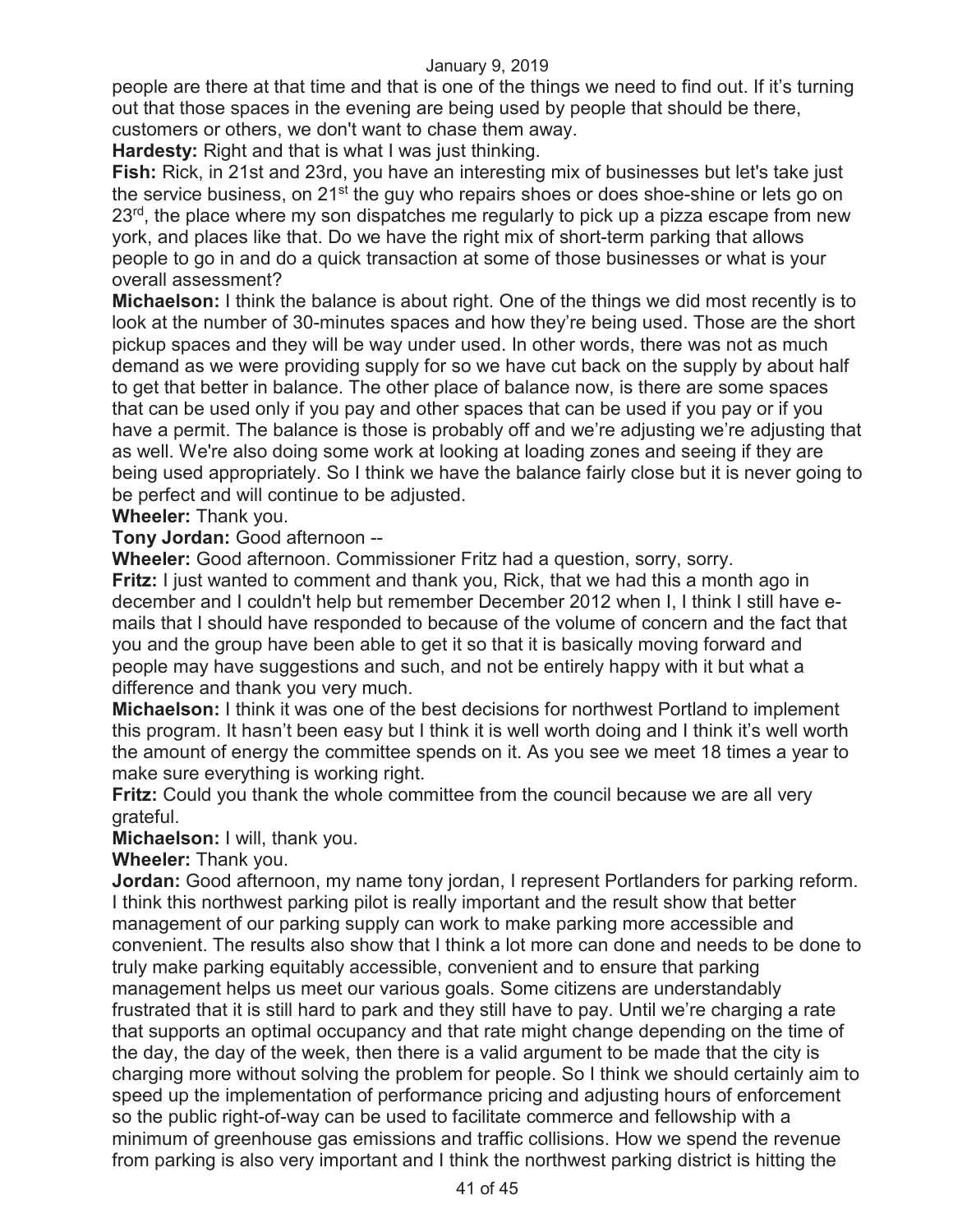people are there at that time and that is one of the things we need to find out. If it's turning out that those spaces in the evening are being used by people that should be there, customers or others, we don't want to chase them away.

**Hardesty:** Right and that is what I was just thinking.

**Fish:** Rick, in 21st and 23rd, you have an interesting mix of businesses but let's take just the service business, on 21st the guy who repairs shoes or does shoe-shine or lets go on 23rd, the place where my son dispatches me regularly to pick up a pizza escape from new york, and places like that. Do we have the right mix of short-term parking that allows people to go in and do a quick transaction at some of those businesses or what is your overall assessment?

**Michaelson:** I think the balance is about right. One of the things we did most recently is to look at the number of 30-minutes spaces and how they're being used. Those are the short pickup spaces and they will be way under used. In other words, there was not as much demand as we were providing supply for so we have cut back on the supply by about half to get that better in balance. The other place of balance now, is there are some spaces that can be used only if you pay and other spaces that can be used if you pay or if you have a permit. The balance is those is probably off and we're adjusting we're adjusting that as well. We're also doing some work at looking at loading zones and seeing if they are being used appropriately. So I think we have the balance fairly close but it is never going to be perfect and will continue to be adjusted.

**Wheeler:** Thank you.

**Tony Jordan:** Good afternoon --

**Wheeler:** Good afternoon. Commissioner Fritz had a question, sorry, sorry.

**Fritz:** I just wanted to comment and thank you, Rick, that we had this a month ago in december and I couldn't help but remember December 2012 when I, I think I still have e-mails that I should have responded to because of the volume of concern and the fact that you and the group have been able to get it so that it is basically moving forward and people may have suggestions and such, and not be entirely happy with it but what a difference and thank you very much.

**Michaelson:** I think it was one of the best decisions for northwest Portland to implement this program. It hasn't been easy but I think it is well worth doing and I think it's well worth the amount of energy the committee spends on it. As you see we meet 18 times a year to make sure everything is working right.

**Fritz:** Could you thank the whole committee from the council because we are all very grateful.

**Michaelson:** I will, thank you.

**Wheeler:** Thank you.

**Jordan:** Good afternoon, my name tony jordan, I represent Portlanders for parking reform. I think this northwest parking pilot is really important and the result show that better management of our parking supply can work to make parking more accessible and convenient. The results also show that I think a lot more can done and needs to be done to truly make parking equitably accessible, convenient and to ensure that parking management helps us meet our various goals. Some citizens are understandably frustrated that it is still hard to park and they still have to pay. Until we're charging a rate that supports an optimal occupancy and that rate might change depending on the time of the day, the day of the week, then there is a valid argument to be made that the city is charging more without solving the problem for people. So I think we should certainly aim to speed up the implementation of performance pricing and adjusting hours of enforcement so the public right-of-way can be used to facilitate commerce and fellowship with a minimum of greenhouse gas emissions and traffic collisions. How we spend the revenue from parking is also very important and I think the northwest parking district is hitting the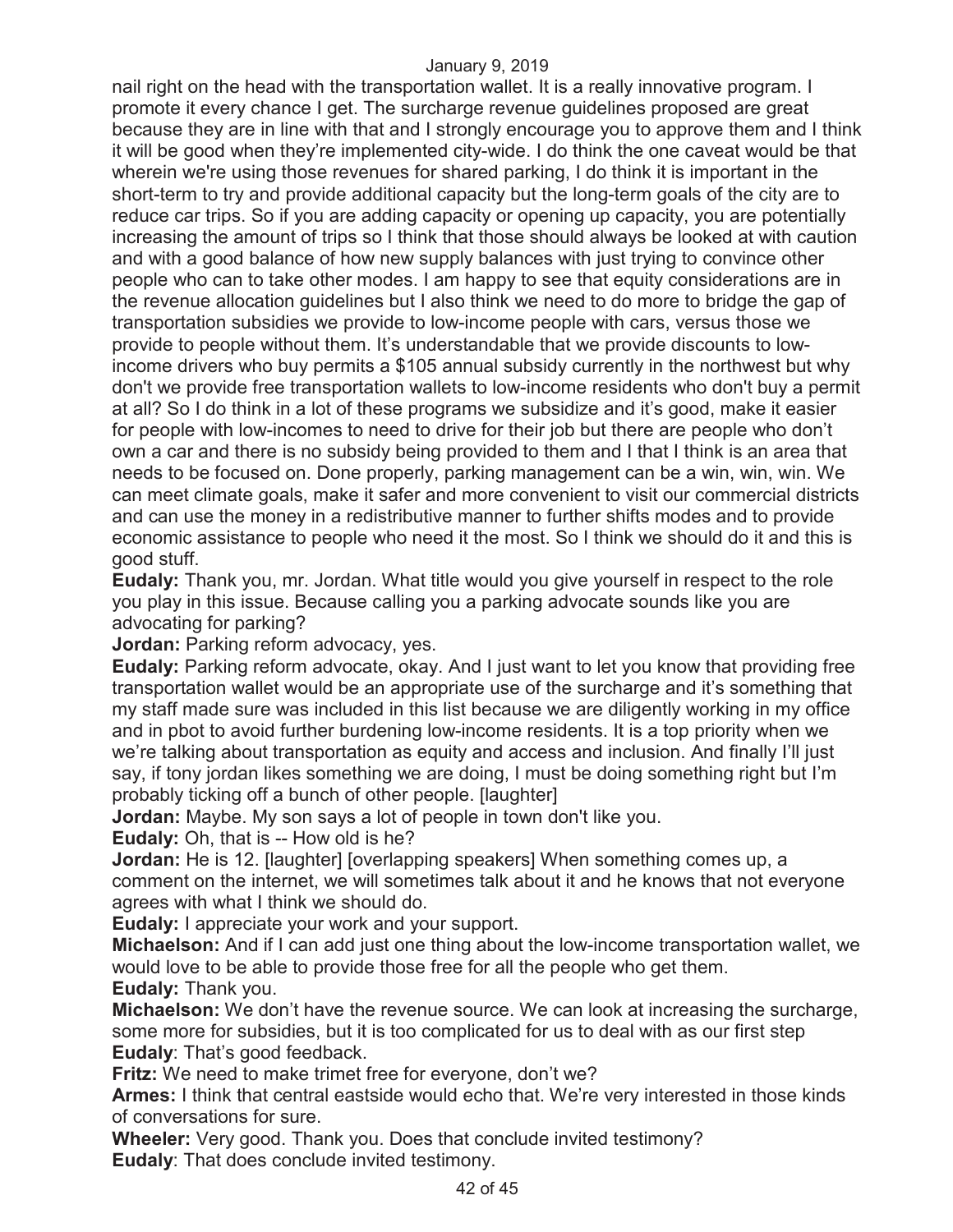nail right on the head with the transportation wallet. It is a really innovative program. I promote it every chance I get. The surcharge revenue guidelines proposed are great because they are in line with that and I strongly encourage you to approve them and I think it will be good when they're implemented city-wide. I do think the one caveat would be that wherein we're using those revenues for shared parking, I do think it is important in the short-term to try and provide additional capacity but the long-term goals of the city are to reduce car trips. So if you are adding capacity or opening up capacity, you are potentially increasing the amount of trips so I think that those should always be looked at with caution and with a good balance of how new supply balances with just trying to convince other people who can to take other modes. I am happy to see that equity considerations are in the revenue allocation guidelines but I also think we need to do more to bridge the gap of transportation subsidies we provide to low-income people with cars, versus those we provide to people without them. It's understandable that we provide discounts to low-income drivers who buy permits a $105 annual subsidy currently in the northwest but why don't we provide free transportation wallets to low-income residents who don't buy a permit at all? So I do think in a lot of these programs we subsidize and it's good, make it easier for people with low-incomes to need to drive for their job but there are people who don't own a car and there is no subsidy being provided to them and I that I think is an area that needs to be focused on. Done properly, parking management can be a win, win, win. We can meet climate goals, make it safer and more convenient to visit our commercial districts and can use the money in a redistributive manner to further shifts modes and to provide economic assistance to people who need it the most. So I think we should do it and this is good stuff.

**Eudaly:** Thank you, mr. Jordan. What title would you give yourself in respect to the role you play in this issue. Because calling you a parking advocate sounds like you are advocating for parking?

**Jordan:** Parking reform advocacy, yes.

**Eudaly:** Parking reform advocate, okay. And I just want to let you know that providing free transportation wallet would be an appropriate use of the surcharge and it's something that my staff made sure was included in this list because we are diligently working in my office and in pbot to avoid further burdening low-income residents. It is a top priority when we we're talking about transportation as equity and access and inclusion. And finally I'll just say, if tony jordan likes something we are doing, I must be doing something right but I'm probably ticking off a bunch of other people. [laughter]

**Jordan:** Maybe. My son says a lot of people in town don't like you.

**Eudaly:** Oh, that is -- How old is he?

**Jordan:** He is 12. [laughter] [overlapping speakers] When something comes up, a comment on the internet, we will sometimes talk about it and he knows that not everyone agrees with what I think we should do.

**Eudaly:** I appreciate your work and your support.

**Michaelson:** And if I can add just one thing about the low-income transportation wallet, we would love to be able to provide those free for all the people who get them.

**Eudaly:** Thank you.

**Michaelson:** We don't have the revenue source. We can look at increasing the surcharge, some more for subsidies, but it is too complicated for us to deal with as our first step

**Eudaly**: That's good feedback.

**Fritz:** We need to make trimet free for everyone, don't we?

**Armes:** I think that central eastside would echo that. We're very interested in those kinds of conversations for sure.

**Wheeler:** Very good. Thank you. Does that conclude invited testimony?

**Eudaly**: That does conclude invited testimony.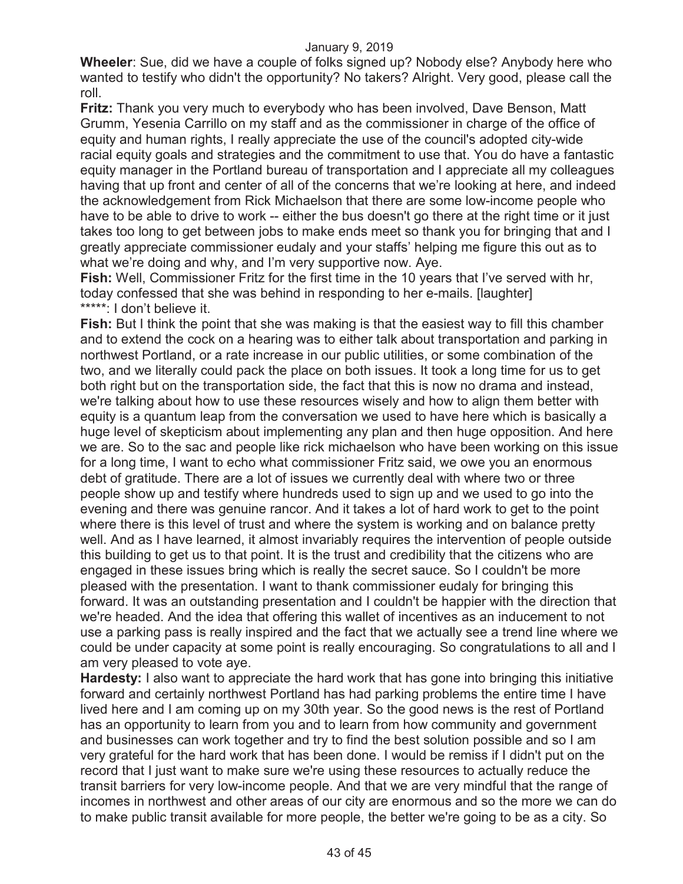**Wheeler**: Sue, did we have a couple of folks signed up? Nobody else? Anybody here who wanted to testify who didn't the opportunity? No takers? Alright. Very good, please call the roll.

**Fritz:** Thank you very much to everybody who has been involved, Dave Benson, Matt Grumm, Yesenia Carrillo on my staff and as the commissioner in charge of the office of equity and human rights, I really appreciate the use of the council's adopted city-wide racial equity goals and strategies and the commitment to use that. You do have a fantastic equity manager in the Portland bureau of transportation and I appreciate all my colleagues having that up front and center of all of the concerns that we're looking at here, and indeed the acknowledgement from Rick Michaelson that there are some low-income people who have to be able to drive to work -- either the bus doesn't go there at the right time or it just takes too long to get between jobs to make ends meet so thank you for bringing that and I greatly appreciate commissioner eudaly and your staffs' helping me figure this out as to what we're doing and why, and I'm very supportive now. Aye.

**Fish:** Well, Commissioner Fritz for the first time in the 10 years that I've served with hr, today confessed that she was behind in responding to her e-mails. [laughter]

*****: I don't believe it.

**Fish:** But I think the point that she was making is that the easiest way to fill this chamber and to extend the cock on a hearing was to either talk about transportation and parking in northwest Portland, or a rate increase in our public utilities, or some combination of the two, and we literally could pack the place on both issues. It took a long time for us to get both right but on the transportation side, the fact that this is now no drama and instead, we're talking about how to use these resources wisely and how to align them better with equity is a quantum leap from the conversation we used to have here which is basically a huge level of skepticism about implementing any plan and then huge opposition. And here we are. So to the sac and people like rick michaelson who have been working on this issue for a long time, I want to echo what commissioner Fritz said, we owe you an enormous debt of gratitude. There are a lot of issues we currently deal with where two or three people show up and testify where hundreds used to sign up and we used to go into the evening and there was genuine rancor. And it takes a lot of hard work to get to the point where there is this level of trust and where the system is working and on balance pretty well. And as I have learned, it almost invariably requires the intervention of people outside this building to get us to that point. It is the trust and credibility that the citizens who are engaged in these issues bring which is really the secret sauce. So I couldn't be more pleased with the presentation. I want to thank commissioner eudaly for bringing this forward. It was an outstanding presentation and I couldn't be happier with the direction that we're headed. And the idea that offering this wallet of incentives as an inducement to not use a parking pass is really inspired and the fact that we actually see a trend line where we could be under capacity at some point is really encouraging. So congratulations to all and I am very pleased to vote aye.

**Hardesty:** I also want to appreciate the hard work that has gone into bringing this initiative forward and certainly northwest Portland has had parking problems the entire time I have lived here and I am coming up on my 30th year. So the good news is the rest of Portland has an opportunity to learn from you and to learn from how community and government and businesses can work together and try to find the best solution possible and so I am very grateful for the hard work that has been done. I would be remiss if I didn't put on the record that I just want to make sure we're using these resources to actually reduce the transit barriers for very low-income people. And that we are very mindful that the range of incomes in northwest and other areas of our city are enormous and so the more we can do to make public transit available for more people, the better we're going to be as a city. So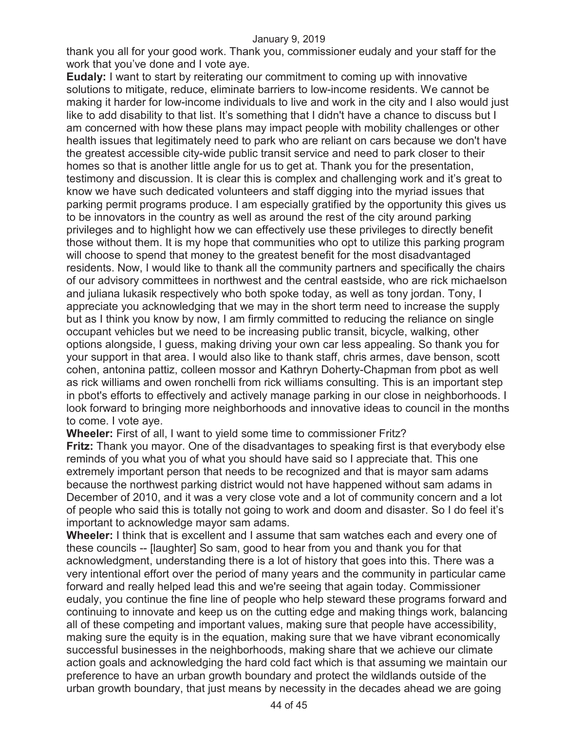thank you all for your good work. Thank you, commissioner eudaly and your staff for the work that you've done and I vote aye.

**Eudaly:** I want to start by reiterating our commitment to coming up with innovative solutions to mitigate, reduce, eliminate barriers to low-income residents. We cannot be making it harder for low-income individuals to live and work in the city and I also would just like to add disability to that list. It's something that I didn't have a chance to discuss but I am concerned with how these plans may impact people with mobility challenges or other health issues that legitimately need to park who are reliant on cars because we don't have the greatest accessible city-wide public transit service and need to park closer to their homes so that is another little angle for us to get at. Thank you for the presentation, testimony and discussion. It is clear this is complex and challenging work and it's great to know we have such dedicated volunteers and staff digging into the myriad issues that parking permit programs produce. I am especially gratified by the opportunity this gives us to be innovators in the country as well as around the rest of the city around parking privileges and to highlight how we can effectively use these privileges to directly benefit those without them. It is my hope that communities who opt to utilize this parking program will choose to spend that money to the greatest benefit for the most disadvantaged residents. Now, I would like to thank all the community partners and specifically the chairs of our advisory committees in northwest and the central eastside, who are rick michaelson and juliana lukasik respectively who both spoke today, as well as tony jordan. Tony, I appreciate you acknowledging that we may in the short term need to increase the supply but as I think you know by now, I am firmly committed to reducing the reliance on single occupant vehicles but we need to be increasing public transit, bicycle, walking, other options alongside, I guess, making driving your own car less appealing. So thank you for your support in that area. I would also like to thank staff, chris armes, dave benson, scott cohen, antonina pattiz, colleen mossor and Kathryn Doherty-Chapman from pbot as well as rick williams and owen ronchelli from rick williams consulting. This is an important step in pbot's efforts to effectively and actively manage parking in our close in neighborhoods. I look forward to bringing more neighborhoods and innovative ideas to council in the months to come. I vote aye.

**Wheeler:** First of all, I want to yield some time to commissioner Fritz?

**Fritz:** Thank you mayor. One of the disadvantages to speaking first is that everybody else reminds of you what you of what you should have said so I appreciate that. This one extremely important person that needs to be recognized and that is mayor sam adams because the northwest parking district would not have happened without sam adams in December of 2010, and it was a very close vote and a lot of community concern and a lot of people who said this is totally not going to work and doom and disaster. So I do feel it's important to acknowledge mayor sam adams.

**Wheeler:** I think that is excellent and I assume that sam watches each and every one of these councils -- [laughter] So sam, good to hear from you and thank you for that acknowledgment, understanding there is a lot of history that goes into this. There was a very intentional effort over the period of many years and the community in particular came forward and really helped lead this and we're seeing that again today. Commissioner eudaly, you continue the fine line of people who help steward these programs forward and continuing to innovate and keep us on the cutting edge and making things work, balancing all of these competing and important values, making sure that people have accessibility, making sure the equity is in the equation, making sure that we have vibrant economically successful businesses in the neighborhoods, making share that we achieve our climate action goals and acknowledging the hard cold fact which is that assuming we maintain our preference to have an urban growth boundary and protect the wildlands outside of the urban growth boundary, that just means by necessity in the decades ahead we are going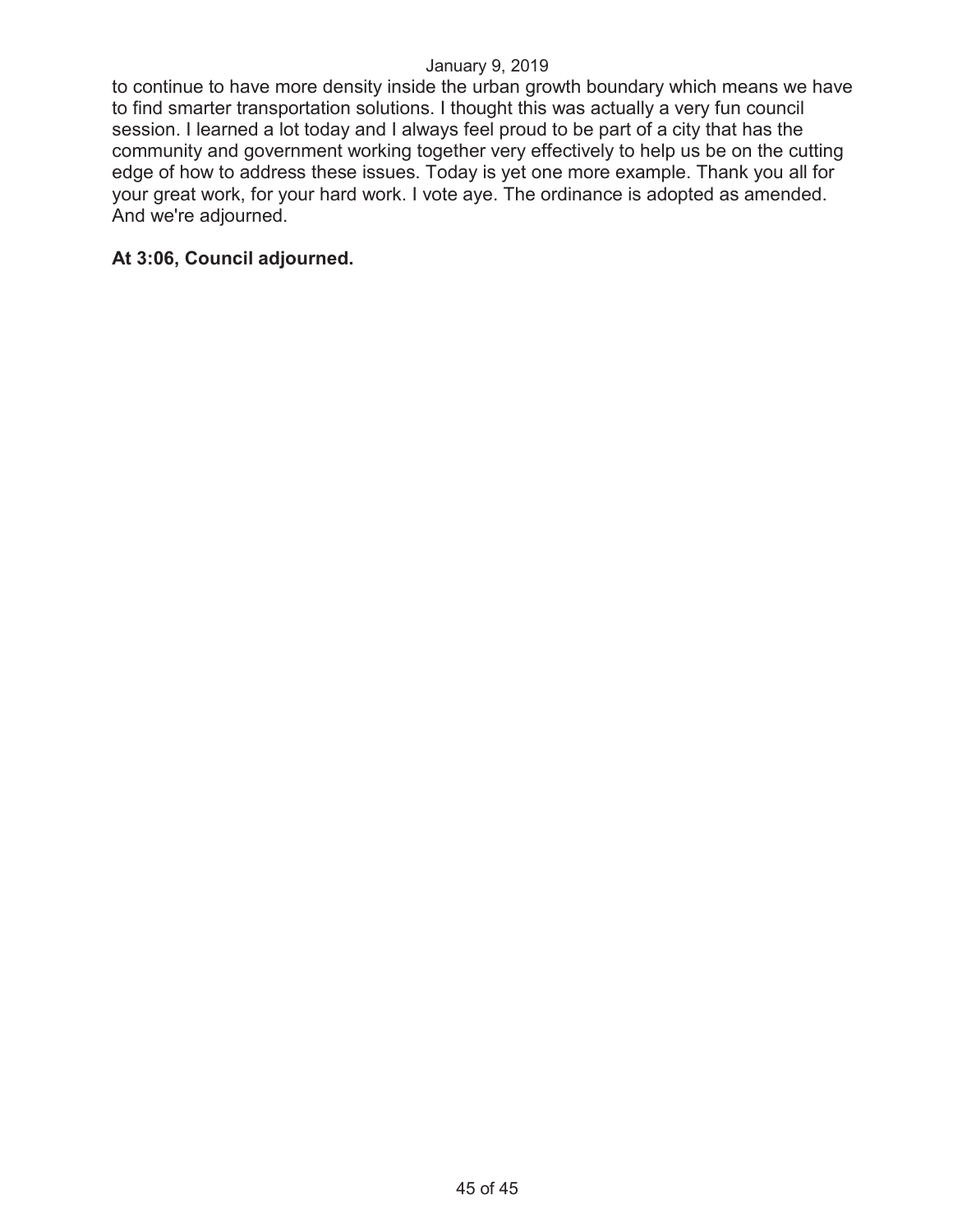to continue to have more density inside the urban growth boundary which means we have to find smarter transportation solutions. I thought this was actually a very fun council session. I learned a lot today and I always feel proud to be part of a city that has the community and government working together very effectively to help us be on the cutting edge of how to address these issues. Today is yet one more example. Thank you all for your great work, for your hard work. I vote aye. The ordinance is adopted as amended. And we're adjourned.

**At 3:06, Council adjourned.**